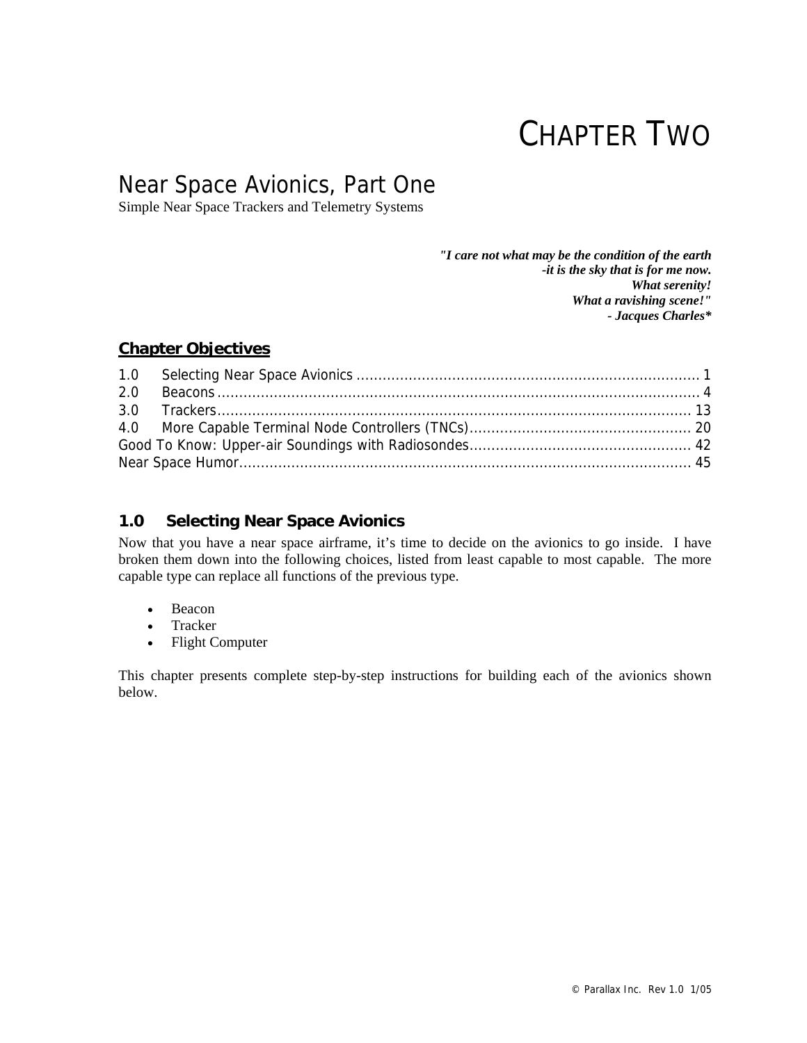# CHAPTER TWO

## Near Space Avionics, Part One

Simple Near Space Trackers and Telemetry Systems

*"I care not what may be the condition of the earth*
*-it is the sky that is for me now.*
*What serenity!*
*What a ravishing scene!"*
*- Jacques Charles**

### Chapter Objectives

1.0 Selecting Near Space Avionics .......... 1
2.0 Beacons .......... 4
3.0 Trackers .......... 13
4.0 More Capable Terminal Node Controllers (TNCs) .......... 20
Good To Know: Upper-air Soundings with Radiosondes .......... 42
Near Space Humor .......... 45

### 1.0 Selecting Near Space Avionics

Now that you have a near space airframe, it's time to decide on the avionics to go inside. I have broken them down into the following choices, listed from least capable to most capable. The more capable type can replace all functions of the previous type.

- Beacon
- Tracker
- Flight Computer

This chapter presents complete step-by-step instructions for building each of the avionics shown below.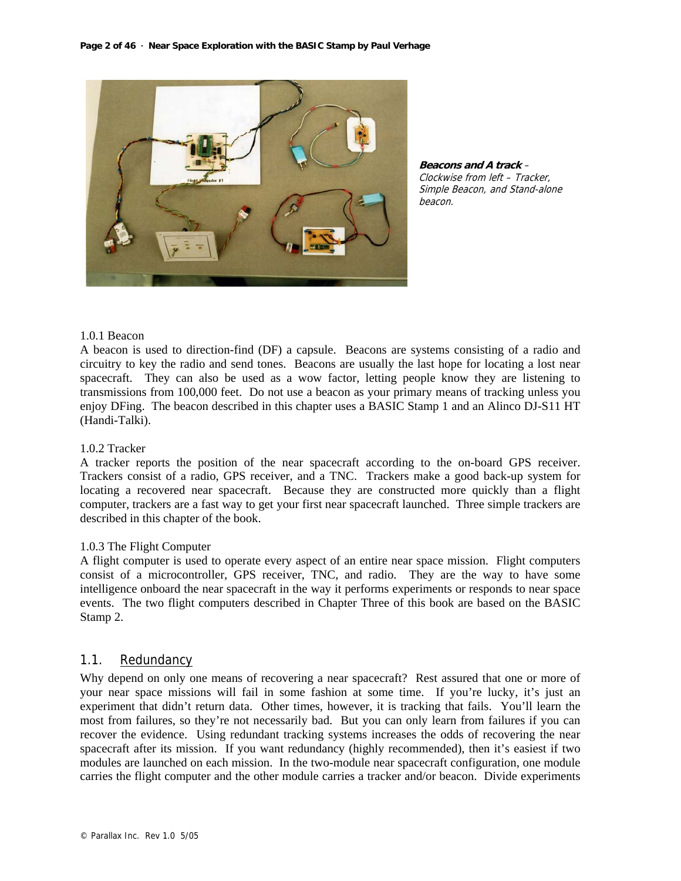**Beacons and A track** – *Clockwise from left – Tracker, Simple Beacon, and Stand-alone beacon.*

1.0.1 Beacon

A beacon is used to direction-find (DF) a capsule. Beacons are systems consisting of a radio and circuitry to key the radio and send tones. Beacons are usually the last hope for locating a lost near spacecraft. They can also be used as a wow factor, letting people know they are listening to transmissions from 100,000 feet. Do not use a beacon as your primary means of tracking unless you enjoy DFing. The beacon described in this chapter uses a BASIC Stamp 1 and an Alinco DJ-S11 HT (Handi-Talki).

1.0.2 Tracker

A tracker reports the position of the near spacecraft according to the on-board GPS receiver. Trackers consist of a radio, GPS receiver, and a TNC. Trackers make a good back-up system for locating a recovered near spacecraft. Because they are constructed more quickly than a flight computer, trackers are a fast way to get your first near spacecraft launched. Three simple trackers are described in this chapter of the book.

1.0.3 The Flight Computer

A flight computer is used to operate every aspect of an entire near space mission. Flight computers consist of a microcontroller, GPS receiver, TNC, and radio. They are the way to have some intelligence onboard the near spacecraft in the way it performs experiments or responds to near space events. The two flight computers described in Chapter Three of this book are based on the BASIC Stamp 2.

## 1.1. Redundancy

Why depend on only one means of recovering a near spacecraft? Rest assured that one or more of your near space missions will fail in some fashion at some time. If you're lucky, it's just an experiment that didn't return data. Other times, however, it is tracking that fails. You'll learn the most from failures, so they're not necessarily bad. But you can only learn from failures if you can recover the evidence. Using redundant tracking systems increases the odds of recovering the near spacecraft after its mission. If you want redundancy (highly recommended), then it's easiest if two modules are launched on each mission. In the two-module near spacecraft configuration, one module carries the flight computer and the other module carries a tracker and/or beacon. Divide experiments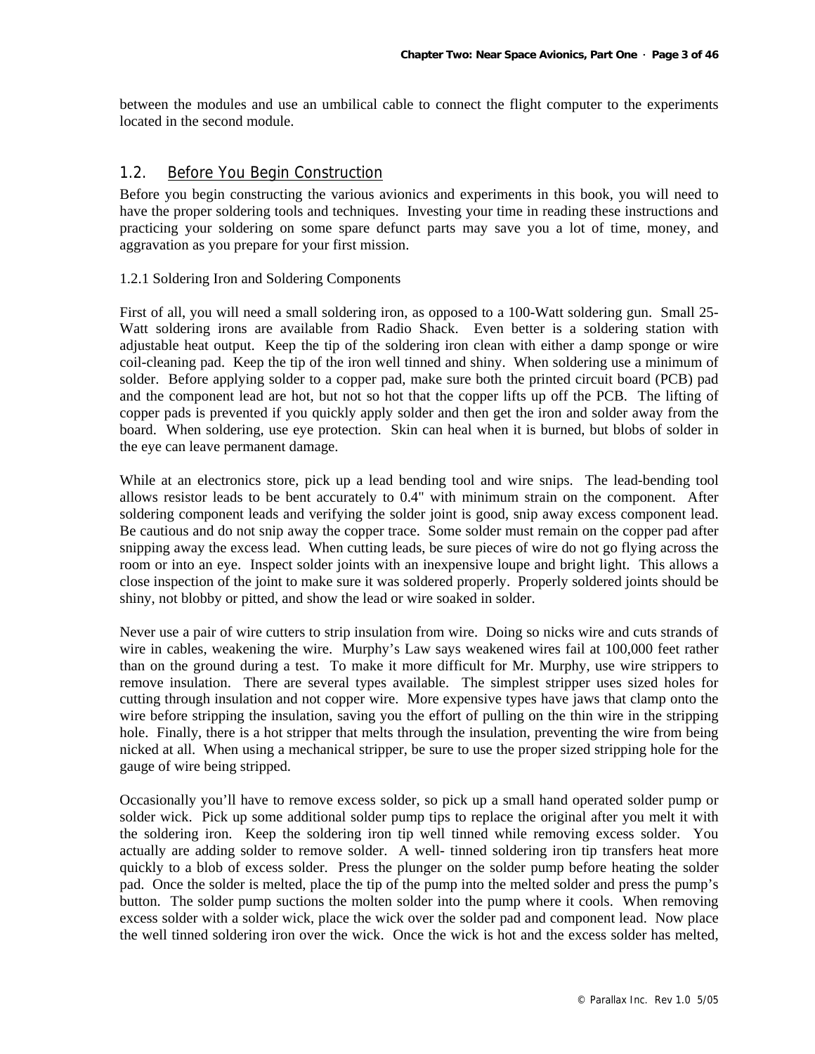between the modules and use an umbilical cable to connect the flight computer to the experiments located in the second module.

## 1.2. Before You Begin Construction

Before you begin constructing the various avionics and experiments in this book, you will need to have the proper soldering tools and techniques. Investing your time in reading these instructions and practicing your soldering on some spare defunct parts may save you a lot of time, money, and aggravation as you prepare for your first mission.

### 1.2.1 Soldering Iron and Soldering Components

First of all, you will need a small soldering iron, as opposed to a 100-Watt soldering gun. Small 25-Watt soldering irons are available from Radio Shack. Even better is a soldering station with adjustable heat output. Keep the tip of the soldering iron clean with either a damp sponge or wire coil-cleaning pad. Keep the tip of the iron well tinned and shiny. When soldering use a minimum of solder. Before applying solder to a copper pad, make sure both the printed circuit board (PCB) pad and the component lead are hot, but not so hot that the copper lifts up off the PCB. The lifting of copper pads is prevented if you quickly apply solder and then get the iron and solder away from the board. When soldering, use eye protection. Skin can heal when it is burned, but blobs of solder in the eye can leave permanent damage.

While at an electronics store, pick up a lead bending tool and wire snips. The lead-bending tool allows resistor leads to be bent accurately to 0.4" with minimum strain on the component. After soldering component leads and verifying the solder joint is good, snip away excess component lead. Be cautious and do not snip away the copper trace. Some solder must remain on the copper pad after snipping away the excess lead. When cutting leads, be sure pieces of wire do not go flying across the room or into an eye. Inspect solder joints with an inexpensive loupe and bright light. This allows a close inspection of the joint to make sure it was soldered properly. Properly soldered joints should be shiny, not blobby or pitted, and show the lead or wire soaked in solder.

Never use a pair of wire cutters to strip insulation from wire. Doing so nicks wire and cuts strands of wire in cables, weakening the wire. Murphy's Law says weakened wires fail at 100,000 feet rather than on the ground during a test. To make it more difficult for Mr. Murphy, use wire strippers to remove insulation. There are several types available. The simplest stripper uses sized holes for cutting through insulation and not copper wire. More expensive types have jaws that clamp onto the wire before stripping the insulation, saving you the effort of pulling on the thin wire in the stripping hole. Finally, there is a hot stripper that melts through the insulation, preventing the wire from being nicked at all. When using a mechanical stripper, be sure to use the proper sized stripping hole for the gauge of wire being stripped.

Occasionally you'll have to remove excess solder, so pick up a small hand operated solder pump or solder wick. Pick up some additional solder pump tips to replace the original after you melt it with the soldering iron. Keep the soldering iron tip well tinned while removing excess solder. You actually are adding solder to remove solder. A well- tinned soldering iron tip transfers heat more quickly to a blob of excess solder. Press the plunger on the solder pump before heating the solder pad. Once the solder is melted, place the tip of the pump into the melted solder and press the pump's button. The solder pump suctions the molten solder into the pump where it cools. When removing excess solder with a solder wick, place the wick over the solder pad and component lead. Now place the well tinned soldering iron over the wick. Once the wick is hot and the excess solder has melted,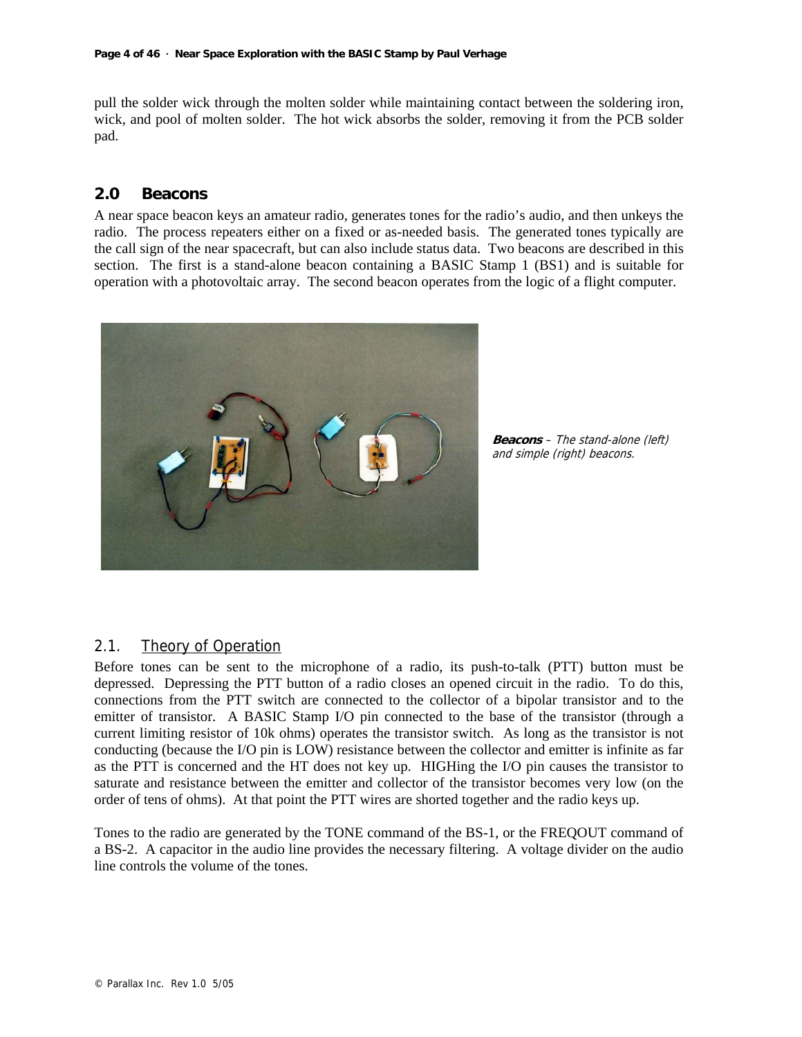pull the solder wick through the molten solder while maintaining contact between the soldering iron, wick, and pool of molten solder. The hot wick absorbs the solder, removing it from the PCB solder pad.

## 2.0 Beacons

A near space beacon keys an amateur radio, generates tones for the radio's audio, and then unkeys the radio. The process repeaters either on a fixed or as-needed basis. The generated tones typically are the call sign of the near spacecraft, but can also include status data. Two beacons are described in this section. The first is a stand-alone beacon containing a BASIC Stamp 1 (BS1) and is suitable for operation with a photovoltaic array. The second beacon operates from the logic of a flight computer.

***Beacons*** *– The stand-alone (left) and simple (right) beacons.*

### 2.1. Theory of Operation

Before tones can be sent to the microphone of a radio, its push-to-talk (PTT) button must be depressed. Depressing the PTT button of a radio closes an opened circuit in the radio. To do this, connections from the PTT switch are connected to the collector of a bipolar transistor and to the emitter of transistor. A BASIC Stamp I/O pin connected to the base of the transistor (through a current limiting resistor of 10k ohms) operates the transistor switch. As long as the transistor is not conducting (because the I/O pin is LOW) resistance between the collector and emitter is infinite as far as the PTT is concerned and the HT does not key up. HIGHing the I/O pin causes the transistor to saturate and resistance between the emitter and collector of the transistor becomes very low (on the order of tens of ohms). At that point the PTT wires are shorted together and the radio keys up.

Tones to the radio are generated by the TONE command of the BS-1, or the FREQOUT command of a BS-2. A capacitor in the audio line provides the necessary filtering. A voltage divider on the audio line controls the volume of the tones.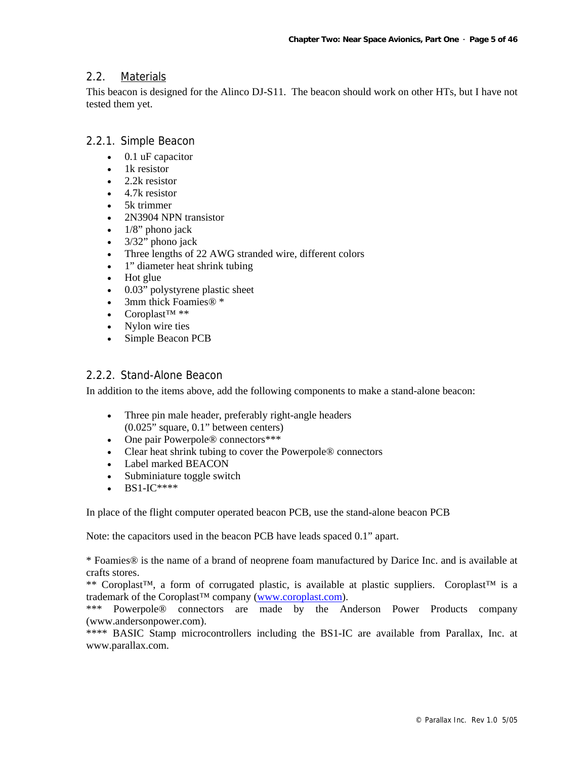## 2.2. Materials

This beacon is designed for the Alinco DJ-S11. The beacon should work on other HTs, but I have not tested them yet.

### 2.2.1. Simple Beacon

- 0.1 uF capacitor
- 1k resistor
- 2.2k resistor
- 4.7k resistor
- 5k trimmer
- 2N3904 NPN transistor
- 1/8" phono jack
- 3/32" phono jack
- Three lengths of 22 AWG stranded wire, different colors
- 1" diameter heat shrink tubing
- Hot glue
- 0.03" polystyrene plastic sheet
- 3mm thick Foamies® *
- Coroplast™ **
- Nylon wire ties
- Simple Beacon PCB

### 2.2.2. Stand-Alone Beacon

In addition to the items above, add the following components to make a stand-alone beacon:

- Three pin male header, preferably right-angle headers (0.025" square, 0.1" between centers)
- One pair Powerpole® connectors***
- Clear heat shrink tubing to cover the Powerpole® connectors
- Label marked BEACON
- Subminiature toggle switch
- BS1-IC****

In place of the flight computer operated beacon PCB, use the stand-alone beacon PCB

Note: the capacitors used in the beacon PCB have leads spaced 0.1" apart.

* Foamies® is the name of a brand of neoprene foam manufactured by Darice Inc. and is available at crafts stores.
** Coroplast™, a form of corrugated plastic, is available at plastic suppliers. Coroplast™ is a trademark of the Coroplast™ company (www.coroplast.com).
*** Powerpole® connectors are made by the Anderson Power Products company (www.andersonpower.com).
**** BASIC Stamp microcontrollers including the BS1-IC are available from Parallax, Inc. at www.parallax.com.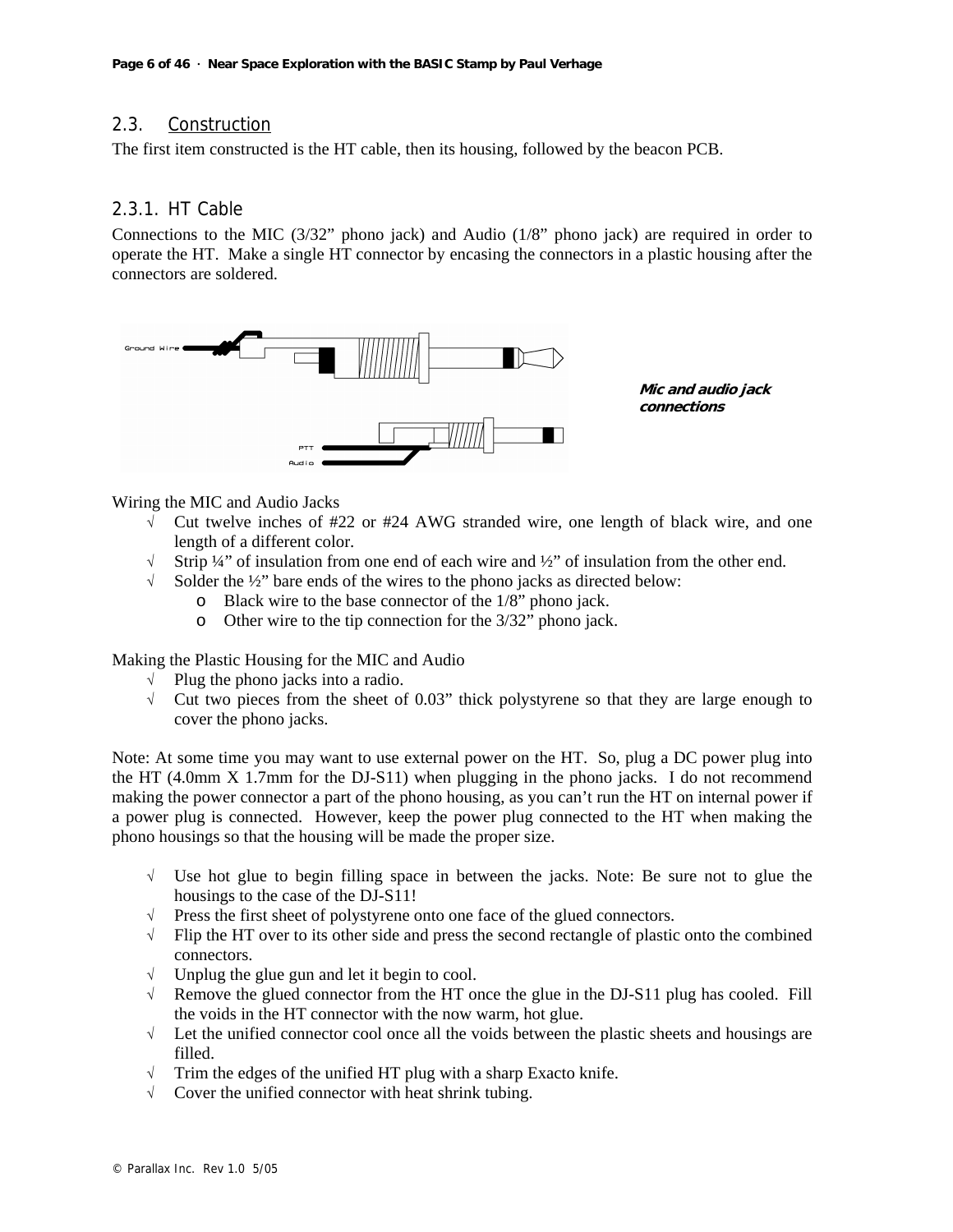## 2.3. Construction

The first item constructed is the HT cable, then its housing, followed by the beacon PCB.

### 2.3.1. HT Cable

Connections to the MIC (3/32" phono jack) and Audio (1/8" phono jack) are required in order to operate the HT. Make a single HT connector by encasing the connectors in a plastic housing after the connectors are soldered.

***Mic and audio jack connections***

Wiring the MIC and Audio Jacks

- √ Cut twelve inches of #22 or #24 AWG stranded wire, one length of black wire, and one length of a different color.
- √ Strip ¼" of insulation from one end of each wire and ½" of insulation from the other end.
- √ Solder the ½" bare ends of the wires to the phono jacks as directed below:
  - o Black wire to the base connector of the 1/8" phono jack.
  - o Other wire to the tip connection for the 3/32" phono jack.

Making the Plastic Housing for the MIC and Audio

- √ Plug the phono jacks into a radio.
- √ Cut two pieces from the sheet of 0.03" thick polystyrene so that they are large enough to cover the phono jacks.

Note: At some time you may want to use external power on the HT. So, plug a DC power plug into the HT (4.0mm X 1.7mm for the DJ-S11) when plugging in the phono jacks. I do not recommend making the power connector a part of the phono housing, as you can't run the HT on internal power if a power plug is connected. However, keep the power plug connected to the HT when making the phono housings so that the housing will be made the proper size.

- √ Use hot glue to begin filling space in between the jacks. Note: Be sure not to glue the housings to the case of the DJ-S11!
- √ Press the first sheet of polystyrene onto one face of the glued connectors.
- √ Flip the HT over to its other side and press the second rectangle of plastic onto the combined connectors.
- √ Unplug the glue gun and let it begin to cool.
- √ Remove the glued connector from the HT once the glue in the DJ-S11 plug has cooled. Fill the voids in the HT connector with the now warm, hot glue.
- √ Let the unified connector cool once all the voids between the plastic sheets and housings are filled.
- √ Trim the edges of the unified HT plug with a sharp Exacto knife.
- √ Cover the unified connector with heat shrink tubing.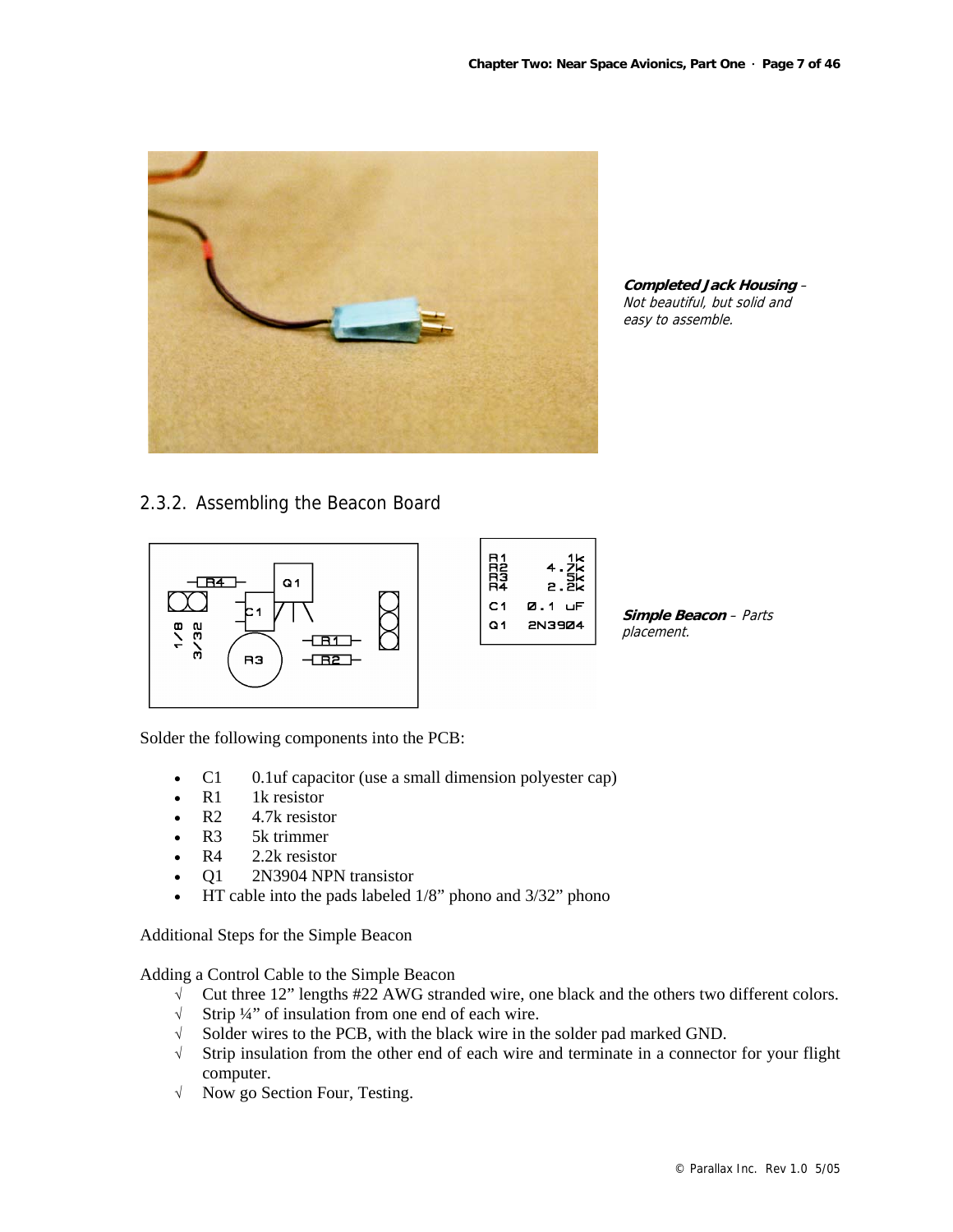*Completed Jack Housing – Not beautiful, but solid and easy to assemble.*

## 2.3.2. Assembling the Beacon Board

| | |
|---|---|
| R1 | 1k |
| R2 | 4.7k |
| R3 | 5k |
| R4 | 2.2k |
| C1 | 0.1 uF |
| Q1 | 2N3904 |

*Simple Beacon – Parts placement.*

Solder the following components into the PCB:

- C1 0.1uf capacitor (use a small dimension polyester cap)
- R1 1k resistor
- R2 4.7k resistor
- R3 5k trimmer
- R4 2.2k resistor
- Q1 2N3904 NPN transistor
- HT cable into the pads labeled 1/8" phono and 3/32" phono

Additional Steps for the Simple Beacon

Adding a Control Cable to the Simple Beacon

- √ Cut three 12" lengths #22 AWG stranded wire, one black and the others two different colors.
- √ Strip ¼" of insulation from one end of each wire.
- √ Solder wires to the PCB, with the black wire in the solder pad marked GND.
- √ Strip insulation from the other end of each wire and terminate in a connector for your flight computer.
- √ Now go Section Four, Testing.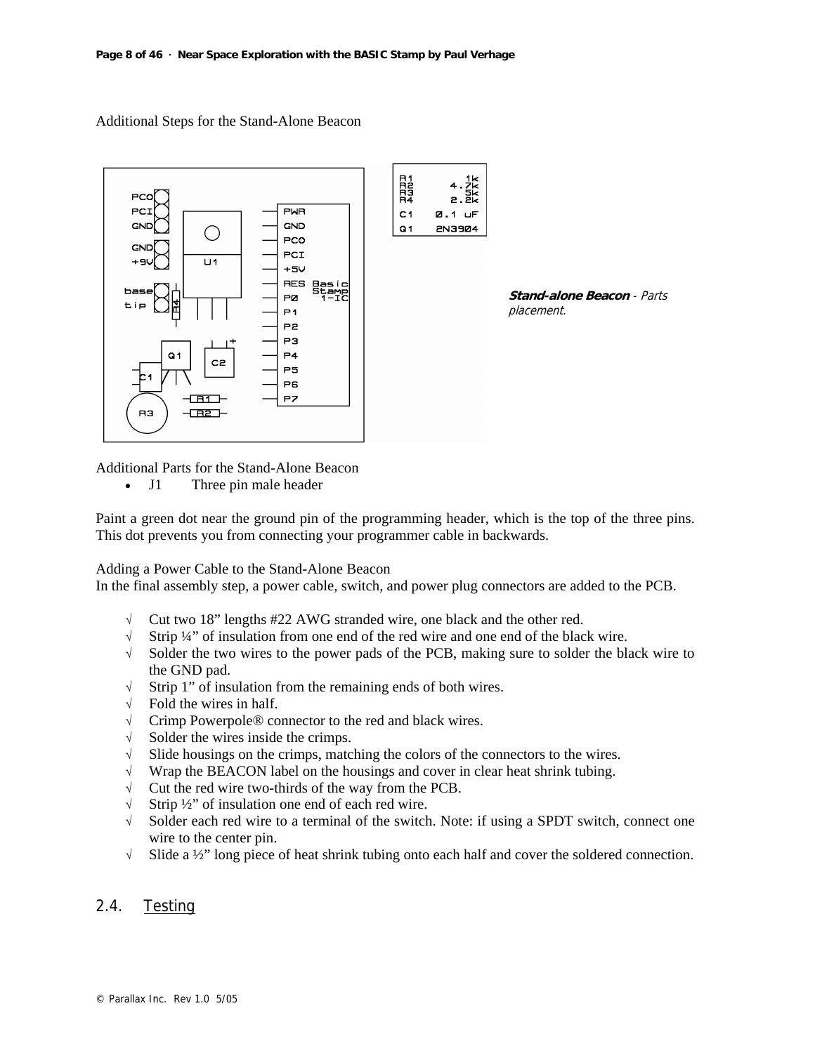Additional Steps for the Stand-Alone Beacon

| | |
|---|---|
| R1 | 1k |
| R2 | 4.7k |
| R3 | 5k |
| R4 | 2.2k |
| C1 | 0.1 uF |
| Q1 | 2N3904 |

***Stand-alone Beacon** - Parts placement.*

Additional Parts for the Stand-Alone Beacon

- J1 Three pin male header

Paint a green dot near the ground pin of the programming header, which is the top of the three pins. This dot prevents you from connecting your programmer cable in backwards.

Adding a Power Cable to the Stand-Alone Beacon

In the final assembly step, a power cable, switch, and power plug connectors are added to the PCB.

- √ Cut two 18" lengths #22 AWG stranded wire, one black and the other red.
- √ Strip ¼" of insulation from one end of the red wire and one end of the black wire.
- √ Solder the two wires to the power pads of the PCB, making sure to solder the black wire to the GND pad.
- √ Strip 1" of insulation from the remaining ends of both wires.
- √ Fold the wires in half.
- √ Crimp Powerpole® connector to the red and black wires.
- √ Solder the wires inside the crimps.
- √ Slide housings on the crimps, matching the colors of the connectors to the wires.
- √ Wrap the BEACON label on the housings and cover in clear heat shrink tubing.
- √ Cut the red wire two-thirds of the way from the PCB.
- √ Strip ½" of insulation one end of each red wire.
- √ Solder each red wire to a terminal of the switch. Note: if using a SPDT switch, connect one wire to the center pin.
- √ Slide a ½" long piece of heat shrink tubing onto each half and cover the soldered connection.

## 2.4. Testing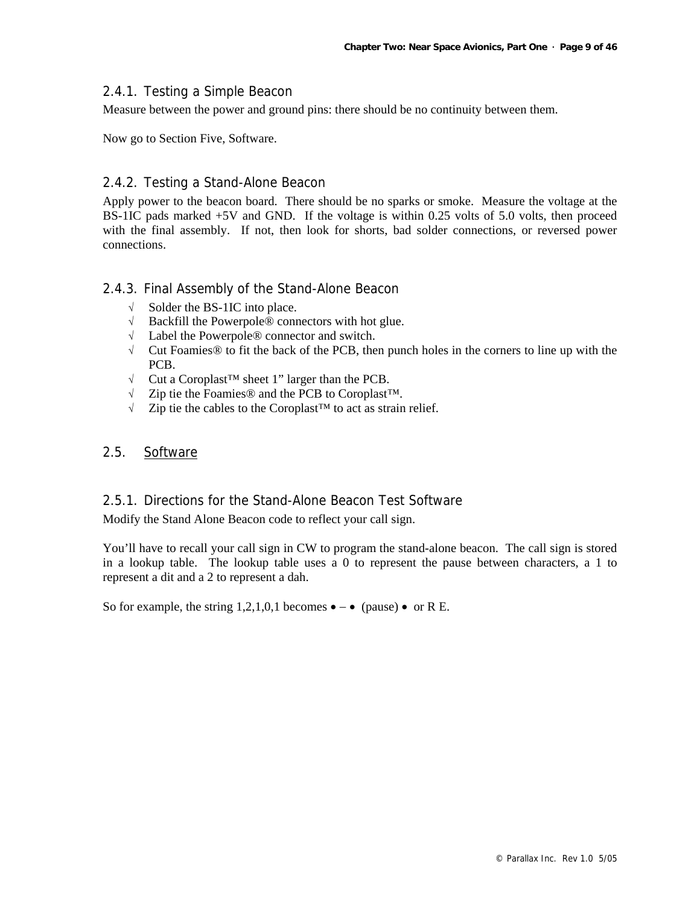### 2.4.1. Testing a Simple Beacon

Measure between the power and ground pins: there should be no continuity between them.

Now go to Section Five, Software.

### 2.4.2. Testing a Stand-Alone Beacon

Apply power to the beacon board. There should be no sparks or smoke. Measure the voltage at the BS-1IC pads marked +5V and GND. If the voltage is within 0.25 volts of 5.0 volts, then proceed with the final assembly. If not, then look for shorts, bad solder connections, or reversed power connections.

### 2.4.3. Final Assembly of the Stand-Alone Beacon

- √ Solder the BS-1IC into place.
- √ Backfill the Powerpole® connectors with hot glue.
- √ Label the Powerpole® connector and switch.
- √ Cut Foamies® to fit the back of the PCB, then punch holes in the corners to line up with the PCB.
- √ Cut a Coroplast™ sheet 1" larger than the PCB.
- √ Zip tie the Foamies® and the PCB to Coroplast™.
- √ Zip tie the cables to the Coroplast™ to act as strain relief.

## 2.5. Software

### 2.5.1. Directions for the Stand-Alone Beacon Test Software

Modify the Stand Alone Beacon code to reflect your call sign.

You'll have to recall your call sign in CW to program the stand-alone beacon. The call sign is stored in a lookup table. The lookup table uses a 0 to represent the pause between characters, a 1 to represent a dit and a 2 to represent a dah.

So for example, the string 1,2,1,0,1 becomes • – • (pause) • or R E.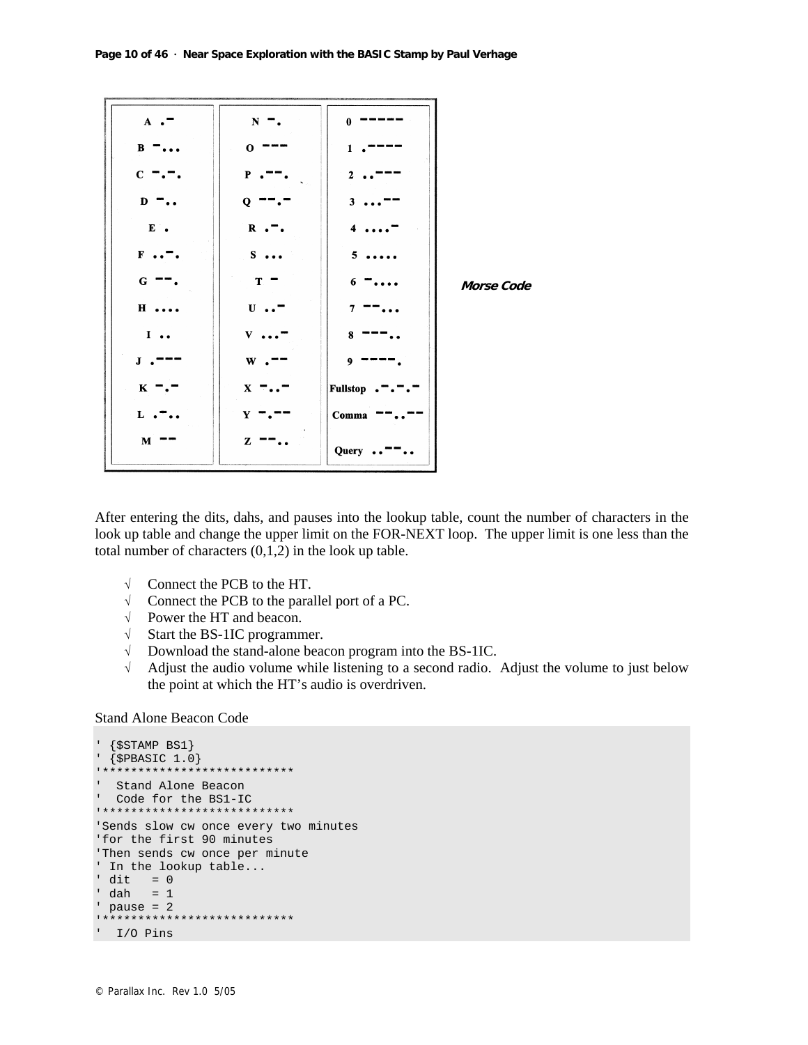| | | |
|---|---|---|
| A .- | N -. | 0 ----- |
| B -... | O --- | 1 .---- |
| C -.-. | P .--. | 2 ..--- |
| D -.. | Q --.- | 3 ...-- |
| E . | R .-. | 4 ....- |
| F ..-. | S ... | 5 ..... |
| G --. | T - | 6 -.... |
| H .... | U ..- | 7 --... |
| I .. | V ...- | 8 ---.. |
| J .--- | W .-- | 9 ----. |
| K -.- | X -..- | Fullstop .-.-.- |
| L .-.. | Y -.-- | Comma --..-- |
| M -- | Z --.. | Query ..--.. |

***Morse Code***

After entering the dits, dahs, and pauses into the lookup table, count the number of characters in the look up table and change the upper limit on the FOR-NEXT loop. The upper limit is one less than the total number of characters (0,1,2) in the look up table.

- √ Connect the PCB to the HT.
- √ Connect the PCB to the parallel port of a PC.
- √ Power the HT and beacon.
- √ Start the BS-1IC programmer.
- √ Download the stand-alone beacon program into the BS-1IC.
- √ Adjust the audio volume while listening to a second radio. Adjust the volume to just below the point at which the HT's audio is overdriven.

Stand Alone Beacon Code

```
' {$STAMP BS1}
' {$PBASIC 1.0}
'***************************
'  Stand Alone Beacon
'  Code for the BS1-IC
'***************************
'Sends slow cw once every two minutes
'for the first 90 minutes
'Then sends cw once per minute
' In the lookup table...
' dit   = 0
' dah   = 1
' pause = 2
'***************************
'  I/O Pins
```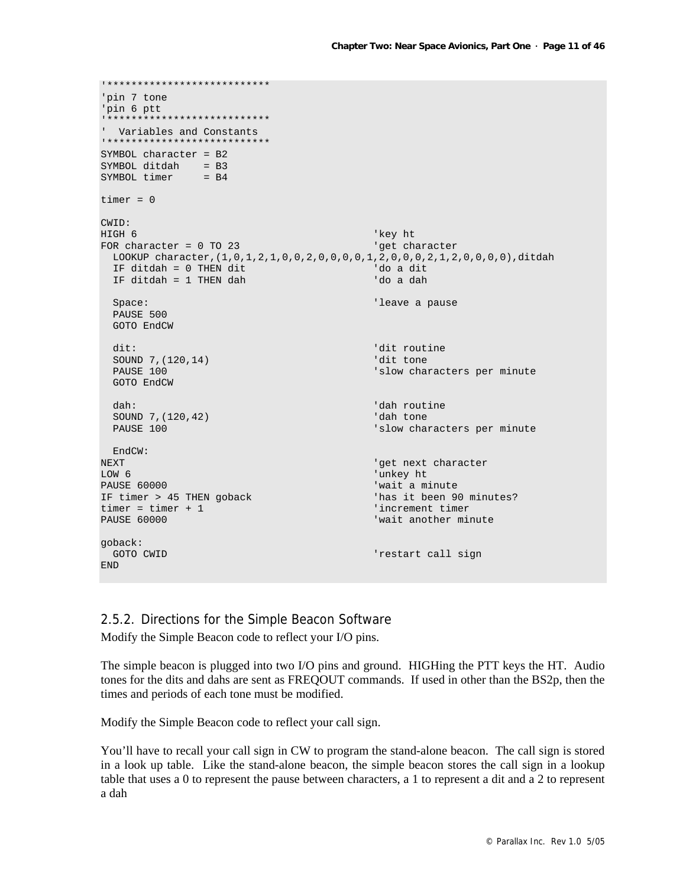```
'***************************
'pin 7 tone
'pin 6 ptt
'***************************
'  Variables and Constants
'***************************
SYMBOL character = B2
SYMBOL ditdah    = B3
SYMBOL timer     = B4

timer = 0

CWID:
HIGH 6                                    'key ht
FOR character = 0 TO 23                   'get character
  LOOKUP character,(1,0,1,2,1,0,0,2,0,0,0,0,1,2,0,0,0,2,1,2,0,0,0,0),ditdah
  IF ditdah = 0 THEN dit                  'do a dit
  IF ditdah = 1 THEN dah                  'do a dah

  Space:                                  'leave a pause
  PAUSE 500
  GOTO EndCW

  dit:                                    'dit routine
  SOUND 7,(120,14)                        'dit tone
  PAUSE 100                               'slow characters per minute
  GOTO EndCW

  dah:                                    'dah routine
  SOUND 7,(120,42)                        'dah tone
  PAUSE 100                               'slow characters per minute

  EndCW:
NEXT                                      'get next character
LOW 6                                     'unkey ht
PAUSE 60000                               'wait a minute
IF timer > 45 THEN goback                 'has it been 90 minutes?
timer = timer + 1                         'increment timer
PAUSE 60000                               'wait another minute

goback:
  GOTO CWID                               'restart call sign
END
```

### 2.5.2. Directions for the Simple Beacon Software

Modify the Simple Beacon code to reflect your I/O pins.

The simple beacon is plugged into two I/O pins and ground. HIGHing the PTT keys the HT. Audio tones for the dits and dahs are sent as FREQOUT commands. If used in other than the BS2p, then the times and periods of each tone must be modified.

Modify the Simple Beacon code to reflect your call sign.

You'll have to recall your call sign in CW to program the stand-alone beacon. The call sign is stored in a look up table. Like the stand-alone beacon, the simple beacon stores the call sign in a lookup table that uses a 0 to represent the pause between characters, a 1 to represent a dit and a 2 to represent a dah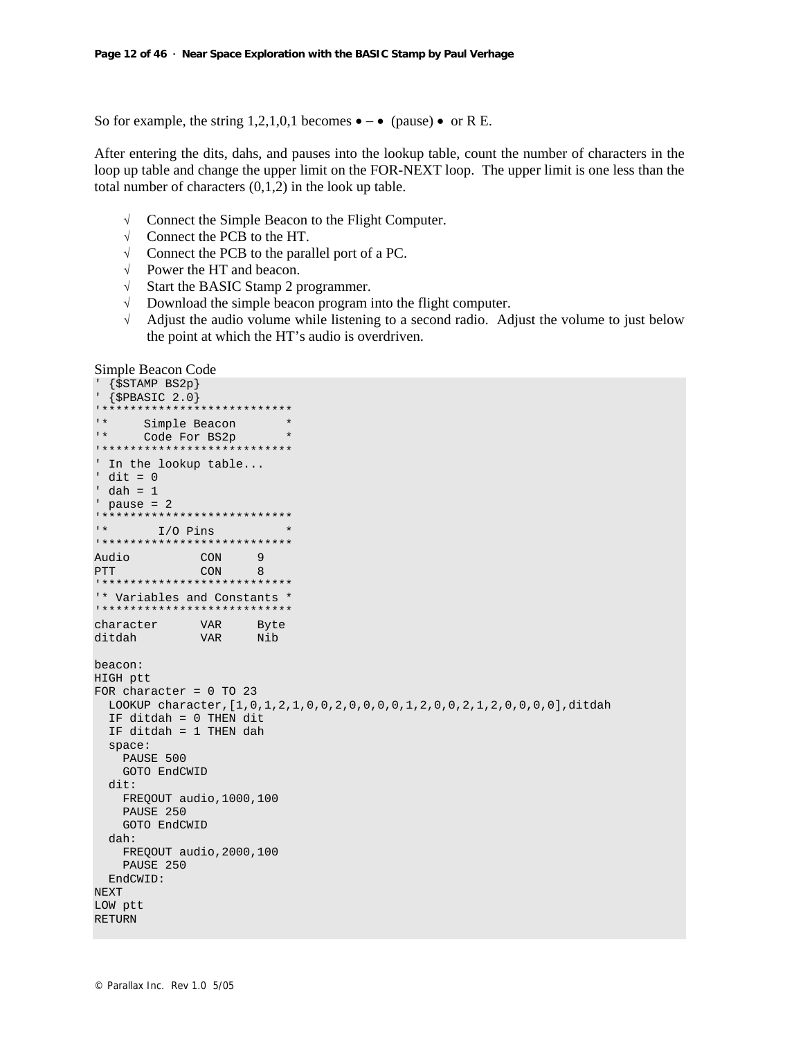So for example, the string 1,2,1,0,1 becomes • – • (pause) • or R E.

After entering the dits, dahs, and pauses into the lookup table, count the number of characters in the loop up table and change the upper limit on the FOR-NEXT loop. The upper limit is one less than the total number of characters (0,1,2) in the look up table.

- √ Connect the Simple Beacon to the Flight Computer.
- √ Connect the PCB to the HT.
- √ Connect the PCB to the parallel port of a PC.
- √ Power the HT and beacon.
- √ Start the BASIC Stamp 2 programmer.
- √ Download the simple beacon program into the flight computer.
- √ Adjust the audio volume while listening to a second radio. Adjust the volume to just below the point at which the HT's audio is overdriven.

Simple Beacon Code

```
' {$STAMP BS2p}
' {$PBASIC 2.0}
'***************************
'*     Simple Beacon       *
'*     Code For BS2p       *
'***************************
' In the lookup table...
' dit = 0
' dah = 1
' pause = 2
'***************************
'*       I/O Pins          *
'***************************
Audio          CON     9
PTT            CON     8
'***************************
'* Variables and Constants *
'***************************
character      VAR     Byte
ditdah         VAR     Nib

beacon:
HIGH ptt
FOR character = 0 TO 23
  LOOKUP character,[1,0,1,2,1,0,0,2,0,0,0,0,1,2,0,0,2,1,2,0,0,0,0],ditdah
  IF ditdah = 0 THEN dit
  IF ditdah = 1 THEN dah
  space:
    PAUSE 500
    GOTO EndCWID
  dit:
    FREQOUT audio,1000,100
    PAUSE 250
    GOTO EndCWID
  dah:
    FREQOUT audio,2000,100
    PAUSE 250
  EndCWID:
NEXT
LOW ptt
RETURN
```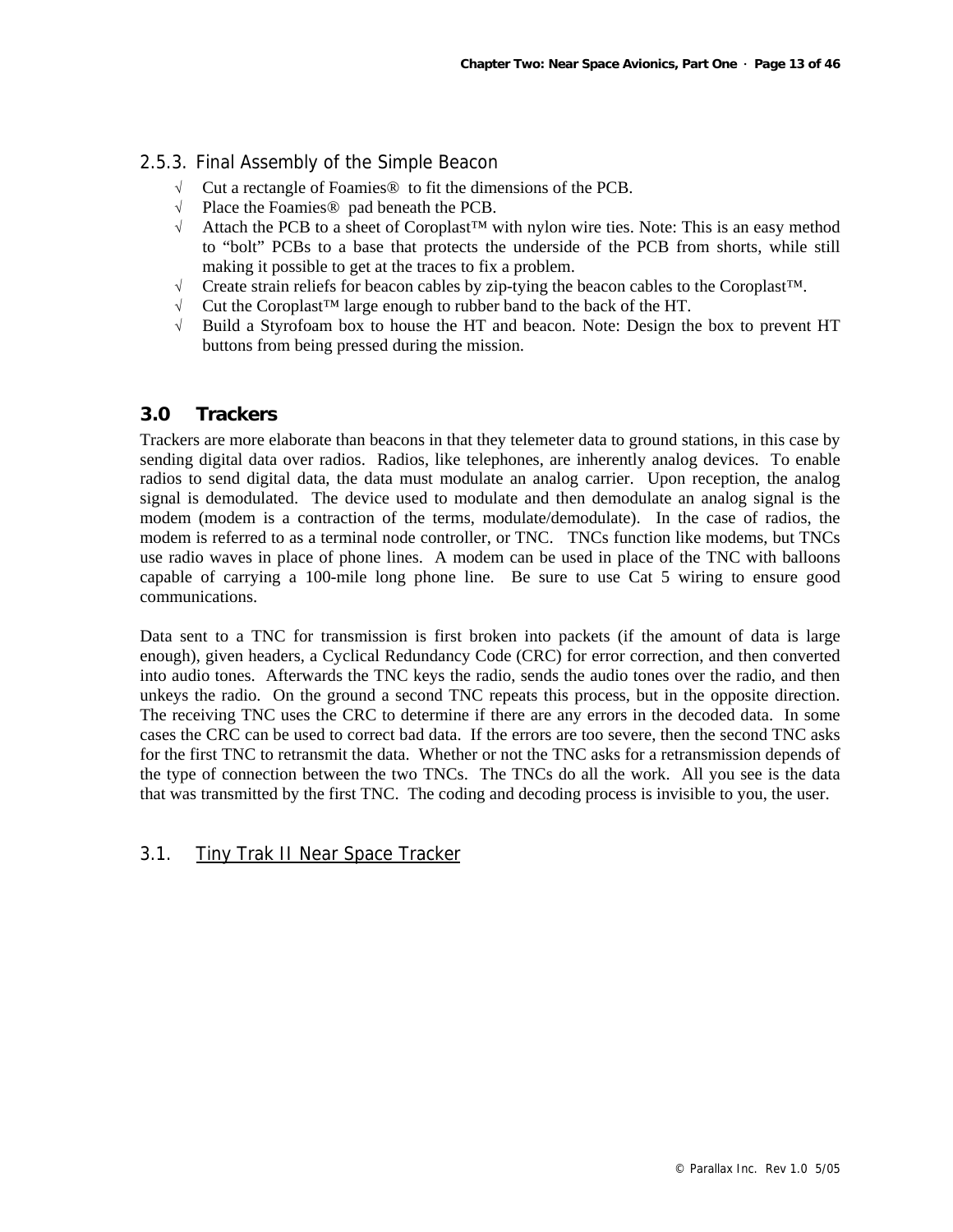### 2.5.3. Final Assembly of the Simple Beacon

- √ Cut a rectangle of Foamies® to fit the dimensions of the PCB.
- √ Place the Foamies® pad beneath the PCB.
- √ Attach the PCB to a sheet of Coroplast™ with nylon wire ties. Note: This is an easy method to "bolt" PCBs to a base that protects the underside of the PCB from shorts, while still making it possible to get at the traces to fix a problem.
- √ Create strain reliefs for beacon cables by zip-tying the beacon cables to the Coroplast™.
- √ Cut the Coroplast™ large enough to rubber band to the back of the HT.
- √ Build a Styrofoam box to house the HT and beacon. Note: Design the box to prevent HT buttons from being pressed during the mission.

## 3.0 Trackers

Trackers are more elaborate than beacons in that they telemeter data to ground stations, in this case by sending digital data over radios. Radios, like telephones, are inherently analog devices. To enable radios to send digital data, the data must modulate an analog carrier. Upon reception, the analog signal is demodulated. The device used to modulate and then demodulate an analog signal is the modem (modem is a contraction of the terms, modulate/demodulate). In the case of radios, the modem is referred to as a terminal node controller, or TNC. TNCs function like modems, but TNCs use radio waves in place of phone lines. A modem can be used in place of the TNC with balloons capable of carrying a 100-mile long phone line. Be sure to use Cat 5 wiring to ensure good communications.

Data sent to a TNC for transmission is first broken into packets (if the amount of data is large enough), given headers, a Cyclical Redundancy Code (CRC) for error correction, and then converted into audio tones. Afterwards the TNC keys the radio, sends the audio tones over the radio, and then unkeys the radio. On the ground a second TNC repeats this process, but in the opposite direction. The receiving TNC uses the CRC to determine if there are any errors in the decoded data. In some cases the CRC can be used to correct bad data. If the errors are too severe, then the second TNC asks for the first TNC to retransmit the data. Whether or not the TNC asks for a retransmission depends of the type of connection between the two TNCs. The TNCs do all the work. All you see is the data that was transmitted by the first TNC. The coding and decoding process is invisible to you, the user.

### 3.1. Tiny Trak II Near Space Tracker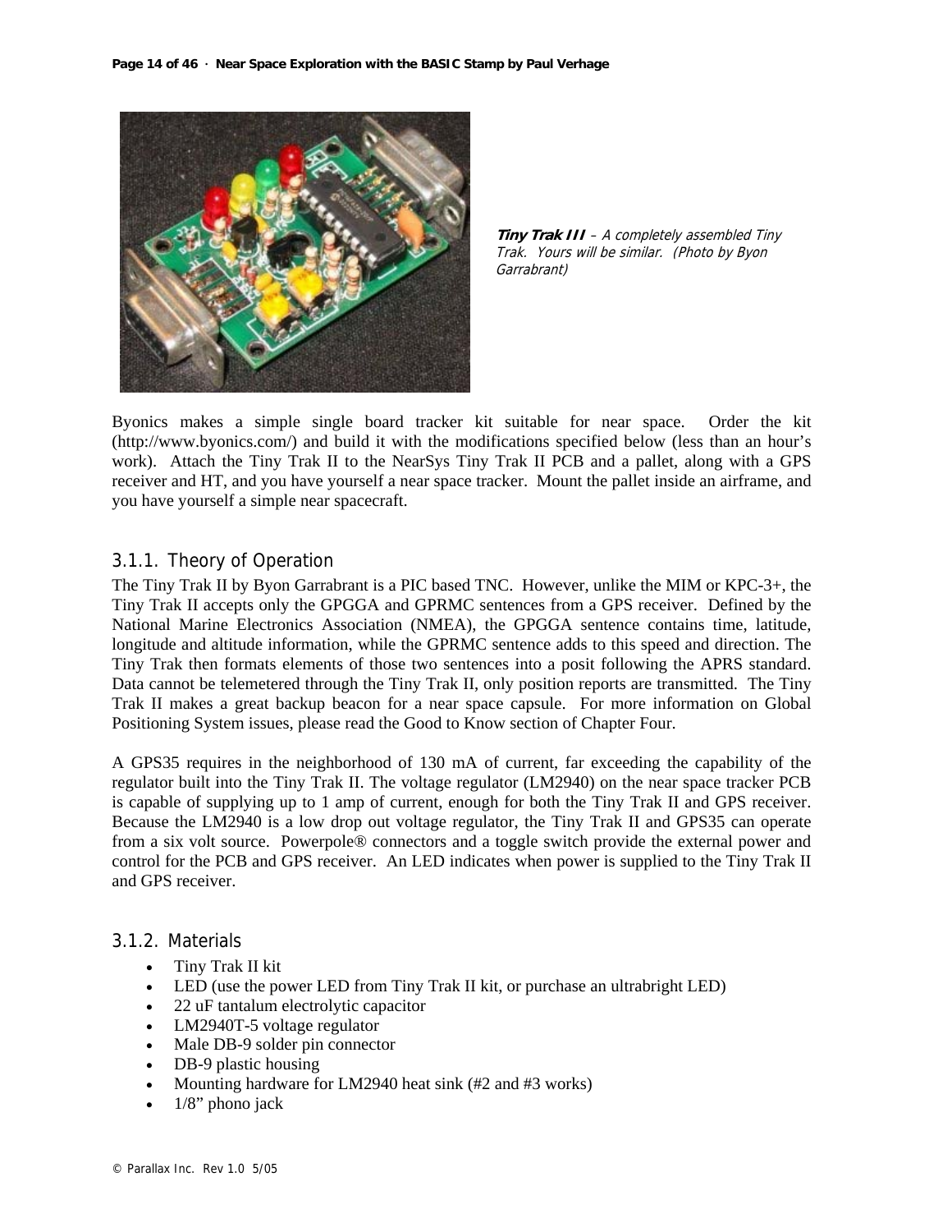***Tiny Trak III*** *– A completely assembled Tiny Trak. Yours will be similar. (Photo by Byon Garrabrant)*

Byonics makes a simple single board tracker kit suitable for near space. Order the kit (http://www.byonics.com/) and build it with the modifications specified below (less than an hour's work). Attach the Tiny Trak II to the NearSys Tiny Trak II PCB and a pallet, along with a GPS receiver and HT, and you have yourself a near space tracker. Mount the pallet inside an airframe, and you have yourself a simple near spacecraft.

### 3.1.1. Theory of Operation

The Tiny Trak II by Byon Garrabrant is a PIC based TNC. However, unlike the MIM or KPC-3+, the Tiny Trak II accepts only the GPGGA and GPRMC sentences from a GPS receiver. Defined by the National Marine Electronics Association (NMEA), the GPGGA sentence contains time, latitude, longitude and altitude information, while the GPRMC sentence adds to this speed and direction. The Tiny Trak then formats elements of those two sentences into a posit following the APRS standard. Data cannot be telemetered through the Tiny Trak II, only position reports are transmitted. The Tiny Trak II makes a great backup beacon for a near space capsule. For more information on Global Positioning System issues, please read the Good to Know section of Chapter Four.

A GPS35 requires in the neighborhood of 130 mA of current, far exceeding the capability of the regulator built into the Tiny Trak II. The voltage regulator (LM2940) on the near space tracker PCB is capable of supplying up to 1 amp of current, enough for both the Tiny Trak II and GPS receiver. Because the LM2940 is a low drop out voltage regulator, the Tiny Trak II and GPS35 can operate from a six volt source. Powerpole® connectors and a toggle switch provide the external power and control for the PCB and GPS receiver. An LED indicates when power is supplied to the Tiny Trak II and GPS receiver.

### 3.1.2. Materials

- Tiny Trak II kit
- LED (use the power LED from Tiny Trak II kit, or purchase an ultrabright LED)
- 22 uF tantalum electrolytic capacitor
- LM2940T-5 voltage regulator
- Male DB-9 solder pin connector
- DB-9 plastic housing
- Mounting hardware for LM2940 heat sink (#2 and #3 works)
- 1/8" phono jack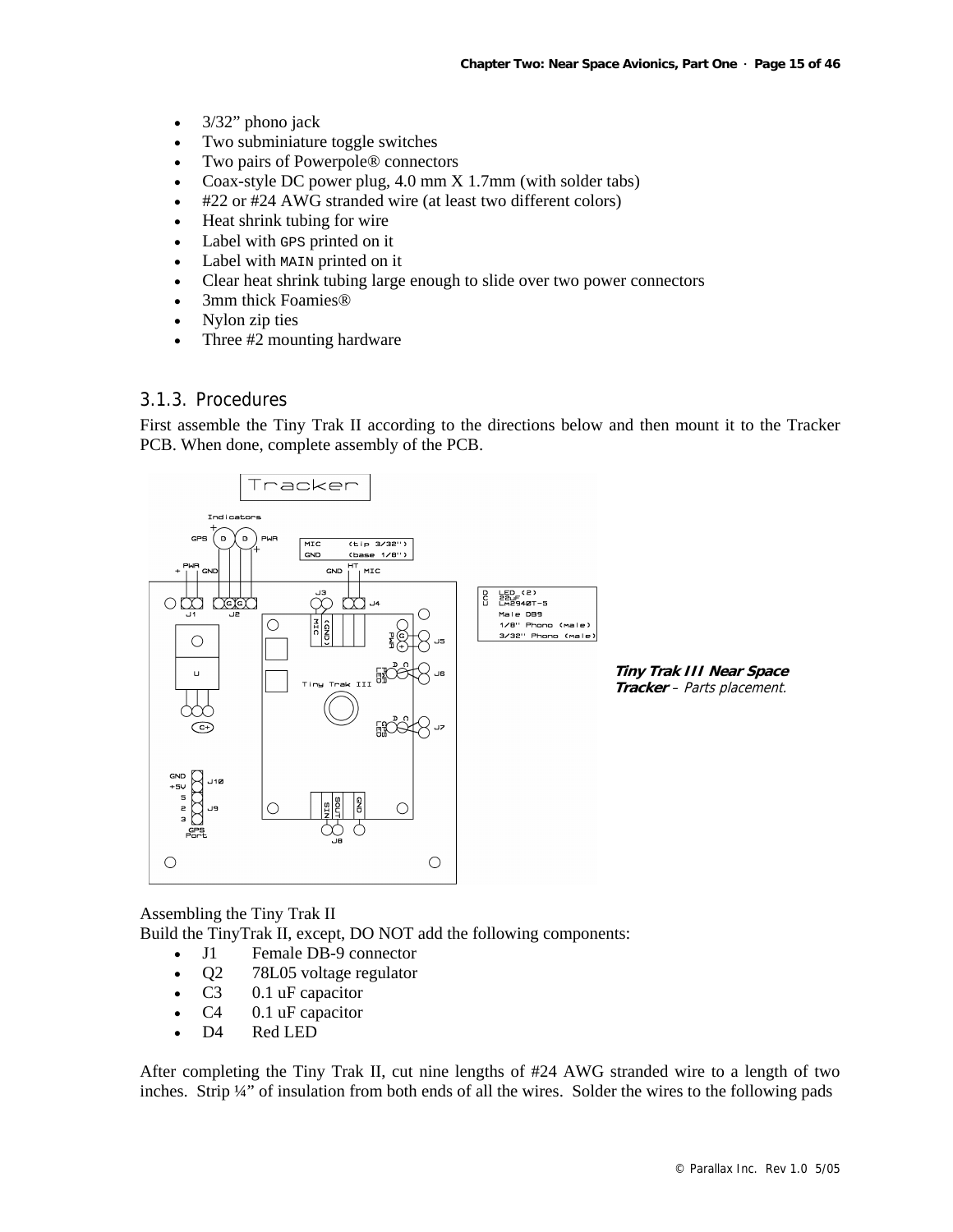- 3/32” phono jack
- Two subminiature toggle switches
- Two pairs of Powerpole® connectors
- Coax-style DC power plug, 4.0 mm X 1.7mm (with solder tabs)
- #22 or #24 AWG stranded wire (at least two different colors)
- Heat shrink tubing for wire
- Label with GPS printed on it
- Label with MAIN printed on it
- Clear heat shrink tubing large enough to slide over two power connectors
- 3mm thick Foamies®
- Nylon zip ties
- Three #2 mounting hardware

### 3.1.3. Procedures

First assemble the Tiny Trak II according to the directions below and then mount it to the Tracker PCB. When done, complete assembly of the PCB.

***Tiny Trak III Near Space Tracker*** *– Parts placement.*

Assembling the Tiny Trak II
Build the TinyTrak II, except, DO NOT add the following components:

- J1 Female DB-9 connector
- Q2 78L05 voltage regulator
- C3 0.1 uF capacitor
- C4 0.1 uF capacitor
- D4 Red LED

After completing the Tiny Trak II, cut nine lengths of #24 AWG stranded wire to a length of two inches. Strip ¼” of insulation from both ends of all the wires. Solder the wires to the following pads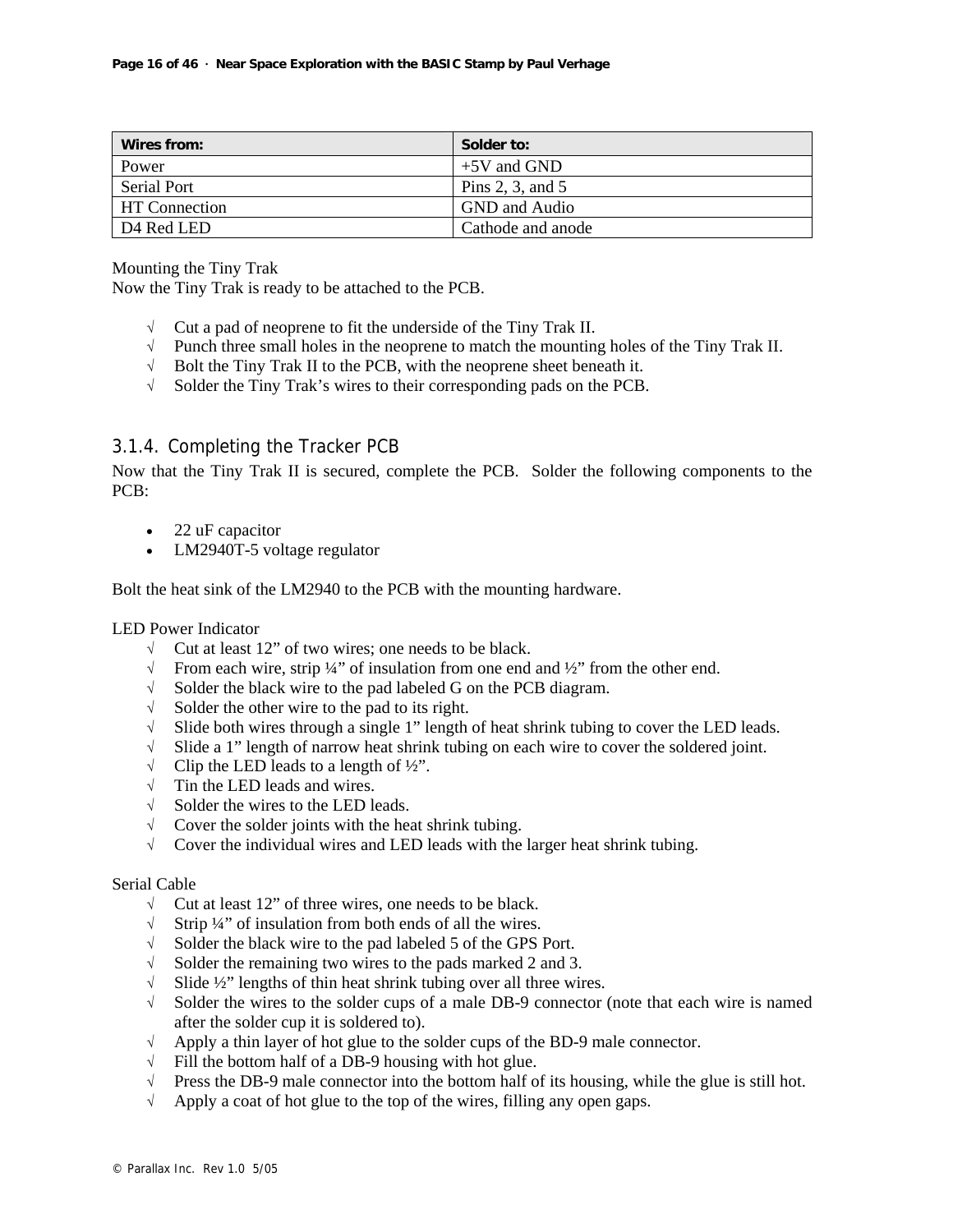| Wires from: | Solder to: |
| --- | --- |
| Power | +5V and GND |
| Serial Port | Pins 2, 3, and 5 |
| HT Connection | GND and Audio |
| D4 Red LED | Cathode and anode |

Mounting the Tiny Trak
Now the Tiny Trak is ready to be attached to the PCB.

- √ Cut a pad of neoprene to fit the underside of the Tiny Trak II.
- √ Punch three small holes in the neoprene to match the mounting holes of the Tiny Trak II.
- √ Bolt the Tiny Trak II to the PCB, with the neoprene sheet beneath it.
- √ Solder the Tiny Trak's wires to their corresponding pads on the PCB.

### 3.1.4. Completing the Tracker PCB

Now that the Tiny Trak II is secured, complete the PCB. Solder the following components to the PCB:

- 22 uF capacitor
- LM2940T-5 voltage regulator

Bolt the heat sink of the LM2940 to the PCB with the mounting hardware.

LED Power Indicator

- √ Cut at least 12" of two wires; one needs to be black.
- √ From each wire, strip ¼" of insulation from one end and ½" from the other end.
- √ Solder the black wire to the pad labeled G on the PCB diagram.
- √ Solder the other wire to the pad to its right.
- √ Slide both wires through a single 1" length of heat shrink tubing to cover the LED leads.
- √ Slide a 1" length of narrow heat shrink tubing on each wire to cover the soldered joint.
- √ Clip the LED leads to a length of ½".
- √ Tin the LED leads and wires.
- √ Solder the wires to the LED leads.
- √ Cover the solder joints with the heat shrink tubing.
- √ Cover the individual wires and LED leads with the larger heat shrink tubing.

Serial Cable

- √ Cut at least 12" of three wires, one needs to be black.
- √ Strip ¼" of insulation from both ends of all the wires.
- √ Solder the black wire to the pad labeled 5 of the GPS Port.
- √ Solder the remaining two wires to the pads marked 2 and 3.
- √ Slide ½" lengths of thin heat shrink tubing over all three wires.
- √ Solder the wires to the solder cups of a male DB-9 connector (note that each wire is named after the solder cup it is soldered to).
- √ Apply a thin layer of hot glue to the solder cups of the BD-9 male connector.
- √ Fill the bottom half of a DB-9 housing with hot glue.
- √ Press the DB-9 male connector into the bottom half of its housing, while the glue is still hot.
- √ Apply a coat of hot glue to the top of the wires, filling any open gaps.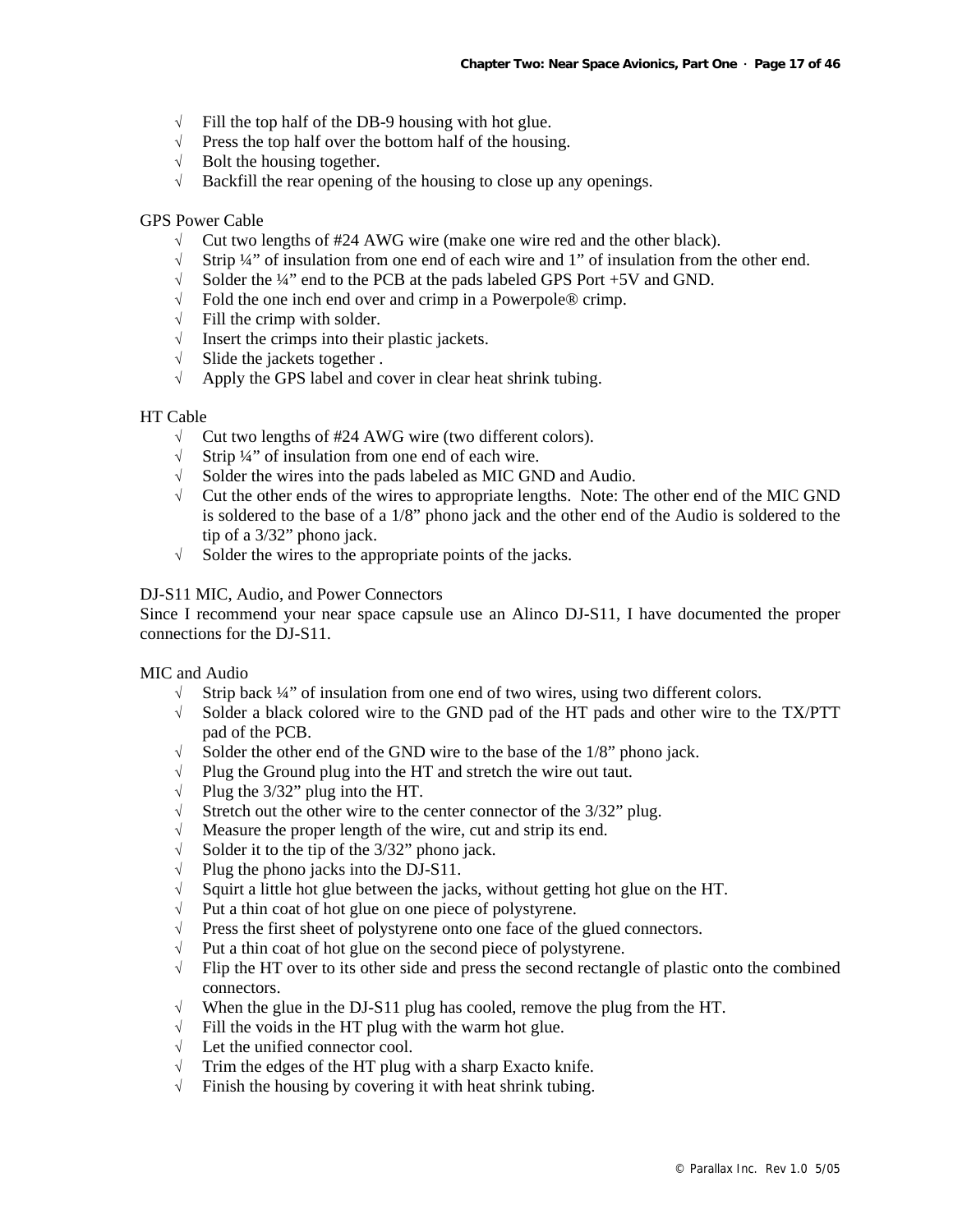- √ Fill the top half of the DB-9 housing with hot glue.
- √ Press the top half over the bottom half of the housing.
- √ Bolt the housing together.
- √ Backfill the rear opening of the housing to close up any openings.

GPS Power Cable

- √ Cut two lengths of #24 AWG wire (make one wire red and the other black).
- √ Strip ¼" of insulation from one end of each wire and 1" of insulation from the other end.
- √ Solder the ¼" end to the PCB at the pads labeled GPS Port +5V and GND.
- √ Fold the one inch end over and crimp in a Powerpole® crimp.
- √ Fill the crimp with solder.
- √ Insert the crimps into their plastic jackets.
- √ Slide the jackets together .
- √ Apply the GPS label and cover in clear heat shrink tubing.

HT Cable

- √ Cut two lengths of #24 AWG wire (two different colors).
- √ Strip ¼" of insulation from one end of each wire.
- √ Solder the wires into the pads labeled as MIC GND and Audio.
- √ Cut the other ends of the wires to appropriate lengths. Note: The other end of the MIC GND is soldered to the base of a 1/8" phono jack and the other end of the Audio is soldered to the tip of a 3/32" phono jack.
- √ Solder the wires to the appropriate points of the jacks.

DJ-S11 MIC, Audio, and Power Connectors

Since I recommend your near space capsule use an Alinco DJ-S11, I have documented the proper connections for the DJ-S11.

MIC and Audio

- √ Strip back ¼" of insulation from one end of two wires, using two different colors.
- √ Solder a black colored wire to the GND pad of the HT pads and other wire to the TX/PTT pad of the PCB.
- √ Solder the other end of the GND wire to the base of the 1/8" phono jack.
- √ Plug the Ground plug into the HT and stretch the wire out taut.
- √ Plug the 3/32" plug into the HT.
- √ Stretch out the other wire to the center connector of the 3/32" plug.
- √ Measure the proper length of the wire, cut and strip its end.
- √ Solder it to the tip of the 3/32" phono jack.
- √ Plug the phono jacks into the DJ-S11.
- √ Squirt a little hot glue between the jacks, without getting hot glue on the HT.
- √ Put a thin coat of hot glue on one piece of polystyrene.
- √ Press the first sheet of polystyrene onto one face of the glued connectors.
- √ Put a thin coat of hot glue on the second piece of polystyrene.
- √ Flip the HT over to its other side and press the second rectangle of plastic onto the combined connectors.
- √ When the glue in the DJ-S11 plug has cooled, remove the plug from the HT.
- √ Fill the voids in the HT plug with the warm hot glue.
- √ Let the unified connector cool.
- √ Trim the edges of the HT plug with a sharp Exacto knife.
- √ Finish the housing by covering it with heat shrink tubing.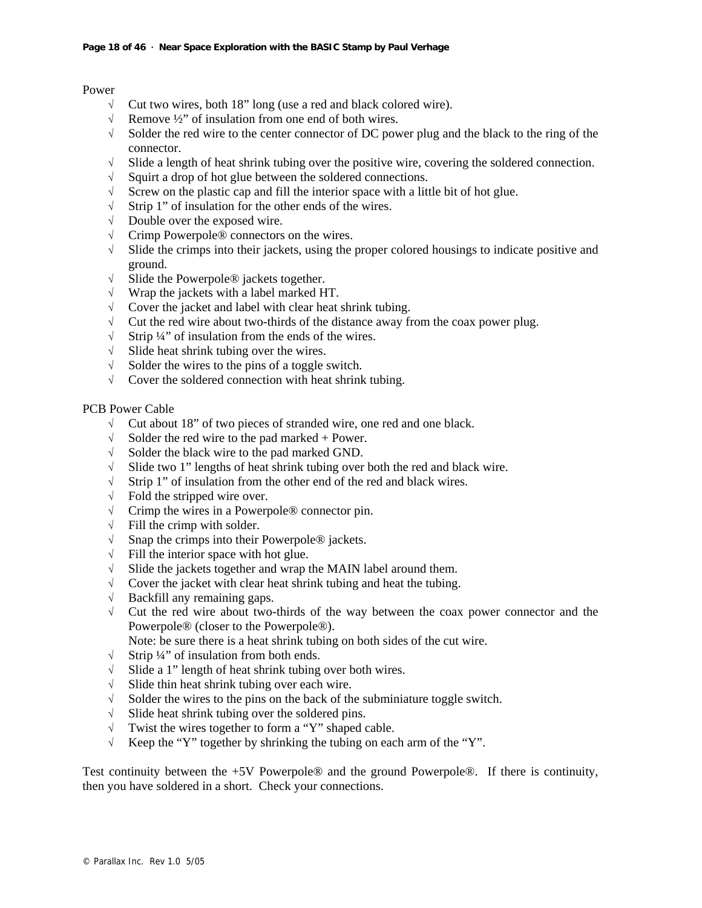Power

- √ Cut two wires, both 18” long (use a red and black colored wire).
- √ Remove ½” of insulation from one end of both wires.
- √ Solder the red wire to the center connector of DC power plug and the black to the ring of the connector.
- √ Slide a length of heat shrink tubing over the positive wire, covering the soldered connection.
- √ Squirt a drop of hot glue between the soldered connections.
- √ Screw on the plastic cap and fill the interior space with a little bit of hot glue.
- √ Strip 1” of insulation for the other ends of the wires.
- √ Double over the exposed wire.
- √ Crimp Powerpole® connectors on the wires.
- √ Slide the crimps into their jackets, using the proper colored housings to indicate positive and ground.
- √ Slide the Powerpole® jackets together.
- √ Wrap the jackets with a label marked HT.
- √ Cover the jacket and label with clear heat shrink tubing.
- √ Cut the red wire about two-thirds of the distance away from the coax power plug.
- √ Strip ¼” of insulation from the ends of the wires.
- √ Slide heat shrink tubing over the wires.
- √ Solder the wires to the pins of a toggle switch.
- √ Cover the soldered connection with heat shrink tubing.

PCB Power Cable

- √ Cut about 18” of two pieces of stranded wire, one red and one black.
- √ Solder the red wire to the pad marked + Power.
- √ Solder the black wire to the pad marked GND.
- √ Slide two 1” lengths of heat shrink tubing over both the red and black wire.
- √ Strip 1” of insulation from the other end of the red and black wires.
- √ Fold the stripped wire over.
- √ Crimp the wires in a Powerpole® connector pin.
- √ Fill the crimp with solder.
- √ Snap the crimps into their Powerpole® jackets.
- √ Fill the interior space with hot glue.
- √ Slide the jackets together and wrap the MAIN label around them.
- √ Cover the jacket with clear heat shrink tubing and heat the tubing.
- √ Backfill any remaining gaps.
- √ Cut the red wire about two-thirds of the way between the coax power connector and the Powerpole® (closer to the Powerpole®).
  Note: be sure there is a heat shrink tubing on both sides of the cut wire.
- √ Strip ¼” of insulation from both ends.
- √ Slide a 1” length of heat shrink tubing over both wires.
- √ Slide thin heat shrink tubing over each wire.
- √ Solder the wires to the pins on the back of the subminiature toggle switch.
- √ Slide heat shrink tubing over the soldered pins.
- √ Twist the wires together to form a “Y” shaped cable.
- √ Keep the “Y” together by shrinking the tubing on each arm of the “Y”.

Test continuity between the +5V Powerpole® and the ground Powerpole®. If there is continuity, then you have soldered in a short. Check your connections.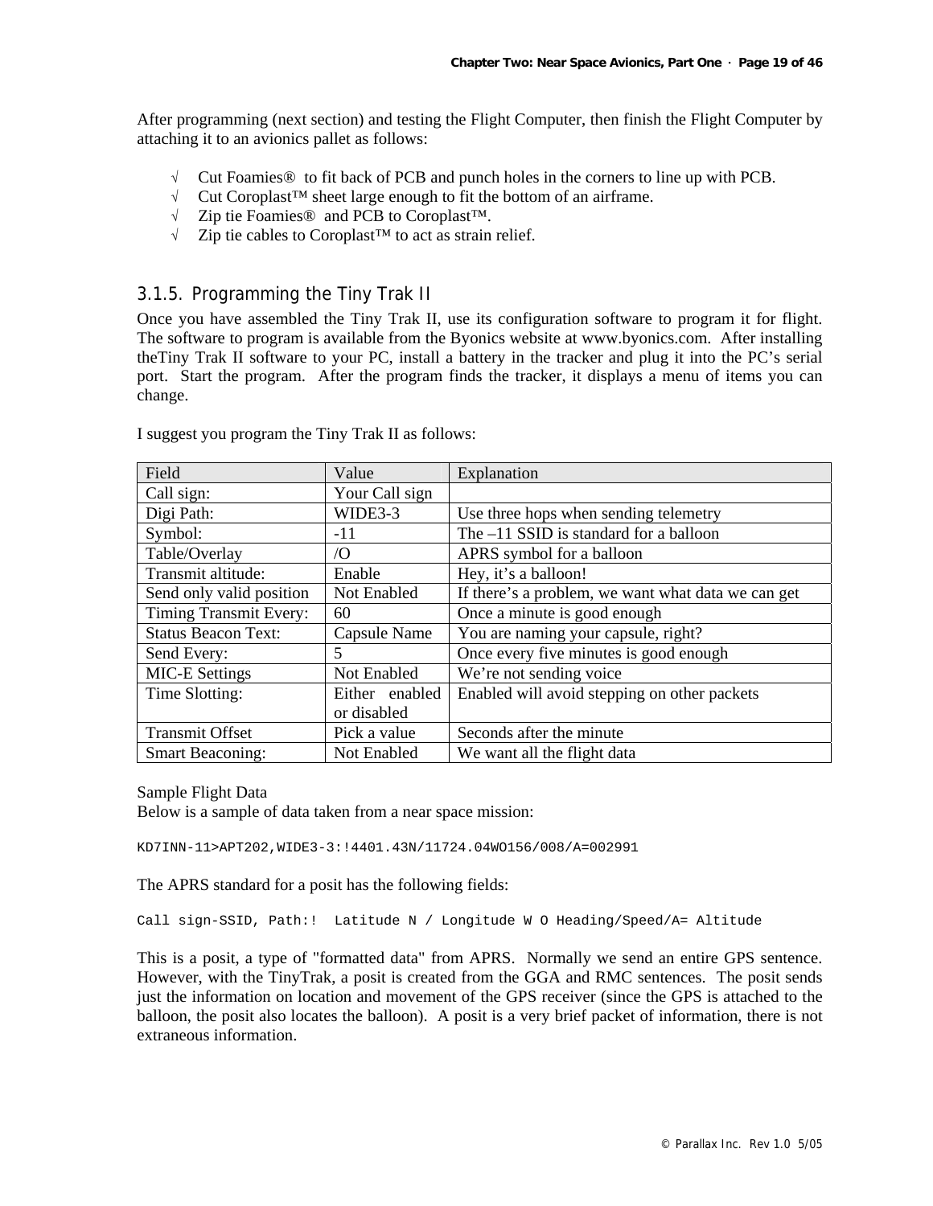After programming (next section) and testing the Flight Computer, then finish the Flight Computer by attaching it to an avionics pallet as follows:

- √ Cut Foamies® to fit back of PCB and punch holes in the corners to line up with PCB.
- √ Cut Coroplast™ sheet large enough to fit the bottom of an airframe.
- √ Zip tie Foamies® and PCB to Coroplast™.
- √ Zip tie cables to Coroplast™ to act as strain relief.

### 3.1.5. Programming the Tiny Trak II

Once you have assembled the Tiny Trak II, use its configuration software to program it for flight. The software to program is available from the Byonics website at www.byonics.com. After installing theTiny Trak II software to your PC, install a battery in the tracker and plug it into the PC's serial port. Start the program. After the program finds the tracker, it displays a menu of items you can change.

I suggest you program the Tiny Trak II as follows:

| Field | Value | Explanation |
|---|---|---|
| Call sign: | Your Call sign | |
| Digi Path: | WIDE3-3 | Use three hops when sending telemetry |
| Symbol: | -11 | The –11 SSID is standard for a balloon |
| Table/Overlay | /O | APRS symbol for a balloon |
| Transmit altitude: | Enable | Hey, it's a balloon! |
| Send only valid position | Not Enabled | If there's a problem, we want what data we can get |
| Timing Transmit Every: | 60 | Once a minute is good enough |
| Status Beacon Text: | Capsule Name | You are naming your capsule, right? |
| Send Every: | 5 | Once every five minutes is good enough |
| MIC-E Settings | Not Enabled | We're not sending voice |
| Time Slotting: | Either enabled or disabled | Enabled will avoid stepping on other packets |
| Transmit Offset | Pick a value | Seconds after the minute |
| Smart Beaconing: | Not Enabled | We want all the flight data |

Sample Flight Data

Below is a sample of data taken from a near space mission:

```
KD7INN-11>APT202,WIDE3-3:!4401.43N/11724.04WO156/008/A=002991
```

The APRS standard for a posit has the following fields:

```
Call sign-SSID, Path:!  Latitude N / Longitude W O Heading/Speed/A= Altitude
```

This is a posit, a type of "formatted data" from APRS. Normally we send an entire GPS sentence. However, with the TinyTrak, a posit is created from the GGA and RMC sentences. The posit sends just the information on location and movement of the GPS receiver (since the GPS is attached to the balloon, the posit also locates the balloon). A posit is a very brief packet of information, there is not extraneous information.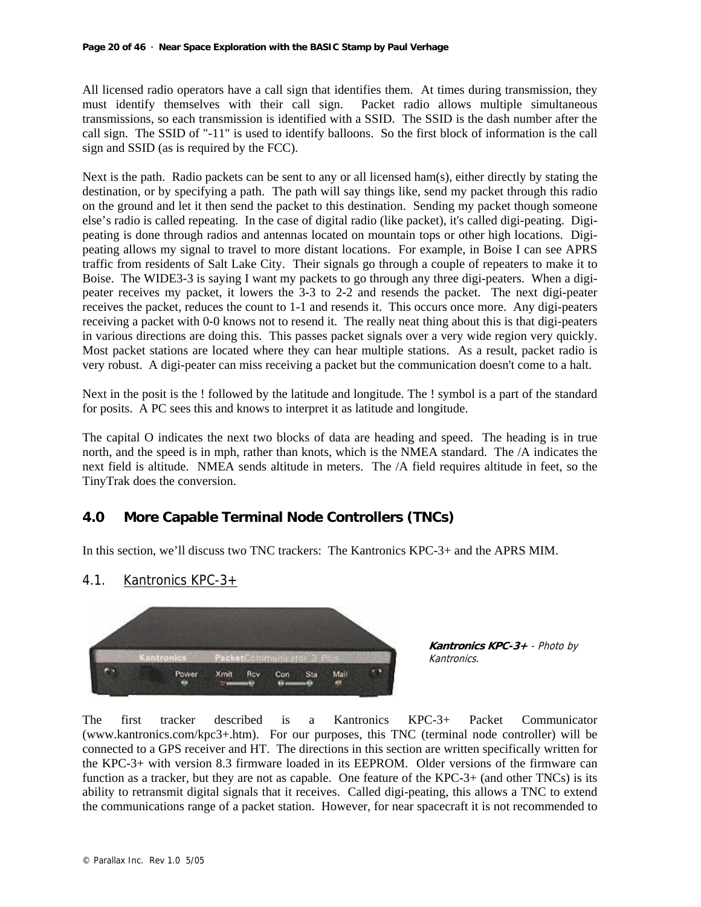All licensed radio operators have a call sign that identifies them. At times during transmission, they must identify themselves with their call sign. Packet radio allows multiple simultaneous transmissions, so each transmission is identified with a SSID. The SSID is the dash number after the call sign. The SSID of "-11" is used to identify balloons. So the first block of information is the call sign and SSID (as is required by the FCC).

Next is the path. Radio packets can be sent to any or all licensed ham(s), either directly by stating the destination, or by specifying a path. The path will say things like, send my packet through this radio on the ground and let it then send the packet to this destination. Sending my packet though someone else's radio is called repeating. In the case of digital radio (like packet), it's called digi-peating. Digi-peating is done through radios and antennas located on mountain tops or other high locations. Digi-peating allows my signal to travel to more distant locations. For example, in Boise I can see APRS traffic from residents of Salt Lake City. Their signals go through a couple of repeaters to make it to Boise. The WIDE3-3 is saying I want my packets to go through any three digi-peaters. When a digi-peater receives my packet, it lowers the 3-3 to 2-2 and resends the packet. The next digi-peater receives the packet, reduces the count to 1-1 and resends it. This occurs once more. Any digi-peaters receiving a packet with 0-0 knows not to resend it. The really neat thing about this is that digi-peaters in various directions are doing this. This passes packet signals over a very wide region very quickly. Most packet stations are located where they can hear multiple stations. As a result, packet radio is very robust. A digi-peater can miss receiving a packet but the communication doesn't come to a halt.

Next in the posit is the ! followed by the latitude and longitude. The ! symbol is a part of the standard for posits. A PC sees this and knows to interpret it as latitude and longitude.

The capital O indicates the next two blocks of data are heading and speed. The heading is in true north, and the speed is in mph, rather than knots, which is the NMEA standard. The /A indicates the next field is altitude. NMEA sends altitude in meters. The /A field requires altitude in feet, so the TinyTrak does the conversion.

## 4.0 More Capable Terminal Node Controllers (TNCs)

In this section, we'll discuss two TNC trackers: The Kantronics KPC-3+ and the APRS MIM.

### 4.1. Kantronics KPC-3+

***Kantronics KPC-3+*** *- Photo by Kantronics.*

The first tracker described is a Kantronics KPC-3+ Packet Communicator (www.kantronics.com/kpc3+.htm). For our purposes, this TNC (terminal node controller) will be connected to a GPS receiver and HT. The directions in this section are written specifically written for the KPC-3+ with version 8.3 firmware loaded in its EEPROM. Older versions of the firmware can function as a tracker, but they are not as capable. One feature of the KPC-3+ (and other TNCs) is its ability to retransmit digital signals that it receives. Called digi-peating, this allows a TNC to extend the communications range of a packet station. However, for near spacecraft it is not recommended to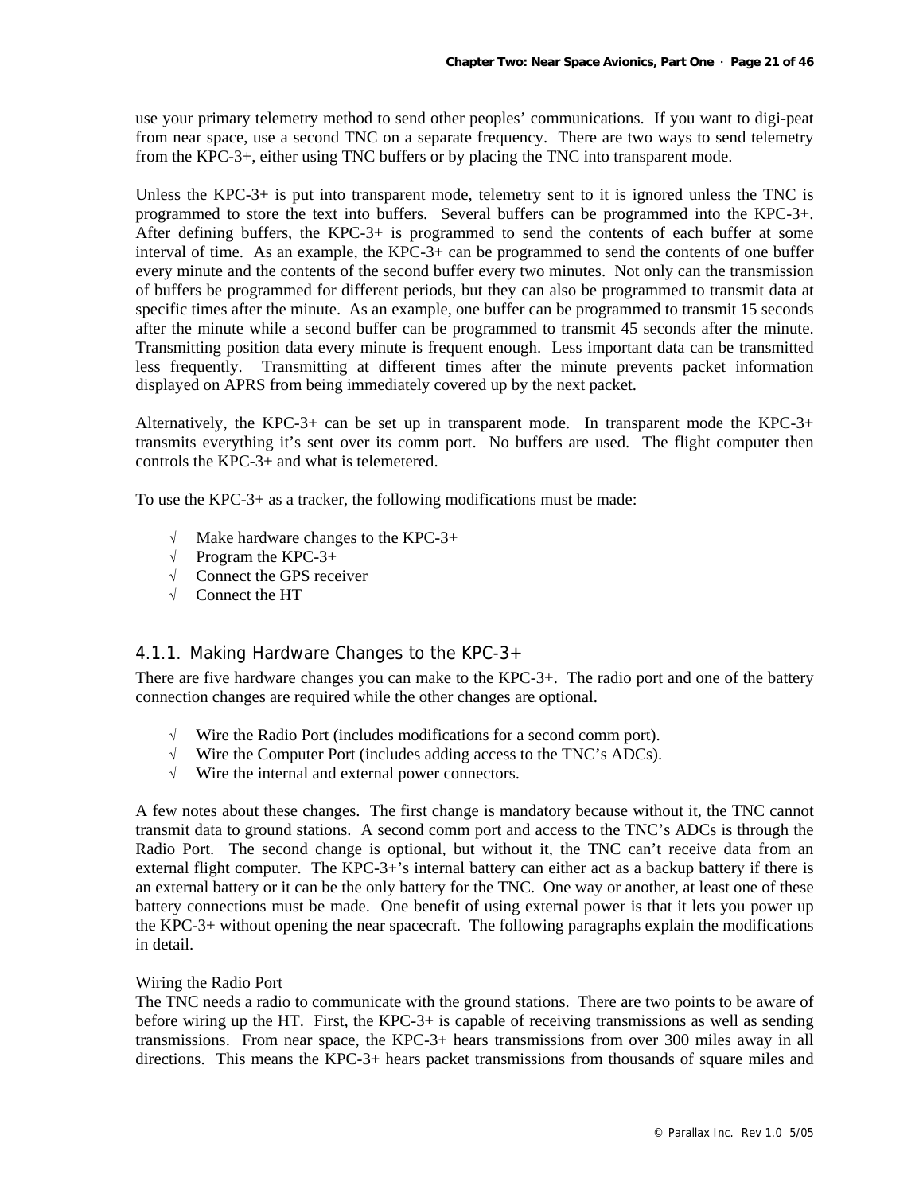use your primary telemetry method to send other peoples' communications. If you want to digi-peat from near space, use a second TNC on a separate frequency. There are two ways to send telemetry from the KPC-3+, either using TNC buffers or by placing the TNC into transparent mode.

Unless the KPC-3+ is put into transparent mode, telemetry sent to it is ignored unless the TNC is programmed to store the text into buffers. Several buffers can be programmed into the KPC-3+. After defining buffers, the KPC-3+ is programmed to send the contents of each buffer at some interval of time. As an example, the KPC-3+ can be programmed to send the contents of one buffer every minute and the contents of the second buffer every two minutes. Not only can the transmission of buffers be programmed for different periods, but they can also be programmed to transmit data at specific times after the minute. As an example, one buffer can be programmed to transmit 15 seconds after the minute while a second buffer can be programmed to transmit 45 seconds after the minute. Transmitting position data every minute is frequent enough. Less important data can be transmitted less frequently. Transmitting at different times after the minute prevents packet information displayed on APRS from being immediately covered up by the next packet.

Alternatively, the KPC-3+ can be set up in transparent mode. In transparent mode the KPC-3+ transmits everything it's sent over its comm port. No buffers are used. The flight computer then controls the KPC-3+ and what is telemetered.

To use the KPC-3+ as a tracker, the following modifications must be made:

- √ Make hardware changes to the KPC-3+
- √ Program the KPC-3+
- √ Connect the GPS receiver
- √ Connect the HT

### 4.1.1. Making Hardware Changes to the KPC-3+

There are five hardware changes you can make to the KPC-3+. The radio port and one of the battery connection changes are required while the other changes are optional.

- √ Wire the Radio Port (includes modifications for a second comm port).
- √ Wire the Computer Port (includes adding access to the TNC's ADCs).
- √ Wire the internal and external power connectors.

A few notes about these changes. The first change is mandatory because without it, the TNC cannot transmit data to ground stations. A second comm port and access to the TNC's ADCs is through the Radio Port. The second change is optional, but without it, the TNC can't receive data from an external flight computer. The KPC-3+'s internal battery can either act as a backup battery if there is an external battery or it can be the only battery for the TNC. One way or another, at least one of these battery connections must be made. One benefit of using external power is that it lets you power up the KPC-3+ without opening the near spacecraft. The following paragraphs explain the modifications in detail.

Wiring the Radio Port

The TNC needs a radio to communicate with the ground stations. There are two points to be aware of before wiring up the HT. First, the KPC-3+ is capable of receiving transmissions as well as sending transmissions. From near space, the KPC-3+ hears transmissions from over 300 miles away in all directions. This means the KPC-3+ hears packet transmissions from thousands of square miles and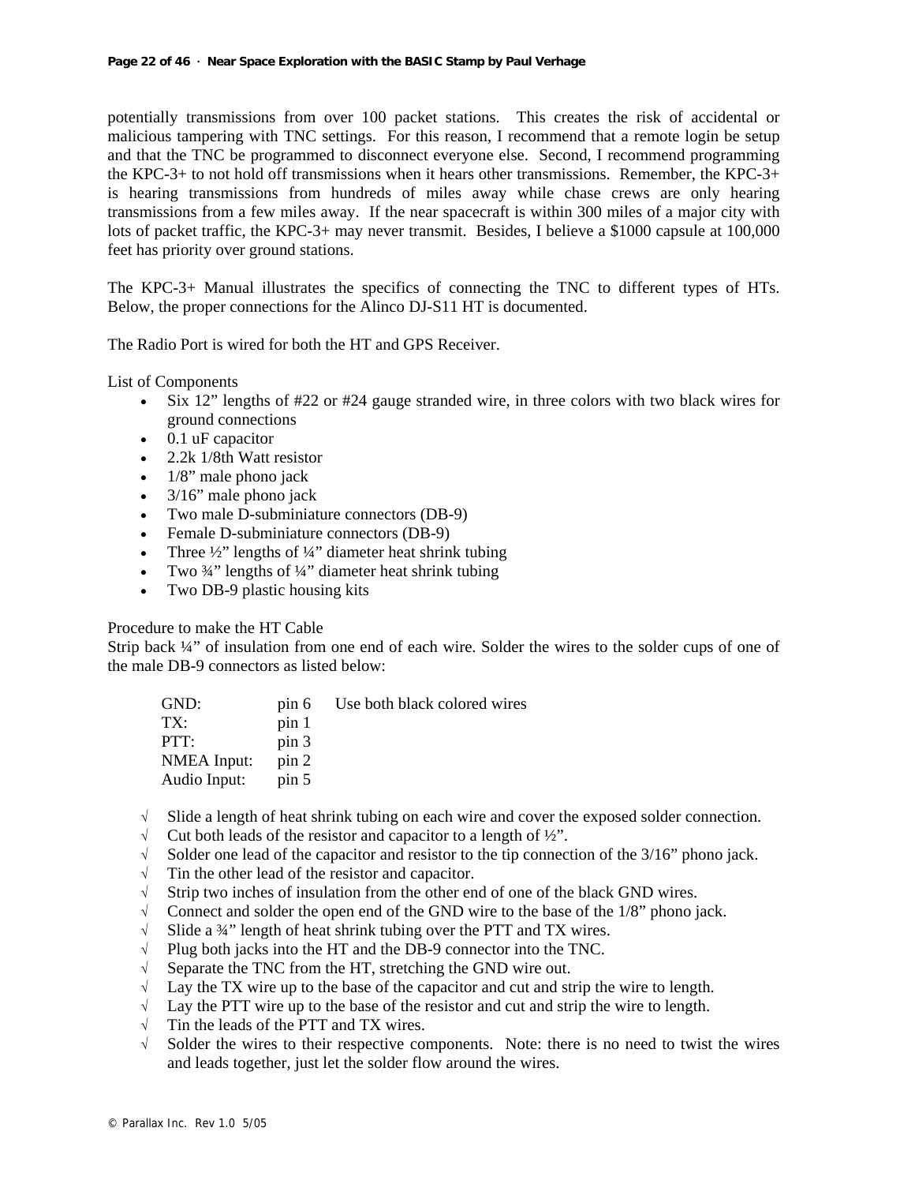potentially transmissions from over 100 packet stations. This creates the risk of accidental or malicious tampering with TNC settings. For this reason, I recommend that a remote login be setup and that the TNC be programmed to disconnect everyone else. Second, I recommend programming the KPC-3+ to not hold off transmissions when it hears other transmissions. Remember, the KPC-3+ is hearing transmissions from hundreds of miles away while chase crews are only hearing transmissions from a few miles away. If the near spacecraft is within 300 miles of a major city with lots of packet traffic, the KPC-3+ may never transmit. Besides, I believe a $1000 capsule at 100,000 feet has priority over ground stations.

The KPC-3+ Manual illustrates the specifics of connecting the TNC to different types of HTs. Below, the proper connections for the Alinco DJ-S11 HT is documented.

The Radio Port is wired for both the HT and GPS Receiver.

List of Components

- Six 12" lengths of #22 or #24 gauge stranded wire, in three colors with two black wires for ground connections
- 0.1 uF capacitor
- 2.2k 1/8th Watt resistor
- 1/8" male phono jack
- 3/16" male phono jack
- Two male D-subminiature connectors (DB-9)
- Female D-subminiature connectors (DB-9)
- Three ½" lengths of ¼" diameter heat shrink tubing
- Two ¾" lengths of ¼" diameter heat shrink tubing
- Two DB-9 plastic housing kits

Procedure to make the HT Cable

Strip back ¼" of insulation from one end of each wire. Solder the wires to the solder cups of one of the male DB-9 connectors as listed below:

| | | |
|---|---|---|
| GND: | pin 6 | Use both black colored wires |
| TX: | pin 1 | |
| PTT: | pin 3 | |
| NMEA Input: | pin 2 | |
| Audio Input: | pin 5 | |

√ Slide a length of heat shrink tubing on each wire and cover the exposed solder connection.
√ Cut both leads of the resistor and capacitor to a length of ½".
√ Solder one lead of the capacitor and resistor to the tip connection of the 3/16" phono jack.
√ Tin the other lead of the resistor and capacitor.
√ Strip two inches of insulation from the other end of one of the black GND wires.
√ Connect and solder the open end of the GND wire to the base of the 1/8" phono jack.
√ Slide a ¾" length of heat shrink tubing over the PTT and TX wires.
√ Plug both jacks into the HT and the DB-9 connector into the TNC.
√ Separate the TNC from the HT, stretching the GND wire out.
√ Lay the TX wire up to the base of the capacitor and cut and strip the wire to length.
√ Lay the PTT wire up to the base of the resistor and cut and strip the wire to length.
√ Tin the leads of the PTT and TX wires.
√ Solder the wires to their respective components. Note: there is no need to twist the wires and leads together, just let the solder flow around the wires.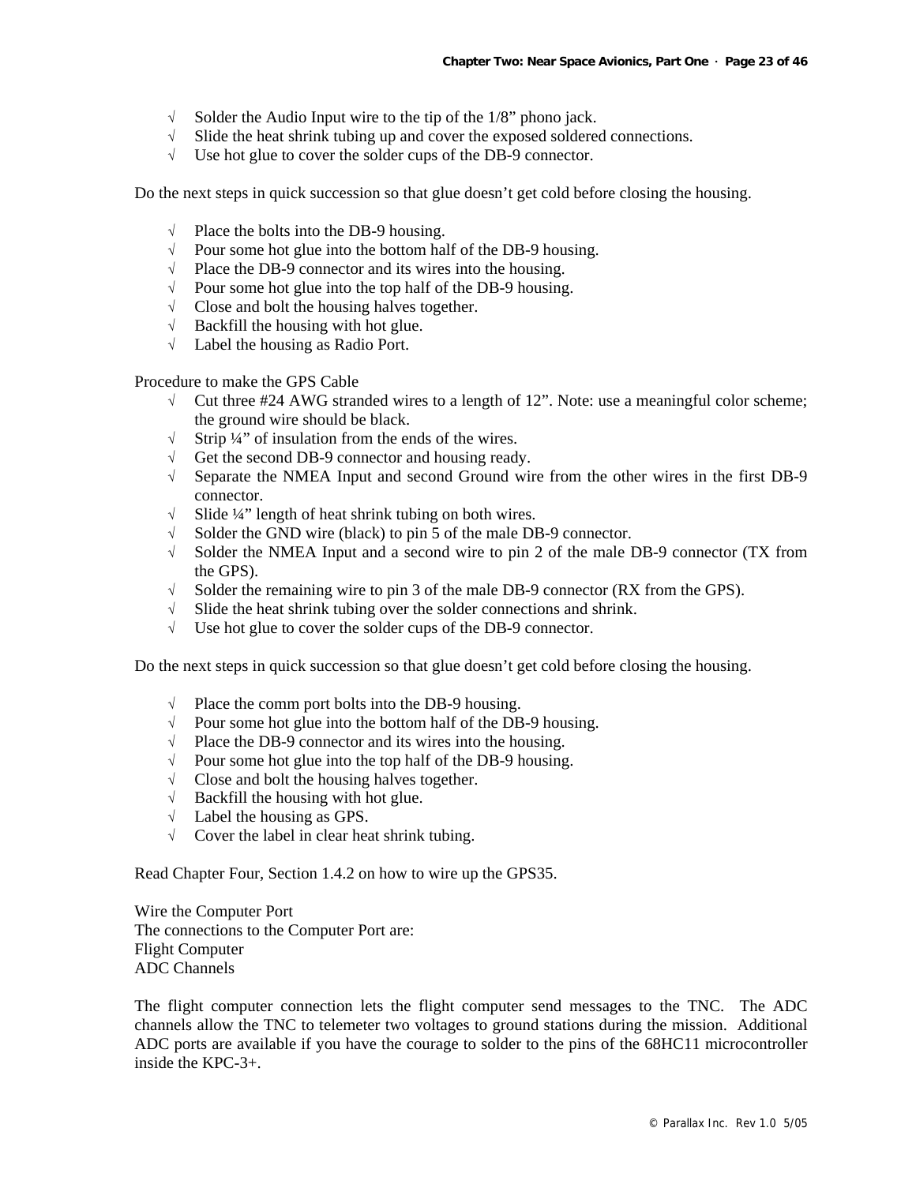- √ Solder the Audio Input wire to the tip of the 1/8” phono jack.
- √ Slide the heat shrink tubing up and cover the exposed soldered connections.
- √ Use hot glue to cover the solder cups of the DB-9 connector.

Do the next steps in quick succession so that glue doesn’t get cold before closing the housing.

- √ Place the bolts into the DB-9 housing.
- √ Pour some hot glue into the bottom half of the DB-9 housing.
- √ Place the DB-9 connector and its wires into the housing.
- √ Pour some hot glue into the top half of the DB-9 housing.
- √ Close and bolt the housing halves together.
- √ Backfill the housing with hot glue.
- √ Label the housing as Radio Port.

Procedure to make the GPS Cable

- √ Cut three #24 AWG stranded wires to a length of 12”. Note: use a meaningful color scheme; the ground wire should be black.
- √ Strip ¼” of insulation from the ends of the wires.
- √ Get the second DB-9 connector and housing ready.
- √ Separate the NMEA Input and second Ground wire from the other wires in the first DB-9 connector.
- √ Slide ¼” length of heat shrink tubing on both wires.
- √ Solder the GND wire (black) to pin 5 of the male DB-9 connector.
- √ Solder the NMEA Input and a second wire to pin 2 of the male DB-9 connector (TX from the GPS).
- √ Solder the remaining wire to pin 3 of the male DB-9 connector (RX from the GPS).
- √ Slide the heat shrink tubing over the solder connections and shrink.
- √ Use hot glue to cover the solder cups of the DB-9 connector.

Do the next steps in quick succession so that glue doesn’t get cold before closing the housing.

- √ Place the comm port bolts into the DB-9 housing.
- √ Pour some hot glue into the bottom half of the DB-9 housing.
- √ Place the DB-9 connector and its wires into the housing.
- √ Pour some hot glue into the top half of the DB-9 housing.
- √ Close and bolt the housing halves together.
- √ Backfill the housing with hot glue.
- √ Label the housing as GPS.
- √ Cover the label in clear heat shrink tubing.

Read Chapter Four, Section 1.4.2 on how to wire up the GPS35.

Wire the Computer Port
The connections to the Computer Port are:
Flight Computer
ADC Channels

The flight computer connection lets the flight computer send messages to the TNC. The ADC channels allow the TNC to telemeter two voltages to ground stations during the mission. Additional ADC ports are available if you have the courage to solder to the pins of the 68HC11 microcontroller inside the KPC-3+.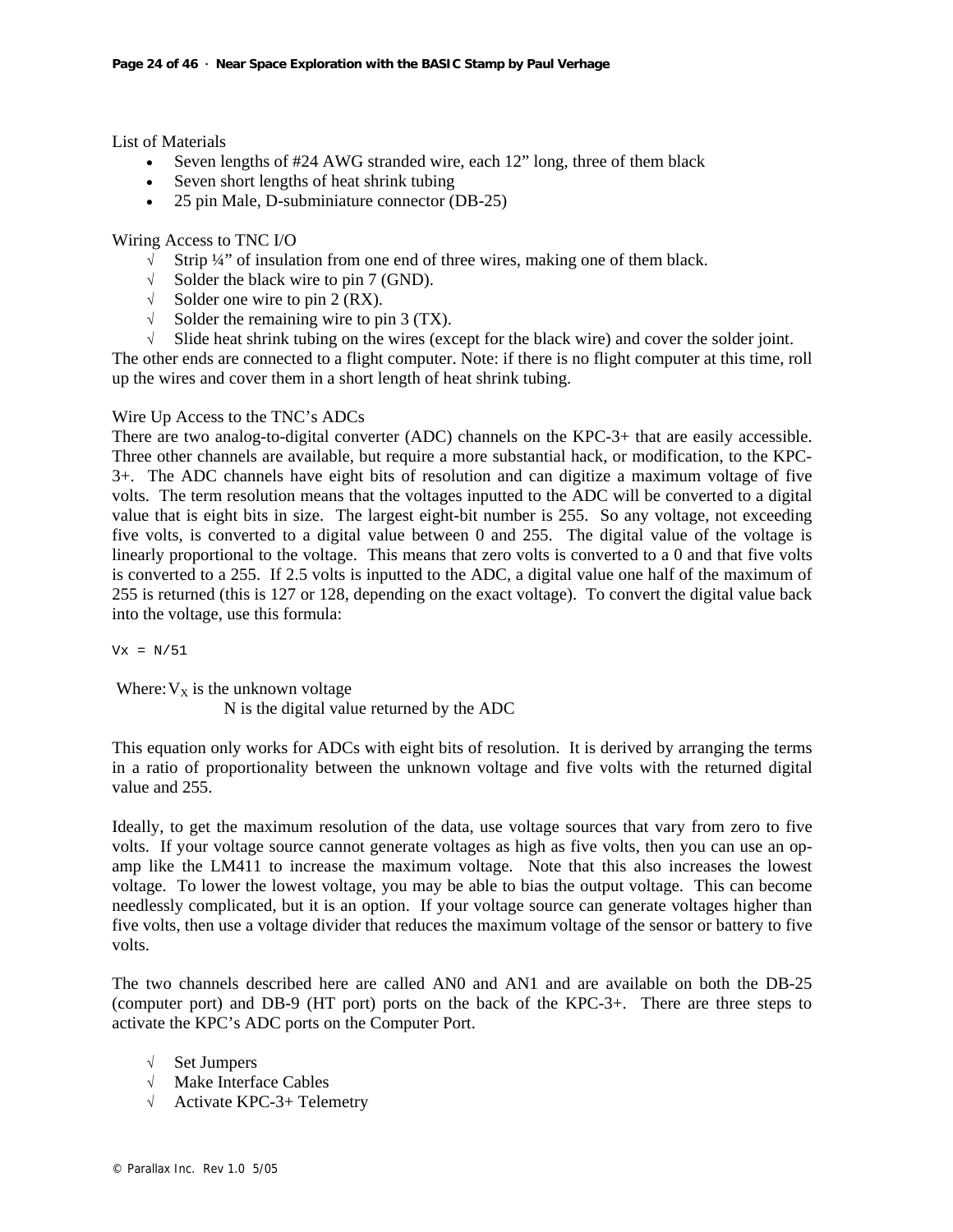List of Materials

- Seven lengths of #24 AWG stranded wire, each 12" long, three of them black
- Seven short lengths of heat shrink tubing
- 25 pin Male, D-subminiature connector (DB-25)

Wiring Access to TNC I/O

- √ Strip ¼" of insulation from one end of three wires, making one of them black.
- √ Solder the black wire to pin 7 (GND).
- √ Solder one wire to pin 2 (RX).
- √ Solder the remaining wire to pin 3 (TX).
- √ Slide heat shrink tubing on the wires (except for the black wire) and cover the solder joint.

The other ends are connected to a flight computer. Note: if there is no flight computer at this time, roll up the wires and cover them in a short length of heat shrink tubing.

Wire Up Access to the TNC's ADCs

There are two analog-to-digital converter (ADC) channels on the KPC-3+ that are easily accessible. Three other channels are available, but require a more substantial hack, or modification, to the KPC-3+. The ADC channels have eight bits of resolution and can digitize a maximum voltage of five volts. The term resolution means that the voltages inputted to the ADC will be converted to a digital value that is eight bits in size. The largest eight-bit number is 255. So any voltage, not exceeding five volts, is converted to a digital value between 0 and 255. The digital value of the voltage is linearly proportional to the voltage. This means that zero volts is converted to a 0 and that five volts is converted to a 255. If 2.5 volts is inputted to the ADC, a digital value one half of the maximum of 255 is returned (this is 127 or 128, depending on the exact voltage). To convert the digital value back into the voltage, use this formula:

```
Vx = N/51
```

Where: $V_X$ is the unknown voltage
N is the digital value returned by the ADC

This equation only works for ADCs with eight bits of resolution. It is derived by arranging the terms in a ratio of proportionality between the unknown voltage and five volts with the returned digital value and 255.

Ideally, to get the maximum resolution of the data, use voltage sources that vary from zero to five volts. If your voltage source cannot generate voltages as high as five volts, then you can use an op-amp like the LM411 to increase the maximum voltage. Note that this also increases the lowest voltage. To lower the lowest voltage, you may be able to bias the output voltage. This can become needlessly complicated, but it is an option. If your voltage source can generate voltages higher than five volts, then use a voltage divider that reduces the maximum voltage of the sensor or battery to five volts.

The two channels described here are called AN0 and AN1 and are available on both the DB-25 (computer port) and DB-9 (HT port) ports on the back of the KPC-3+. There are three steps to activate the KPC's ADC ports on the Computer Port.

- √ Set Jumpers
- √ Make Interface Cables
- √ Activate KPC-3+ Telemetry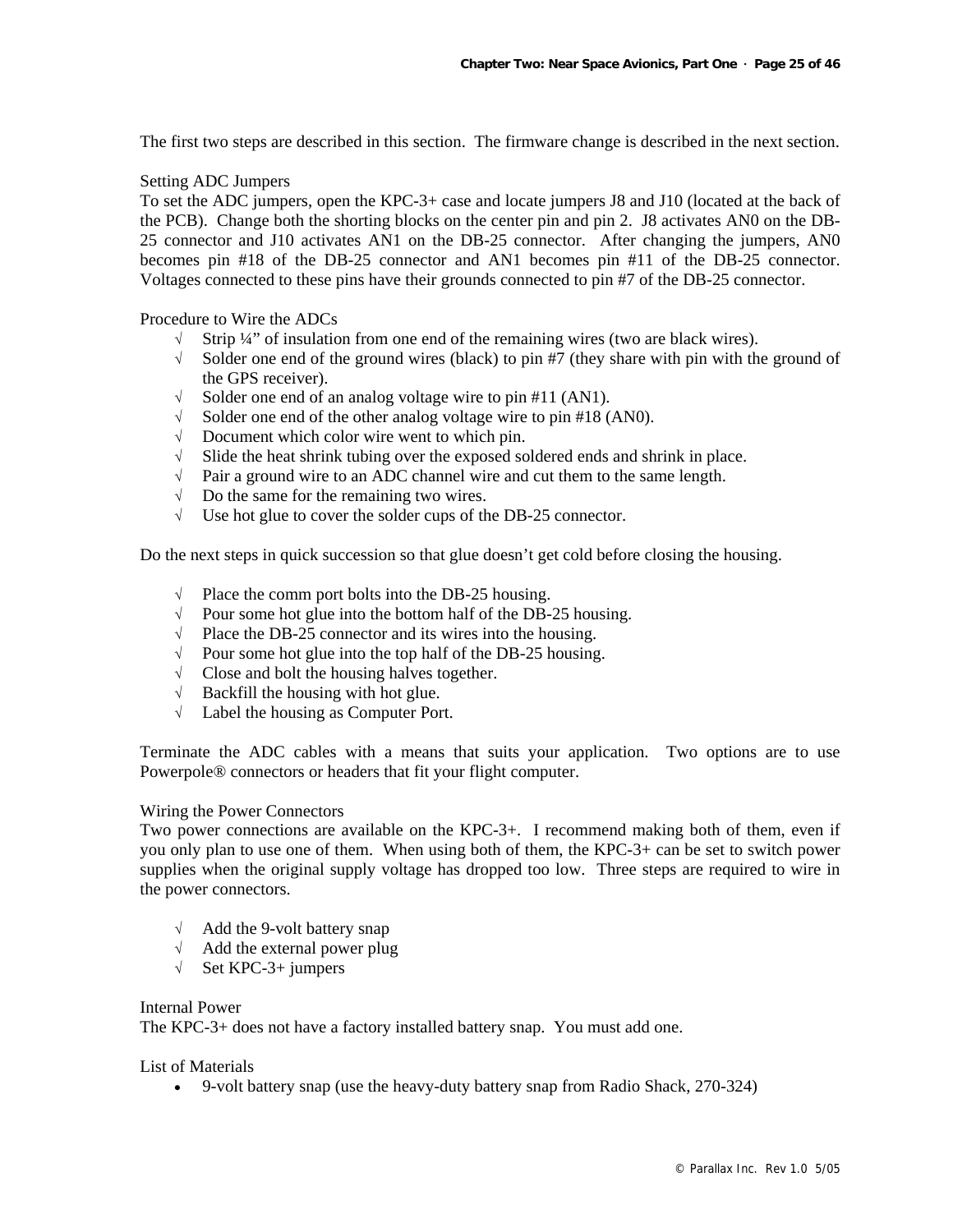The first two steps are described in this section. The firmware change is described in the next section.

### Setting ADC Jumpers

To set the ADC jumpers, open the KPC-3+ case and locate jumpers J8 and J10 (located at the back of the PCB). Change both the shorting blocks on the center pin and pin 2. J8 activates AN0 on the DB-25 connector and J10 activates AN1 on the DB-25 connector. After changing the jumpers, AN0 becomes pin #18 of the DB-25 connector and AN1 becomes pin #11 of the DB-25 connector. Voltages connected to these pins have their grounds connected to pin #7 of the DB-25 connector.

### Procedure to Wire the ADCs

- √ Strip ¼" of insulation from one end of the remaining wires (two are black wires).
- √ Solder one end of the ground wires (black) to pin #7 (they share with pin with the ground of the GPS receiver).
- √ Solder one end of an analog voltage wire to pin #11 (AN1).
- √ Solder one end of the other analog voltage wire to pin #18 (AN0).
- √ Document which color wire went to which pin.
- √ Slide the heat shrink tubing over the exposed soldered ends and shrink in place.
- √ Pair a ground wire to an ADC channel wire and cut them to the same length.
- √ Do the same for the remaining two wires.
- √ Use hot glue to cover the solder cups of the DB-25 connector.

Do the next steps in quick succession so that glue doesn't get cold before closing the housing.

- √ Place the comm port bolts into the DB-25 housing.
- √ Pour some hot glue into the bottom half of the DB-25 housing.
- √ Place the DB-25 connector and its wires into the housing.
- √ Pour some hot glue into the top half of the DB-25 housing.
- √ Close and bolt the housing halves together.
- √ Backfill the housing with hot glue.
- √ Label the housing as Computer Port.

Terminate the ADC cables with a means that suits your application. Two options are to use Powerpole® connectors or headers that fit your flight computer.

### Wiring the Power Connectors

Two power connections are available on the KPC-3+. I recommend making both of them, even if you only plan to use one of them. When using both of them, the KPC-3+ can be set to switch power supplies when the original supply voltage has dropped too low. Three steps are required to wire in the power connectors.

- √ Add the 9-volt battery snap
- √ Add the external power plug
- √ Set KPC-3+ jumpers

### Internal Power

The KPC-3+ does not have a factory installed battery snap. You must add one.

### List of Materials

- 9-volt battery snap (use the heavy-duty battery snap from Radio Shack, 270-324)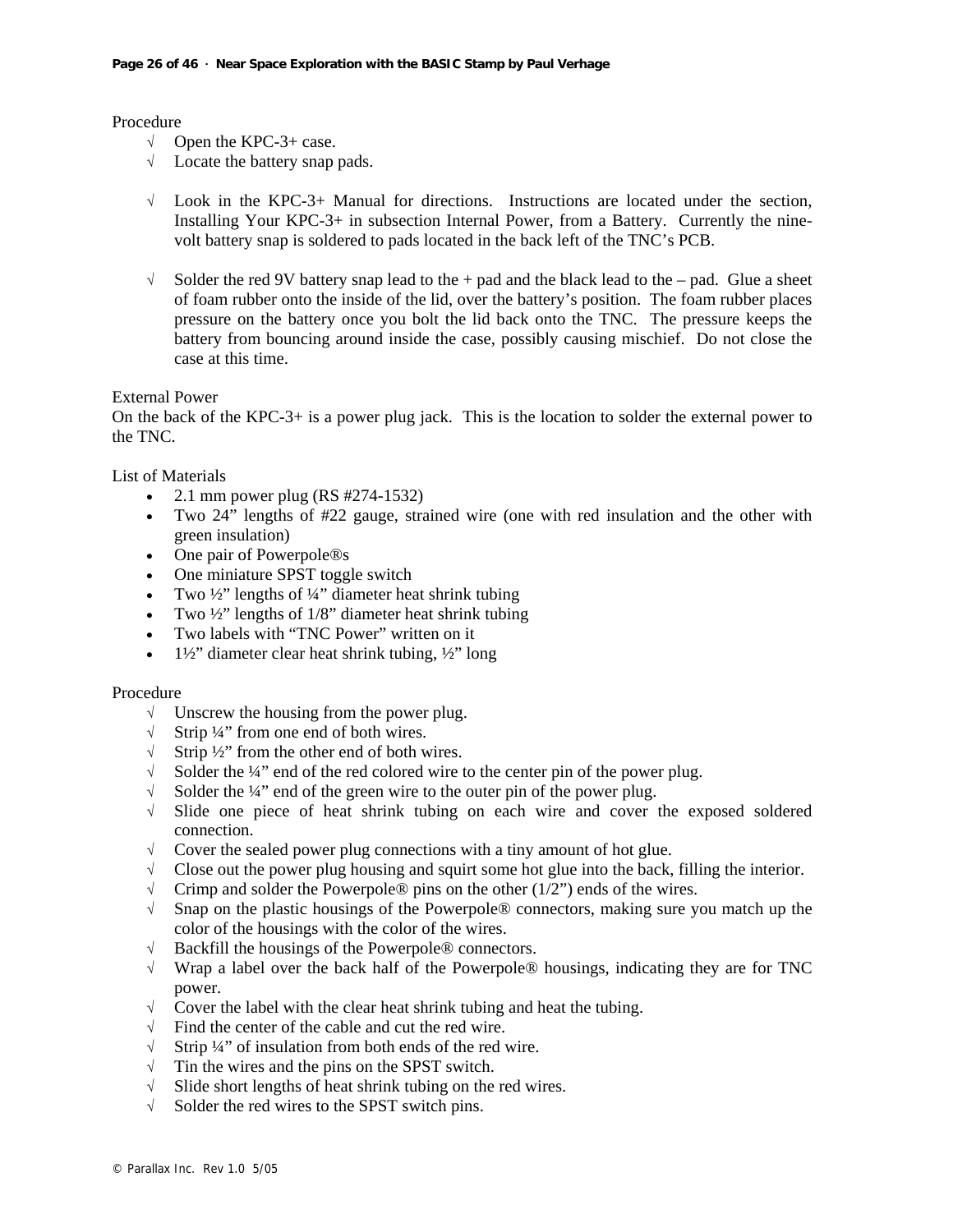Procedure

- √ Open the KPC-3+ case.
- √ Locate the battery snap pads.

- √ Look in the KPC-3+ Manual for directions. Instructions are located under the section, Installing Your KPC-3+ in subsection Internal Power, from a Battery. Currently the nine-volt battery snap is soldered to pads located in the back left of the TNC's PCB.

- √ Solder the red 9V battery snap lead to the + pad and the black lead to the – pad. Glue a sheet of foam rubber onto the inside of the lid, over the battery's position. The foam rubber places pressure on the battery once you bolt the lid back onto the TNC. The pressure keeps the battery from bouncing around inside the case, possibly causing mischief. Do not close the case at this time.

External Power

On the back of the KPC-3+ is a power plug jack. This is the location to solder the external power to the TNC.

List of Materials

- 2.1 mm power plug (RS #274-1532)
- Two 24" lengths of #22 gauge, strained wire (one with red insulation and the other with green insulation)
- One pair of Powerpole®s
- One miniature SPST toggle switch
- Two ½" lengths of ¼" diameter heat shrink tubing
- Two ½" lengths of 1/8" diameter heat shrink tubing
- Two labels with "TNC Power" written on it
- 1½" diameter clear heat shrink tubing, ½" long

Procedure

- √ Unscrew the housing from the power plug.
- √ Strip ¼" from one end of both wires.
- √ Strip ½" from the other end of both wires.
- √ Solder the ¼" end of the red colored wire to the center pin of the power plug.
- √ Solder the ¼" end of the green wire to the outer pin of the power plug.
- √ Slide one piece of heat shrink tubing on each wire and cover the exposed soldered connection.
- √ Cover the sealed power plug connections with a tiny amount of hot glue.
- √ Close out the power plug housing and squirt some hot glue into the back, filling the interior.
- √ Crimp and solder the Powerpole® pins on the other (1/2") ends of the wires.
- √ Snap on the plastic housings of the Powerpole® connectors, making sure you match up the color of the housings with the color of the wires.
- √ Backfill the housings of the Powerpole® connectors.
- √ Wrap a label over the back half of the Powerpole® housings, indicating they are for TNC power.
- √ Cover the label with the clear heat shrink tubing and heat the tubing.
- √ Find the center of the cable and cut the red wire.
- √ Strip ¼" of insulation from both ends of the red wire.
- √ Tin the wires and the pins on the SPST switch.
- √ Slide short lengths of heat shrink tubing on the red wires.
- √ Solder the red wires to the SPST switch pins.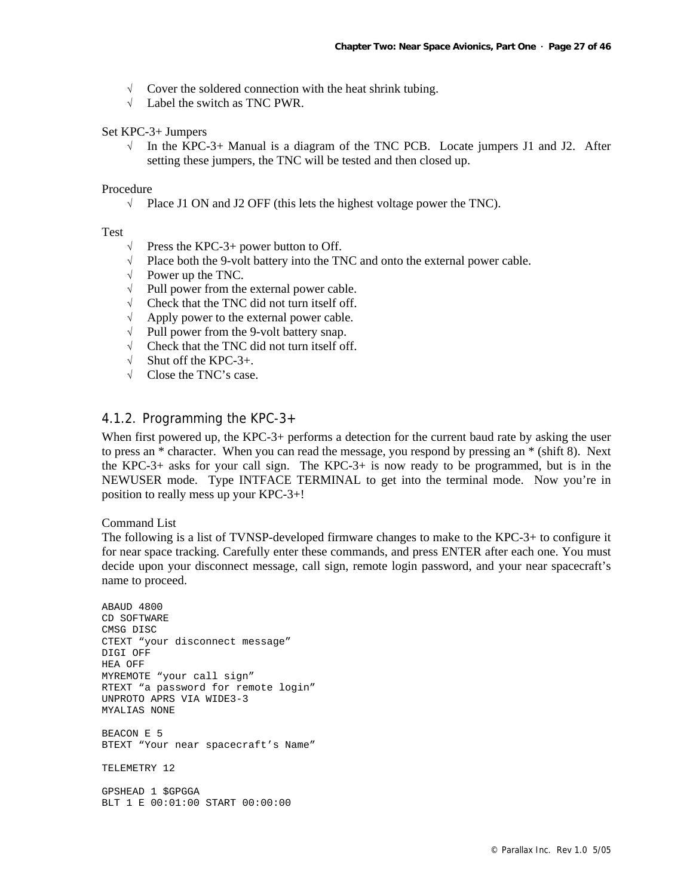√ Cover the soldered connection with the heat shrink tubing.
√ Label the switch as TNC PWR.

Set KPC-3+ Jumpers

√ In the KPC-3+ Manual is a diagram of the TNC PCB. Locate jumpers J1 and J2. After setting these jumpers, the TNC will be tested and then closed up.

Procedure

√ Place J1 ON and J2 OFF (this lets the highest voltage power the TNC).

Test

√ Press the KPC-3+ power button to Off.
√ Place both the 9-volt battery into the TNC and onto the external power cable.
√ Power up the TNC.
√ Pull power from the external power cable.
√ Check that the TNC did not turn itself off.
√ Apply power to the external power cable.
√ Pull power from the 9-volt battery snap.
√ Check that the TNC did not turn itself off.
√ Shut off the KPC-3+.
√ Close the TNC's case.

### 4.1.2. Programming the KPC-3+

When first powered up, the KPC-3+ performs a detection for the current baud rate by asking the user to press an * character. When you can read the message, you respond by pressing an * (shift 8). Next the KPC-3+ asks for your call sign. The KPC-3+ is now ready to be programmed, but is in the NEWUSER mode. Type INTFACE TERMINAL to get into the terminal mode. Now you're in position to really mess up your KPC-3+!

Command List

The following is a list of TVNSP-developed firmware changes to make to the KPC-3+ to configure it for near space tracking. Carefully enter these commands, and press ENTER after each one. You must decide upon your disconnect message, call sign, remote login password, and your near spacecraft's name to proceed.

```
ABAUD 4800
CD SOFTWARE
CMSG DISC
CTEXT "your disconnect message"
DIGI OFF
HEA OFF
MYREMOTE "your call sign"
RTEXT "a password for remote login"
UNPROTO APRS VIA WIDE3-3
MYALIAS NONE

BEACON E 5
BTEXT "Your near spacecraft's Name"

TELEMETRY 12

GPSHEAD 1 $GPGGA
BLT 1 E 00:01:00 START 00:00:00
```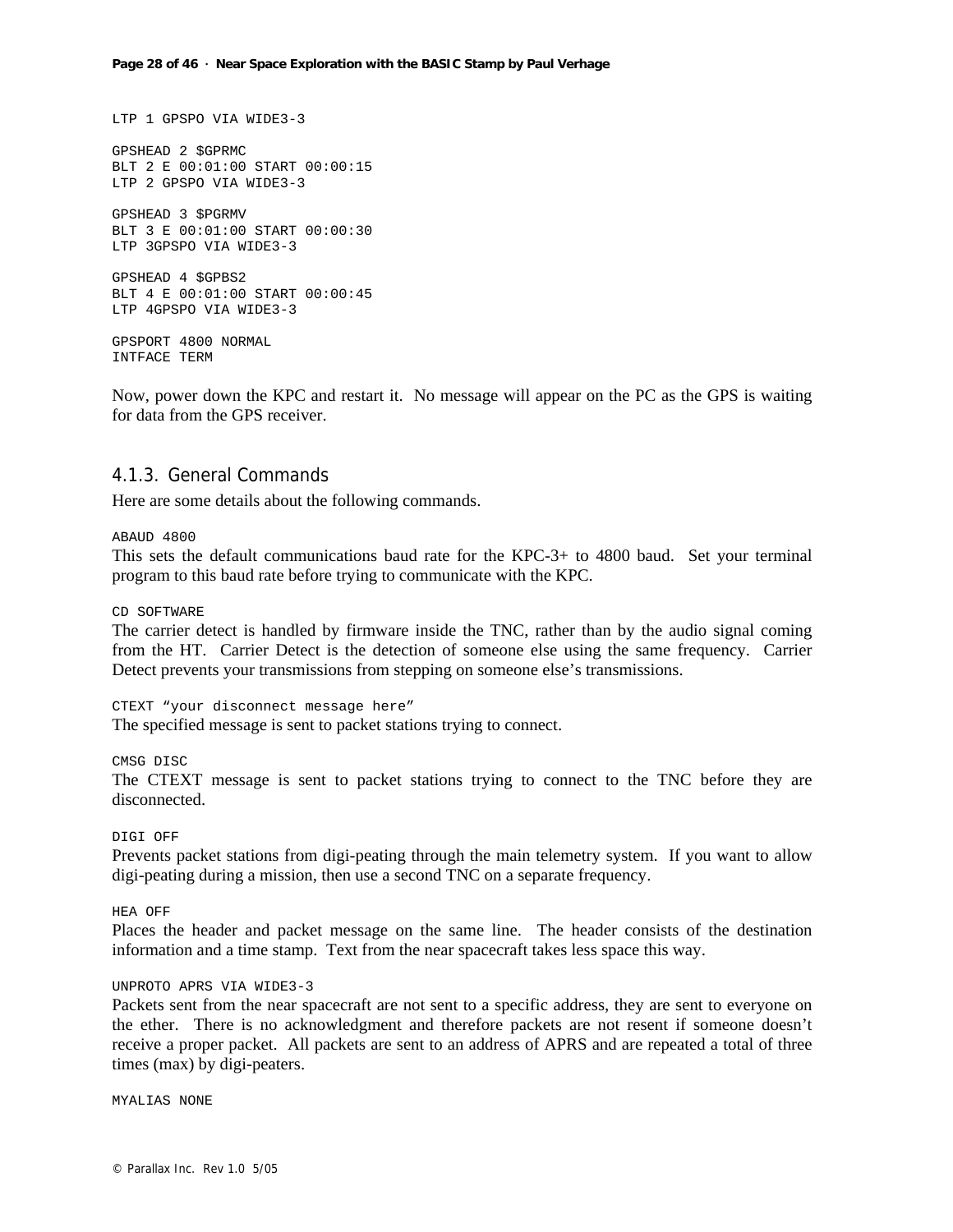```
LTP 1 GPSPO VIA WIDE3-3

GPSHEAD 2 $GPRMC
BLT 2 E 00:01:00 START 00:00:15
LTP 2 GPSPO VIA WIDE3-3

GPSHEAD 3 $PGRMV
BLT 3 E 00:01:00 START 00:00:30
LTP 3GPSPO VIA WIDE3-3

GPSHEAD 4 $GPBS2
BLT 4 E 00:01:00 START 00:00:45
LTP 4GPSPO VIA WIDE3-3

GPSPORT 4800 NORMAL
INTFACE TERM
```

Now, power down the KPC and restart it. No message will appear on the PC as the GPS is waiting for data from the GPS receiver.

### 4.1.3. General Commands

Here are some details about the following commands.

`ABAUD 4800`

This sets the default communications baud rate for the KPC-3+ to 4800 baud. Set your terminal program to this baud rate before trying to communicate with the KPC.

`CD SOFTWARE`

The carrier detect is handled by firmware inside the TNC, rather than by the audio signal coming from the HT. Carrier Detect is the detection of someone else using the same frequency. Carrier Detect prevents your transmissions from stepping on someone else's transmissions.

`CTEXT "your disconnect message here"`

The specified message is sent to packet stations trying to connect.

`CMSG DISC`

The CTEXT message is sent to packet stations trying to connect to the TNC before they are disconnected.

`DIGI OFF`

Prevents packet stations from digi-peating through the main telemetry system. If you want to allow digi-peating during a mission, then use a second TNC on a separate frequency.

`HEA OFF`

Places the header and packet message on the same line. The header consists of the destination information and a time stamp. Text from the near spacecraft takes less space this way.

`UNPROTO APRS VIA WIDE3-3`

Packets sent from the near spacecraft are not sent to a specific address, they are sent to everyone on the ether. There is no acknowledgment and therefore packets are not resent if someone doesn't receive a proper packet. All packets are sent to an address of APRS and are repeated a total of three times (max) by digi-peaters.

`MYALIAS NONE`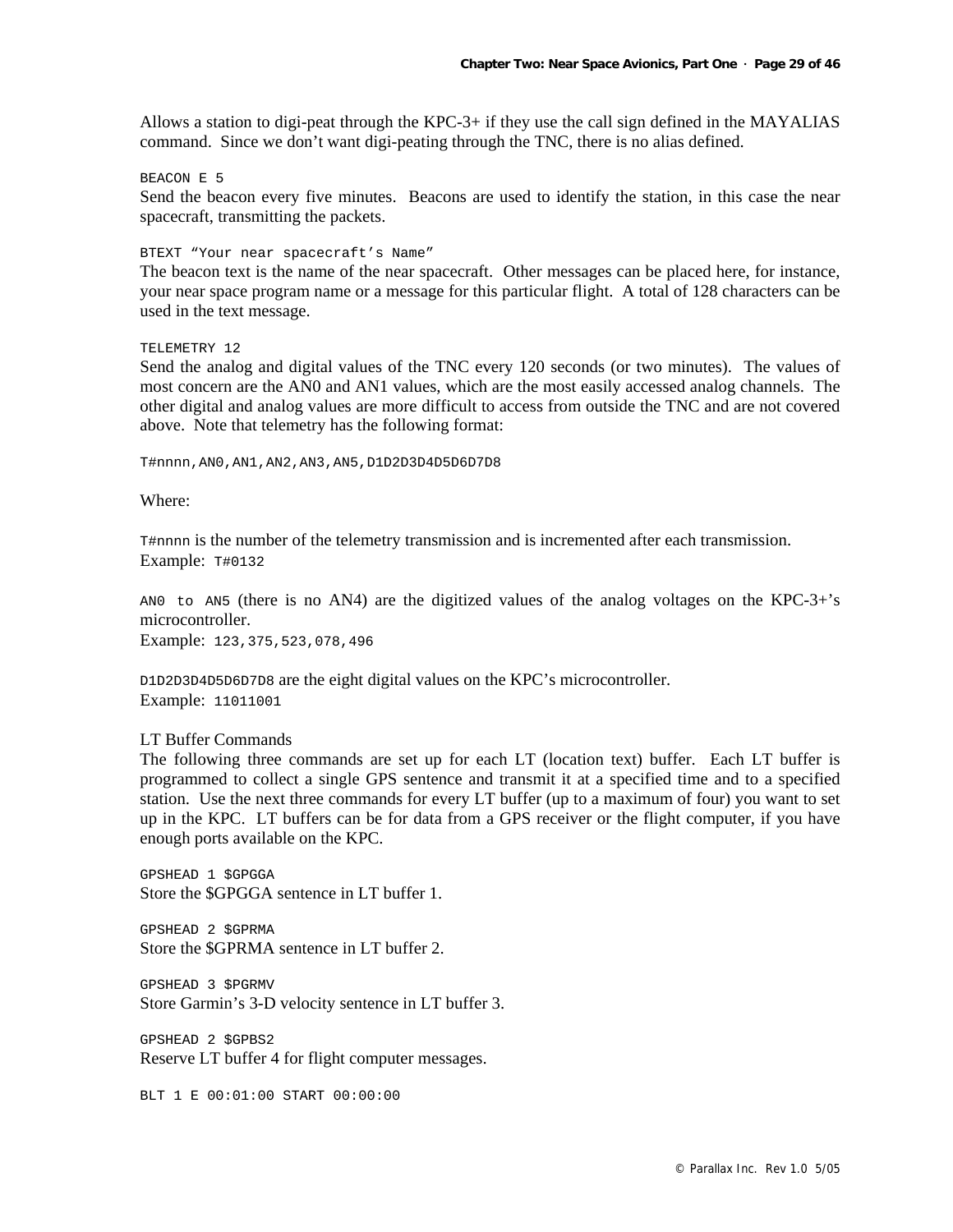Allows a station to digi-peat through the KPC-3+ if they use the call sign defined in the MAYALIAS command. Since we don't want digi-peating through the TNC, there is no alias defined.

```
BEACON E 5
```

Send the beacon every five minutes. Beacons are used to identify the station, in this case the near spacecraft, transmitting the packets.

```
BTEXT "Your near spacecraft's Name"
```

The beacon text is the name of the near spacecraft. Other messages can be placed here, for instance, your near space program name or a message for this particular flight. A total of 128 characters can be used in the text message.

```
TELEMETRY 12
```

Send the analog and digital values of the TNC every 120 seconds (or two minutes). The values of most concern are the AN0 and AN1 values, which are the most easily accessed analog channels. The other digital and analog values are more difficult to access from outside the TNC and are not covered above. Note that telemetry has the following format:

```
T#nnnn,AN0,AN1,AN2,AN3,AN5,D1D2D3D4D5D6D7D8
```

Where:

`T#nnnn` is the number of the telemetry transmission and is incremented after each transmission.
Example: `T#0132`

`AN0 to AN5` (there is no AN4) are the digitized values of the analog voltages on the KPC-3+'s microcontroller.
Example: `123,375,523,078,496`

`D1D2D3D4D5D6D7D8` are the eight digital values on the KPC's microcontroller.
Example: `11011001`

LT Buffer Commands

The following three commands are set up for each LT (location text) buffer. Each LT buffer is programmed to collect a single GPS sentence and transmit it at a specified time and to a specified station. Use the next three commands for every LT buffer (up to a maximum of four) you want to set up in the KPC. LT buffers can be for data from a GPS receiver or the flight computer, if you have enough ports available on the KPC.

```
GPSHEAD 1 $GPGGA
```

Store the $GPGGA sentence in LT buffer 1.

```
GPSHEAD 2 $GPRMA
```

Store the $GPRMA sentence in LT buffer 2.

```
GPSHEAD 3 $PGRMV
```

Store Garmin's 3-D velocity sentence in LT buffer 3.

```
GPSHEAD 2 $GPBS2
```

Reserve LT buffer 4 for flight computer messages.

```
BLT 1 E 00:01:00 START 00:00:00
```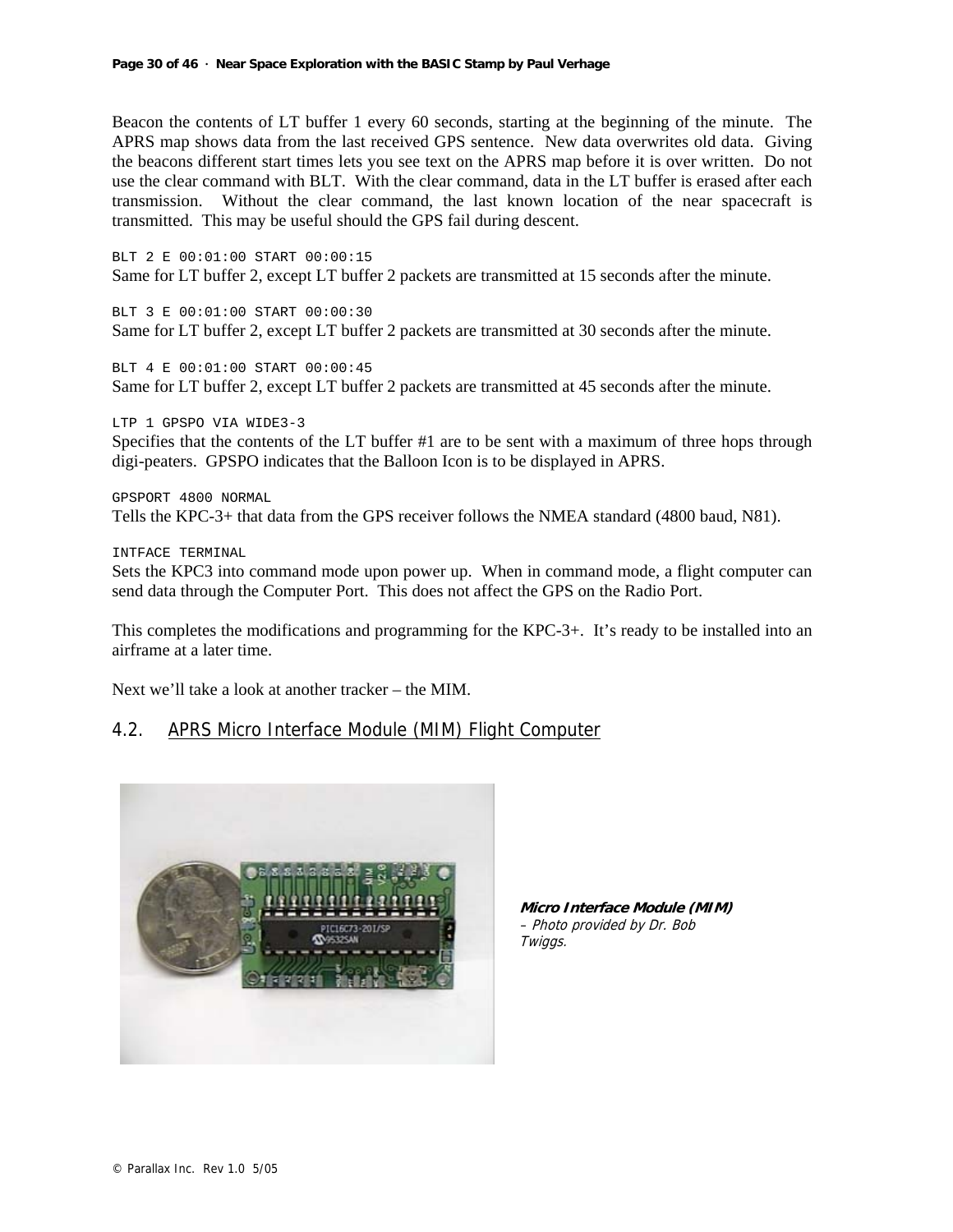Beacon the contents of LT buffer 1 every 60 seconds, starting at the beginning of the minute. The APRS map shows data from the last received GPS sentence. New data overwrites old data. Giving the beacons different start times lets you see text on the APRS map before it is over written. Do not use the clear command with BLT. With the clear command, data in the LT buffer is erased after each transmission. Without the clear command, the last known location of the near spacecraft is transmitted. This may be useful should the GPS fail during descent.

```
BLT 2 E 00:01:00 START 00:00:15
```

Same for LT buffer 2, except LT buffer 2 packets are transmitted at 15 seconds after the minute.

```
BLT 3 E 00:01:00 START 00:00:30
```

Same for LT buffer 2, except LT buffer 2 packets are transmitted at 30 seconds after the minute.

```
BLT 4 E 00:01:00 START 00:00:45
```

Same for LT buffer 2, except LT buffer 2 packets are transmitted at 45 seconds after the minute.

```
LTP 1 GPSPO VIA WIDE3-3
```

Specifies that the contents of the LT buffer #1 are to be sent with a maximum of three hops through digi-peaters. GPSPO indicates that the Balloon Icon is to be displayed in APRS.

```
GPSPORT 4800 NORMAL
```

Tells the KPC-3+ that data from the GPS receiver follows the NMEA standard (4800 baud, N81).

```
INTFACE TERMINAL
```

Sets the KPC3 into command mode upon power up. When in command mode, a flight computer can send data through the Computer Port. This does not affect the GPS on the Radio Port.

This completes the modifications and programming for the KPC-3+. It's ready to be installed into an airframe at a later time.

Next we'll take a look at another tracker – the MIM.

## 4.2. APRS Micro Interface Module (MIM) Flight Computer

***Micro Interface Module (MIM)*** *– Photo provided by Dr. Bob Twiggs.*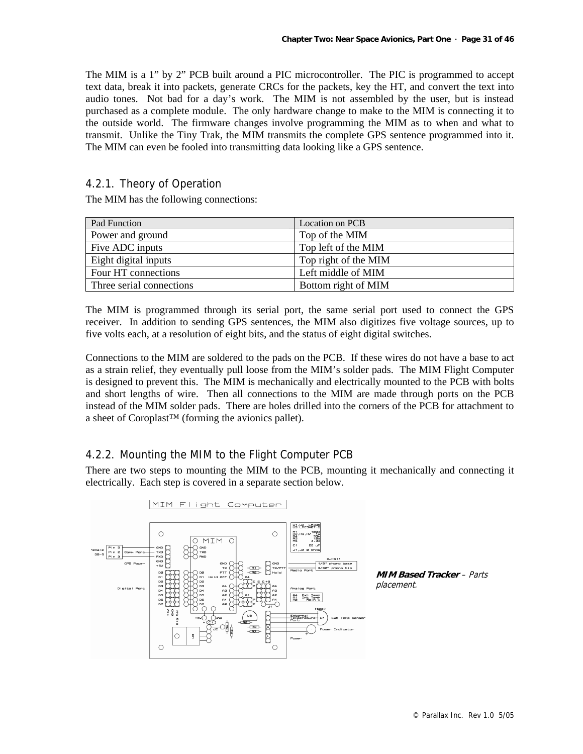The MIM is a 1" by 2" PCB built around a PIC microcontroller. The PIC is programmed to accept text data, break it into packets, generate CRCs for the packets, key the HT, and convert the text into audio tones. Not bad for a day's work. The MIM is not assembled by the user, but is instead purchased as a complete module. The only hardware change to make to the MIM is connecting it to the outside world. The firmware changes involve programming the MIM as to when and what to transmit. Unlike the Tiny Trak, the MIM transmits the complete GPS sentence programmed into it. The MIM can even be fooled into transmitting data looking like a GPS sentence.

### 4.2.1. Theory of Operation

The MIM has the following connections:

| Pad Function | Location on PCB |
|---|---|
| Power and ground | Top of the MIM |
| Five ADC inputs | Top left of the MIM |
| Eight digital inputs | Top right of the MIM |
| Four HT connections | Left middle of MIM |
| Three serial connections | Bottom right of MIM |

The MIM is programmed through its serial port, the same serial port used to connect the GPS receiver. In addition to sending GPS sentences, the MIM also digitizes five voltage sources, up to five volts each, at a resolution of eight bits, and the status of eight digital switches.

Connections to the MIM are soldered to the pads on the PCB. If these wires do not have a base to act as a strain relief, they eventually pull loose from the MIM's solder pads. The MIM Flight Computer is designed to prevent this. The MIM is mechanically and electrically mounted to the PCB with bolts and short lengths of wire. Then all connections to the MIM are made through ports on the PCB instead of the MIM solder pads. There are holes drilled into the corners of the PCB for attachment to a sheet of Coroplast™ (forming the avionics pallet).

### 4.2.2. Mounting the MIM to the Flight Computer PCB

There are two steps to mounting the MIM to the PCB, mounting it mechanically and connecting it electrically. Each step is covered in a separate section below.

***MIM Based Tracker*** *– Parts placement.*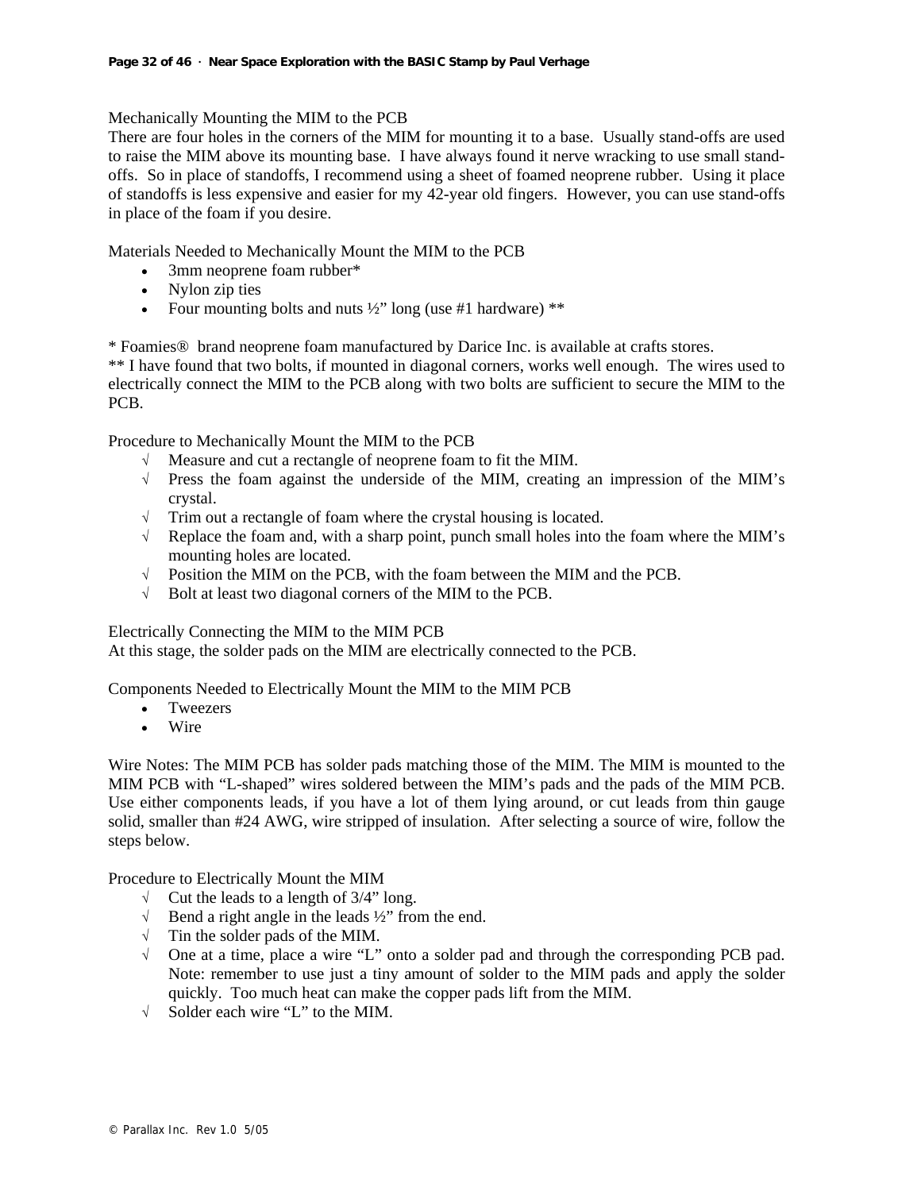Mechanically Mounting the MIM to the PCB

There are four holes in the corners of the MIM for mounting it to a base. Usually stand-offs are used to raise the MIM above its mounting base. I have always found it nerve wracking to use small stand-offs. So in place of standoffs, I recommend using a sheet of foamed neoprene rubber. Using it place of standoffs is less expensive and easier for my 42-year old fingers. However, you can use stand-offs in place of the foam if you desire.

Materials Needed to Mechanically Mount the MIM to the PCB

- 3mm neoprene foam rubber*
- Nylon zip ties
- Four mounting bolts and nuts ½" long (use #1 hardware) **

* Foamies® brand neoprene foam manufactured by Darice Inc. is available at crafts stores.
** I have found that two bolts, if mounted in diagonal corners, works well enough. The wires used to electrically connect the MIM to the PCB along with two bolts are sufficient to secure the MIM to the PCB.

Procedure to Mechanically Mount the MIM to the PCB

- √ Measure and cut a rectangle of neoprene foam to fit the MIM.
- √ Press the foam against the underside of the MIM, creating an impression of the MIM's crystal.
- √ Trim out a rectangle of foam where the crystal housing is located.
- √ Replace the foam and, with a sharp point, punch small holes into the foam where the MIM's mounting holes are located.
- √ Position the MIM on the PCB, with the foam between the MIM and the PCB.
- √ Bolt at least two diagonal corners of the MIM to the PCB.

Electrically Connecting the MIM to the MIM PCB

At this stage, the solder pads on the MIM are electrically connected to the PCB.

Components Needed to Electrically Mount the MIM to the MIM PCB

- Tweezers
- Wire

Wire Notes: The MIM PCB has solder pads matching those of the MIM. The MIM is mounted to the MIM PCB with "L-shaped" wires soldered between the MIM's pads and the pads of the MIM PCB. Use either components leads, if you have a lot of them lying around, or cut leads from thin gauge solid, smaller than #24 AWG, wire stripped of insulation. After selecting a source of wire, follow the steps below.

Procedure to Electrically Mount the MIM

- √ Cut the leads to a length of 3/4" long.
- √ Bend a right angle in the leads ½" from the end.
- √ Tin the solder pads of the MIM.
- √ One at a time, place a wire "L" onto a solder pad and through the corresponding PCB pad. Note: remember to use just a tiny amount of solder to the MIM pads and apply the solder quickly. Too much heat can make the copper pads lift from the MIM.
- √ Solder each wire "L" to the MIM.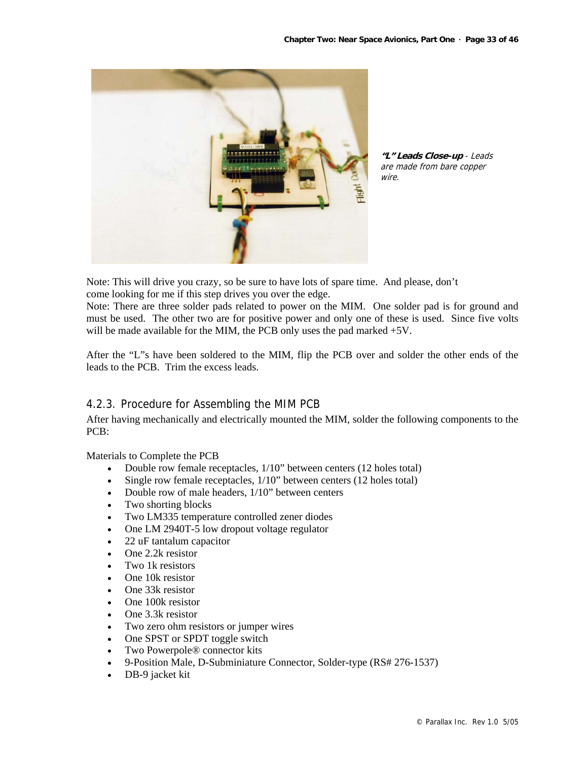***"L" Leads Close-up*** *- Leads are made from bare copper wire.*

Note: This will drive you crazy, so be sure to have lots of spare time. And please, don't come looking for me if this step drives you over the edge.
Note: There are three solder pads related to power on the MIM. One solder pad is for ground and must be used. The other two are for positive power and only one of these is used. Since five volts will be made available for the MIM, the PCB only uses the pad marked +5V.

After the "L"s have been soldered to the MIM, flip the PCB over and solder the other ends of the leads to the PCB. Trim the excess leads.

### 4.2.3. Procedure for Assembling the MIM PCB

After having mechanically and electrically mounted the MIM, solder the following components to the PCB:

Materials to Complete the PCB

- Double row female receptacles, 1/10" between centers (12 holes total)
- Single row female receptacles, 1/10" between centers (12 holes total)
- Double row of male headers, 1/10" between centers
- Two shorting blocks
- Two LM335 temperature controlled zener diodes
- One LM 2940T-5 low dropout voltage regulator
- 22 uF tantalum capacitor
- One 2.2k resistor
- Two 1k resistors
- One 10k resistor
- One 33k resistor
- One 100k resistor
- One 3.3k resistor
- Two zero ohm resistors or jumper wires
- One SPST or SPDT toggle switch
- Two Powerpole® connector kits
- 9-Position Male, D-Subminiature Connector, Solder-type (RS# 276-1537)
- DB-9 jacket kit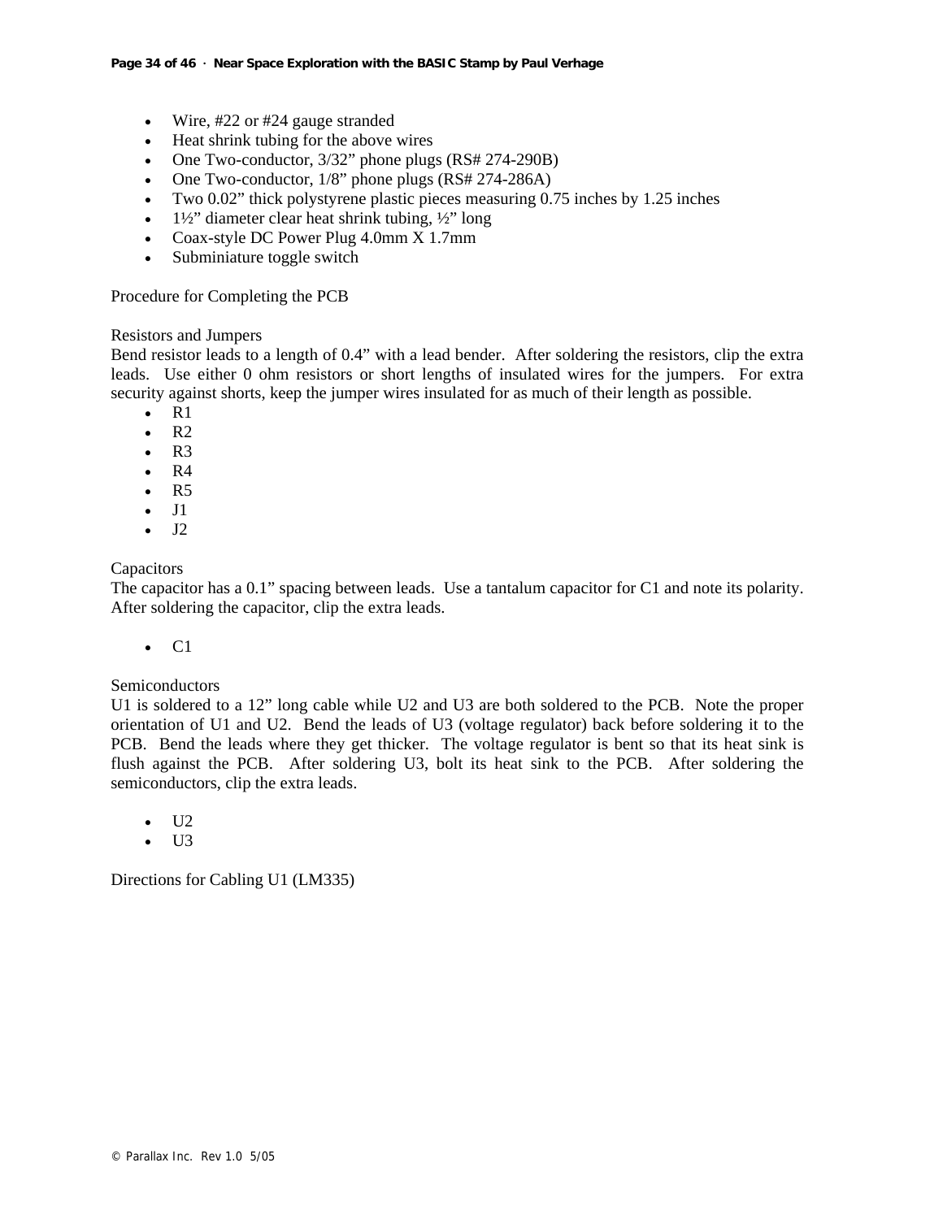- Wire, #22 or #24 gauge stranded
- Heat shrink tubing for the above wires
- One Two-conductor, 3/32" phone plugs (RS# 274-290B)
- One Two-conductor, 1/8" phone plugs (RS# 274-286A)
- Two 0.02" thick polystyrene plastic pieces measuring 0.75 inches by 1.25 inches
- 1½" diameter clear heat shrink tubing, ½" long
- Coax-style DC Power Plug 4.0mm X 1.7mm
- Subminiature toggle switch

Procedure for Completing the PCB

Resistors and Jumpers
Bend resistor leads to a length of 0.4" with a lead bender. After soldering the resistors, clip the extra leads. Use either 0 ohm resistors or short lengths of insulated wires for the jumpers. For extra security against shorts, keep the jumper wires insulated for as much of their length as possible.

- R1
- R2
- R3
- R4
- R5
- J1
- J2

Capacitors
The capacitor has a 0.1" spacing between leads. Use a tantalum capacitor for C1 and note its polarity. After soldering the capacitor, clip the extra leads.

- C1

Semiconductors
U1 is soldered to a 12" long cable while U2 and U3 are both soldered to the PCB. Note the proper orientation of U1 and U2. Bend the leads of U3 (voltage regulator) back before soldering it to the PCB. Bend the leads where they get thicker. The voltage regulator is bent so that its heat sink is flush against the PCB. After soldering U3, bolt its heat sink to the PCB. After soldering the semiconductors, clip the extra leads.

- U2
- U3

Directions for Cabling U1 (LM335)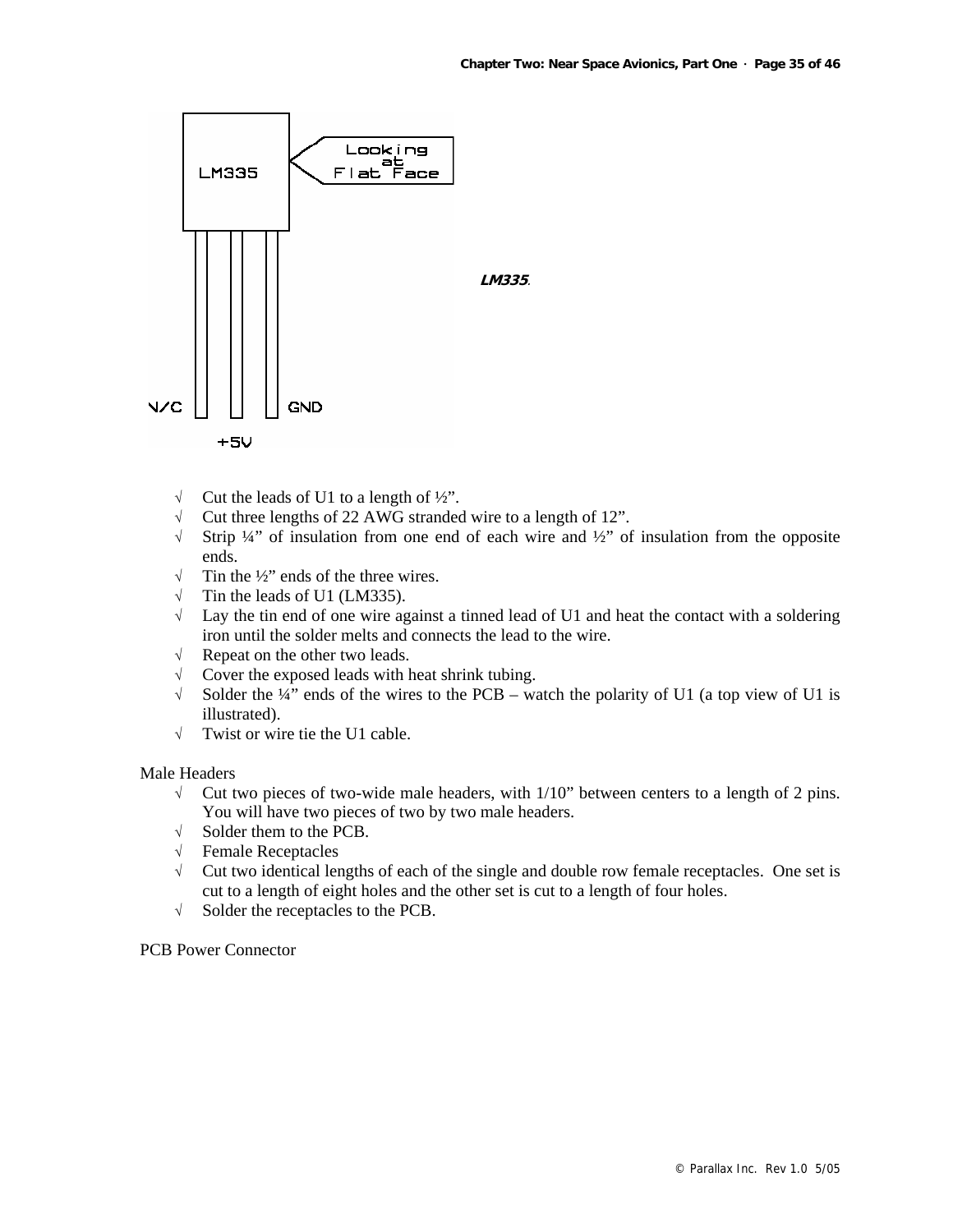LM335.

- √ Cut the leads of U1 to a length of ½".
- √ Cut three lengths of 22 AWG stranded wire to a length of 12".
- √ Strip ¼" of insulation from one end of each wire and ½" of insulation from the opposite ends.
- √ Tin the ½" ends of the three wires.
- √ Tin the leads of U1 (LM335).
- √ Lay the tin end of one wire against a tinned lead of U1 and heat the contact with a soldering iron until the solder melts and connects the lead to the wire.
- √ Repeat on the other two leads.
- √ Cover the exposed leads with heat shrink tubing.
- √ Solder the ¼" ends of the wires to the PCB – watch the polarity of U1 (a top view of U1 is illustrated).
- √ Twist or wire tie the U1 cable.

Male Headers

- √ Cut two pieces of two-wide male headers, with 1/10" between centers to a length of 2 pins. You will have two pieces of two by two male headers.
- √ Solder them to the PCB.
- √ Female Receptacles
- √ Cut two identical lengths of each of the single and double row female receptacles. One set is cut to a length of eight holes and the other set is cut to a length of four holes.
- √ Solder the receptacles to the PCB.

PCB Power Connector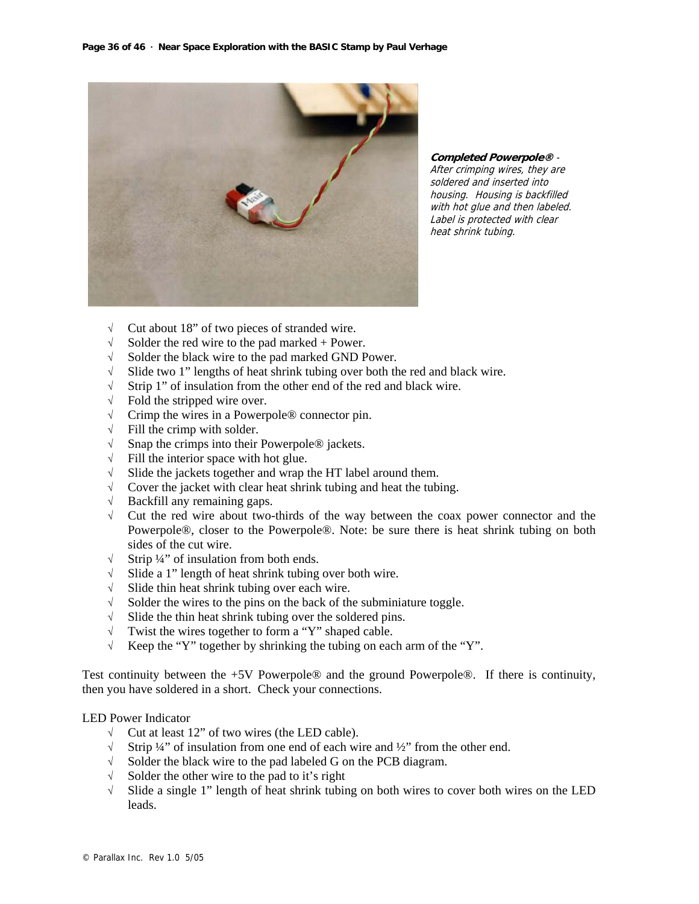***Completed Powerpole®*** - *After crimping wires, they are soldered and inserted into housing. Housing is backfilled with hot glue and then labeled. Label is protected with clear heat shrink tubing.*

- √ Cut about 18” of two pieces of stranded wire.
- √ Solder the red wire to the pad marked + Power.
- √ Solder the black wire to the pad marked GND Power.
- √ Slide two 1” lengths of heat shrink tubing over both the red and black wire.
- √ Strip 1” of insulation from the other end of the red and black wire.
- √ Fold the stripped wire over.
- √ Crimp the wires in a Powerpole® connector pin.
- √ Fill the crimp with solder.
- √ Snap the crimps into their Powerpole® jackets.
- √ Fill the interior space with hot glue.
- √ Slide the jackets together and wrap the HT label around them.
- √ Cover the jacket with clear heat shrink tubing and heat the tubing.
- √ Backfill any remaining gaps.
- √ Cut the red wire about two-thirds of the way between the coax power connector and the Powerpole®, closer to the Powerpole®. Note: be sure there is heat shrink tubing on both sides of the cut wire.
- √ Strip ¼” of insulation from both ends.
- √ Slide a 1” length of heat shrink tubing over both wire.
- √ Slide thin heat shrink tubing over each wire.
- √ Solder the wires to the pins on the back of the subminiature toggle.
- √ Slide the thin heat shrink tubing over the soldered pins.
- √ Twist the wires together to form a “Y” shaped cable.
- √ Keep the “Y” together by shrinking the tubing on each arm of the “Y”.

Test continuity between the +5V Powerpole® and the ground Powerpole®. If there is continuity, then you have soldered in a short. Check your connections.

LED Power Indicator

- √ Cut at least 12” of two wires (the LED cable).
- √ Strip ¼” of insulation from one end of each wire and ½” from the other end.
- √ Solder the black wire to the pad labeled G on the PCB diagram.
- √ Solder the other wire to the pad to it’s right
- √ Slide a single 1” length of heat shrink tubing on both wires to cover both wires on the LED leads.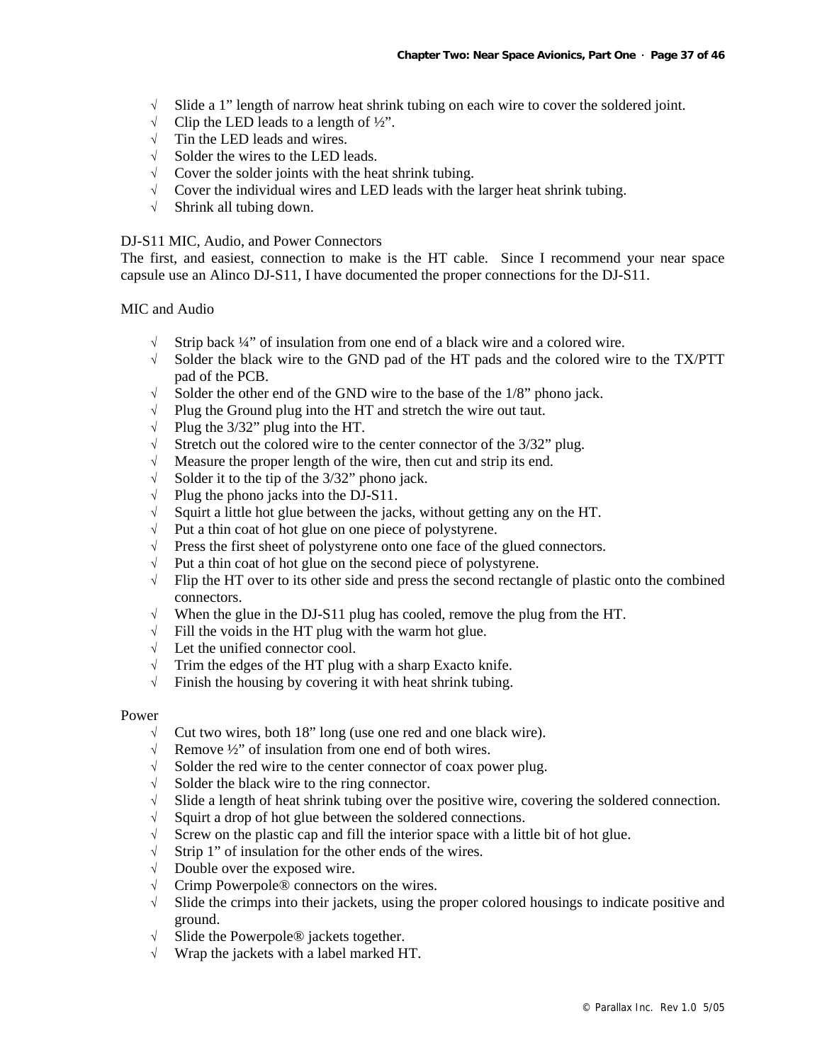- √ Slide a 1” length of narrow heat shrink tubing on each wire to cover the soldered joint.
- √ Clip the LED leads to a length of ½”.
- √ Tin the LED leads and wires.
- √ Solder the wires to the LED leads.
- √ Cover the solder joints with the heat shrink tubing.
- √ Cover the individual wires and LED leads with the larger heat shrink tubing.
- √ Shrink all tubing down.

DJ-S11 MIC, Audio, and Power Connectors

The first, and easiest, connection to make is the HT cable. Since I recommend your near space capsule use an Alinco DJ-S11, I have documented the proper connections for the DJ-S11.

MIC and Audio

- √ Strip back ¼” of insulation from one end of a black wire and a colored wire.
- √ Solder the black wire to the GND pad of the HT pads and the colored wire to the TX/PTT pad of the PCB.
- √ Solder the other end of the GND wire to the base of the 1/8” phono jack.
- √ Plug the Ground plug into the HT and stretch the wire out taut.
- √ Plug the 3/32” plug into the HT.
- √ Stretch out the colored wire to the center connector of the 3/32” plug.
- √ Measure the proper length of the wire, then cut and strip its end.
- √ Solder it to the tip of the 3/32” phono jack.
- √ Plug the phono jacks into the DJ-S11.
- √ Squirt a little hot glue between the jacks, without getting any on the HT.
- √ Put a thin coat of hot glue on one piece of polystyrene.
- √ Press the first sheet of polystyrene onto one face of the glued connectors.
- √ Put a thin coat of hot glue on the second piece of polystyrene.
- √ Flip the HT over to its other side and press the second rectangle of plastic onto the combined connectors.
- √ When the glue in the DJ-S11 plug has cooled, remove the plug from the HT.
- √ Fill the voids in the HT plug with the warm hot glue.
- √ Let the unified connector cool.
- √ Trim the edges of the HT plug with a sharp Exacto knife.
- √ Finish the housing by covering it with heat shrink tubing.

Power

- √ Cut two wires, both 18” long (use one red and one black wire).
- √ Remove ½” of insulation from one end of both wires.
- √ Solder the red wire to the center connector of coax power plug.
- √ Solder the black wire to the ring connector.
- √ Slide a length of heat shrink tubing over the positive wire, covering the soldered connection.
- √ Squirt a drop of hot glue between the soldered connections.
- √ Screw on the plastic cap and fill the interior space with a little bit of hot glue.
- √ Strip 1” of insulation for the other ends of the wires.
- √ Double over the exposed wire.
- √ Crimp Powerpole® connectors on the wires.
- √ Slide the crimps into their jackets, using the proper colored housings to indicate positive and ground.
- √ Slide the Powerpole® jackets together.
- √ Wrap the jackets with a label marked HT.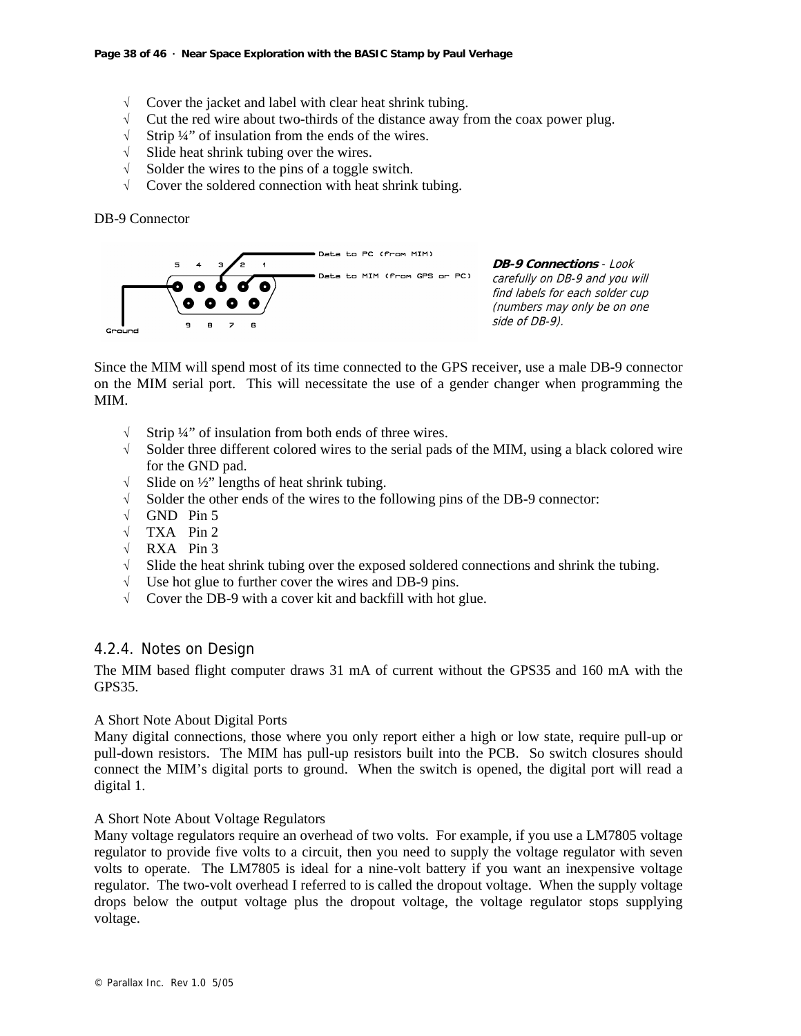√ Cover the jacket and label with clear heat shrink tubing.
√ Cut the red wire about two-thirds of the distance away from the coax power plug.
√ Strip ¼" of insulation from the ends of the wires.
√ Slide heat shrink tubing over the wires.
√ Solder the wires to the pins of a toggle switch.
√ Cover the soldered connection with heat shrink tubing.

DB-9 Connector

*DB-9 Connections - Look carefully on DB-9 and you will find labels for each solder cup (numbers may only be on one side of DB-9).*

Since the MIM will spend most of its time connected to the GPS receiver, use a male DB-9 connector on the MIM serial port. This will necessitate the use of a gender changer when programming the MIM.

√ Strip ¼" of insulation from both ends of three wires.
√ Solder three different colored wires to the serial pads of the MIM, using a black colored wire for the GND pad.
√ Slide on ½" lengths of heat shrink tubing.
√ Solder the other ends of the wires to the following pins of the DB-9 connector:
√ GND Pin 5
√ TXA Pin 2
√ RXA Pin 3
√ Slide the heat shrink tubing over the exposed soldered connections and shrink the tubing.
√ Use hot glue to further cover the wires and DB-9 pins.
√ Cover the DB-9 with a cover kit and backfill with hot glue.

### 4.2.4. Notes on Design

The MIM based flight computer draws 31 mA of current without the GPS35 and 160 mA with the GPS35.

A Short Note About Digital Ports
Many digital connections, those where you only report either a high or low state, require pull-up or pull-down resistors. The MIM has pull-up resistors built into the PCB. So switch closures should connect the MIM's digital ports to ground. When the switch is opened, the digital port will read a digital 1.

A Short Note About Voltage Regulators
Many voltage regulators require an overhead of two volts. For example, if you use a LM7805 voltage regulator to provide five volts to a circuit, then you need to supply the voltage regulator with seven volts to operate. The LM7805 is ideal for a nine-volt battery if you want an inexpensive voltage regulator. The two-volt overhead I referred to is called the dropout voltage. When the supply voltage drops below the output voltage plus the dropout voltage, the voltage regulator stops supplying voltage.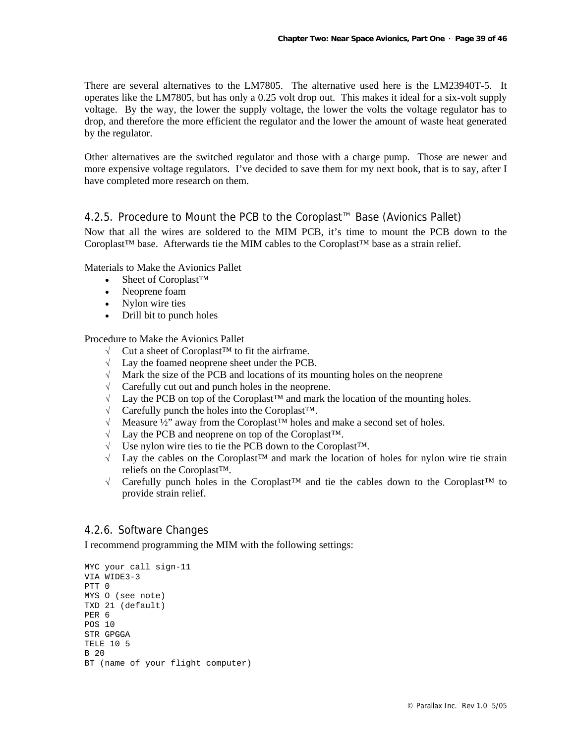There are several alternatives to the LM7805. The alternative used here is the LM23940T-5. It operates like the LM7805, but has only a 0.25 volt drop out. This makes it ideal for a six-volt supply voltage. By the way, the lower the supply voltage, the lower the volts the voltage regulator has to drop, and therefore the more efficient the regulator and the lower the amount of waste heat generated by the regulator.

Other alternatives are the switched regulator and those with a charge pump. Those are newer and more expensive voltage regulators. I've decided to save them for my next book, that is to say, after I have completed more research on them.

### 4.2.5. Procedure to Mount the PCB to the Coroplast™ Base (Avionics Pallet)

Now that all the wires are soldered to the MIM PCB, it's time to mount the PCB down to the Coroplast™ base. Afterwards tie the MIM cables to the Coroplast™ base as a strain relief.

Materials to Make the Avionics Pallet

- Sheet of Coroplast™
- Neoprene foam
- Nylon wire ties
- Drill bit to punch holes

Procedure to Make the Avionics Pallet

- √ Cut a sheet of Coroplast™ to fit the airframe.
- √ Lay the foamed neoprene sheet under the PCB.
- √ Mark the size of the PCB and locations of its mounting holes on the neoprene
- √ Carefully cut out and punch holes in the neoprene.
- √ Lay the PCB on top of the Coroplast™ and mark the location of the mounting holes.
- √ Carefully punch the holes into the Coroplast™.
- √ Measure ½" away from the Coroplast™ holes and make a second set of holes.
- √ Lay the PCB and neoprene on top of the Coroplast™.
- √ Use nylon wire ties to tie the PCB down to the Coroplast™.
- √ Lay the cables on the Coroplast™ and mark the location of holes for nylon wire tie strain reliefs on the Coroplast™.
- √ Carefully punch holes in the Coroplast™ and tie the cables down to the Coroplast™ to provide strain relief.

### 4.2.6. Software Changes

I recommend programming the MIM with the following settings:

```
MYC your call sign-11
VIA WIDE3-3
PTT 0
MYS O (see note)
TXD 21 (default)
PER 6
POS 10
STR GPGGA
TELE 10 5
B 20
BT (name of your flight computer)
```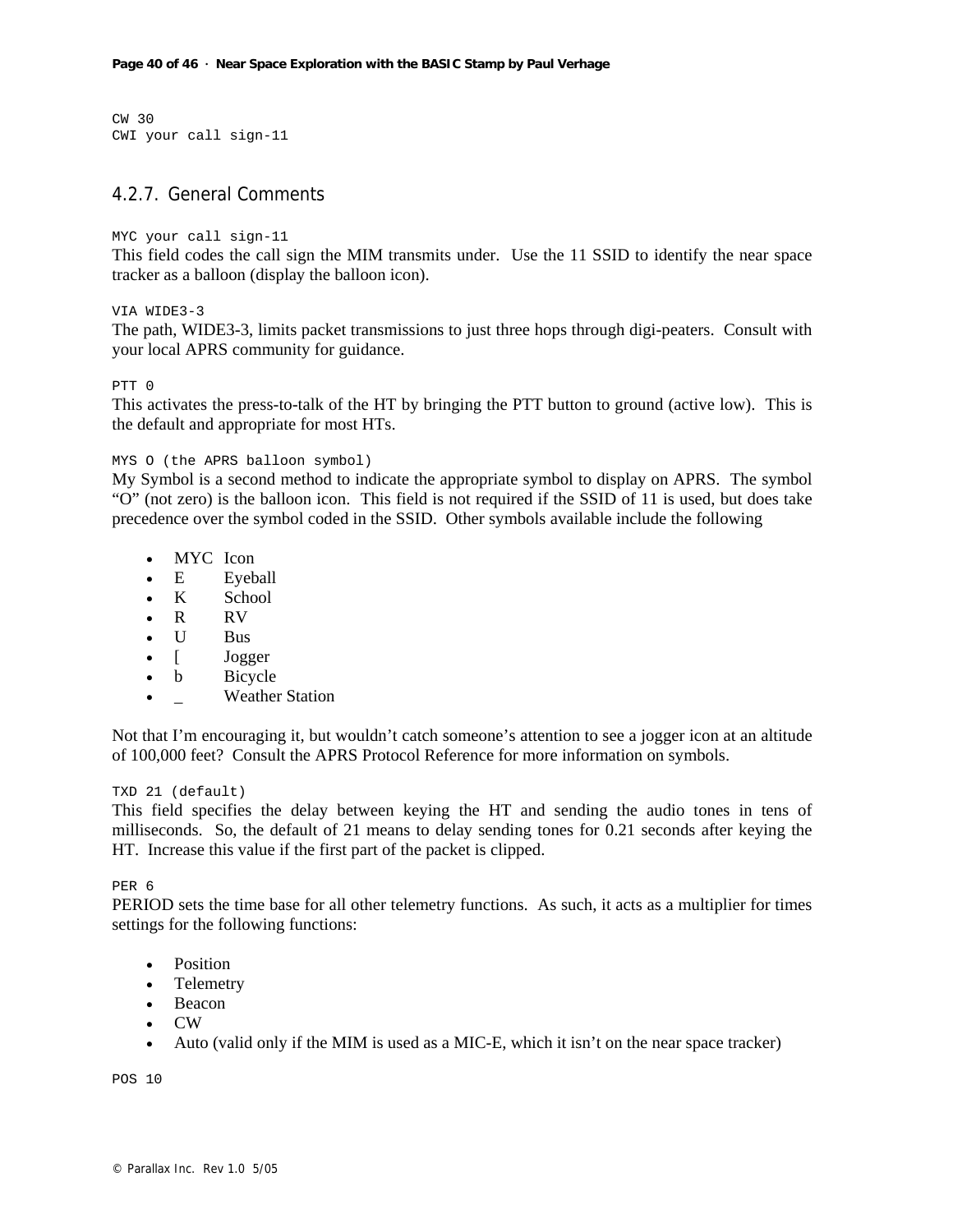```
CW 30
CWI your call sign-11
```

### 4.2.7. General Comments

```
MYC your call sign-11
```

This field codes the call sign the MIM transmits under. Use the 11 SSID to identify the near space tracker as a balloon (display the balloon icon).

```
VIA WIDE3-3
```

The path, WIDE3-3, limits packet transmissions to just three hops through digi-peaters. Consult with your local APRS community for guidance.

```
PTT 0
```

This activates the press-to-talk of the HT by bringing the PTT button to ground (active low). This is the default and appropriate for most HTs.

```
MYS O (the APRS balloon symbol)
```

My Symbol is a second method to indicate the appropriate symbol to display on APRS. The symbol "O" (not zero) is the balloon icon. This field is not required if the SSID of 11 is used, but does take precedence over the symbol coded in the SSID. Other symbols available include the following

- MYC Icon
- E Eyeball
- K School
- R RV
- U Bus
- [ Jogger
- b Bicycle
- _ Weather Station

Not that I'm encouraging it, but wouldn't catch someone's attention to see a jogger icon at an altitude of 100,000 feet? Consult the APRS Protocol Reference for more information on symbols.

```
TXD 21 (default)
```

This field specifies the delay between keying the HT and sending the audio tones in tens of milliseconds. So, the default of 21 means to delay sending tones for 0.21 seconds after keying the HT. Increase this value if the first part of the packet is clipped.

```
PER 6
```

PERIOD sets the time base for all other telemetry functions. As such, it acts as a multiplier for times settings for the following functions:

- Position
- Telemetry
- Beacon
- CW
- Auto (valid only if the MIM is used as a MIC-E, which it isn't on the near space tracker)

```
POS 10
```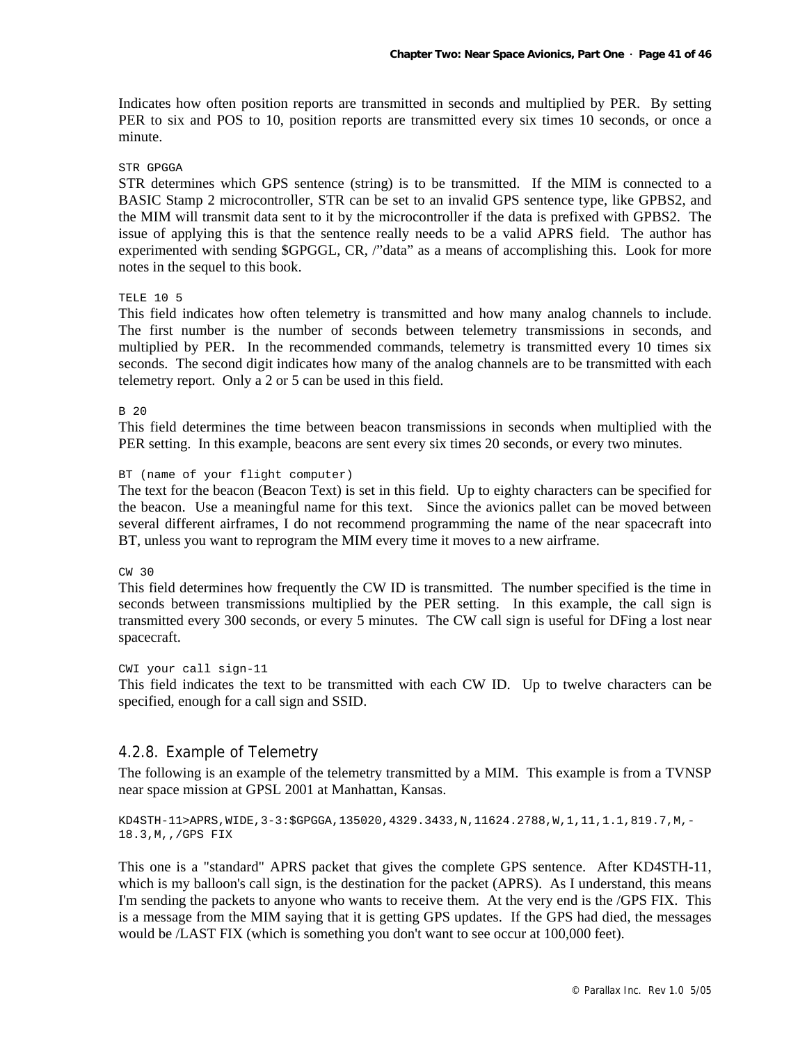Indicates how often position reports are transmitted in seconds and multiplied by PER. By setting PER to six and POS to 10, position reports are transmitted every six times 10 seconds, or once a minute.

```
STR GPGGA
```

STR determines which GPS sentence (string) is to be transmitted. If the MIM is connected to a BASIC Stamp 2 microcontroller, STR can be set to an invalid GPS sentence type, like GPBS2, and the MIM will transmit data sent to it by the microcontroller if the data is prefixed with GPBS2. The issue of applying this is that the sentence really needs to be a valid APRS field. The author has experimented with sending $GPGGL, CR, /"data" as a means of accomplishing this. Look for more notes in the sequel to this book.

```
TELE 10 5
```

This field indicates how often telemetry is transmitted and how many analog channels to include. The first number is the number of seconds between telemetry transmissions in seconds, and multiplied by PER. In the recommended commands, telemetry is transmitted every 10 times six seconds. The second digit indicates how many of the analog channels are to be transmitted with each telemetry report. Only a 2 or 5 can be used in this field.

```
B 20
```

This field determines the time between beacon transmissions in seconds when multiplied with the PER setting. In this example, beacons are sent every six times 20 seconds, or every two minutes.

```
BT (name of your flight computer)
```

The text for the beacon (Beacon Text) is set in this field. Up to eighty characters can be specified for the beacon. Use a meaningful name for this text. Since the avionics pallet can be moved between several different airframes, I do not recommend programming the name of the near spacecraft into BT, unless you want to reprogram the MIM every time it moves to a new airframe.

```
CW 30
```

This field determines how frequently the CW ID is transmitted. The number specified is the time in seconds between transmissions multiplied by the PER setting. In this example, the call sign is transmitted every 300 seconds, or every 5 minutes. The CW call sign is useful for DFing a lost near spacecraft.

```
CWI your call sign-11
```

This field indicates the text to be transmitted with each CW ID. Up to twelve characters can be specified, enough for a call sign and SSID.

### 4.2.8. Example of Telemetry

The following is an example of the telemetry transmitted by a MIM. This example is from a TVNSP near space mission at GPSL 2001 at Manhattan, Kansas.

```
KD4STH-11>APRS,WIDE,3-3:$GPGGA,135020,4329.3433,N,11624.2788,W,1,11,1.1,819.7,M,-
18.3,M,,/GPS FIX
```

This one is a "standard" APRS packet that gives the complete GPS sentence. After KD4STH-11, which is my balloon's call sign, is the destination for the packet (APRS). As I understand, this means I'm sending the packets to anyone who wants to receive them. At the very end is the /GPS FIX. This is a message from the MIM saying that it is getting GPS updates. If the GPS had died, the messages would be /LAST FIX (which is something you don't want to see occur at 100,000 feet).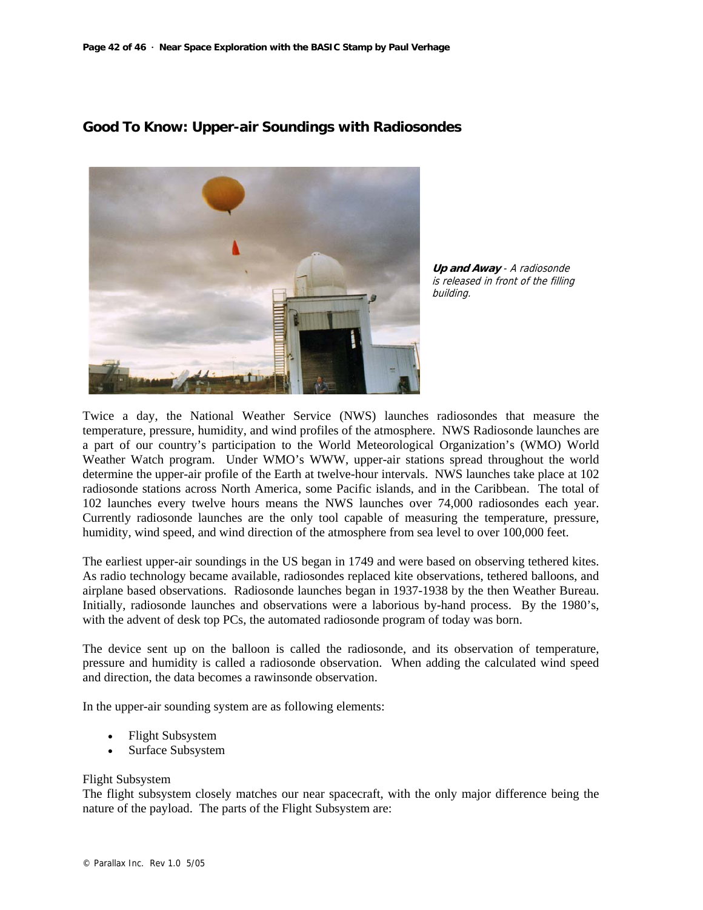## Good To Know: Upper-air Soundings with Radiosondes

***Up and Away*** *- A radiosonde is released in front of the filling building.*

Twice a day, the National Weather Service (NWS) launches radiosondes that measure the temperature, pressure, humidity, and wind profiles of the atmosphere. NWS Radiosonde launches are a part of our country's participation to the World Meteorological Organization's (WMO) World Weather Watch program. Under WMO's WWW, upper-air stations spread throughout the world determine the upper-air profile of the Earth at twelve-hour intervals. NWS launches take place at 102 radiosonde stations across North America, some Pacific islands, and in the Caribbean. The total of 102 launches every twelve hours means the NWS launches over 74,000 radiosondes each year. Currently radiosonde launches are the only tool capable of measuring the temperature, pressure, humidity, wind speed, and wind direction of the atmosphere from sea level to over 100,000 feet.

The earliest upper-air soundings in the US began in 1749 and were based on observing tethered kites. As radio technology became available, radiosondes replaced kite observations, tethered balloons, and airplane based observations. Radiosonde launches began in 1937-1938 by the then Weather Bureau. Initially, radiosonde launches and observations were a laborious by-hand process. By the 1980's, with the advent of desk top PCs, the automated radiosonde program of today was born.

The device sent up on the balloon is called the radiosonde, and its observation of temperature, pressure and humidity is called a radiosonde observation. When adding the calculated wind speed and direction, the data becomes a rawinsonde observation.

In the upper-air sounding system are as following elements:

- Flight Subsystem
- Surface Subsystem

Flight Subsystem
The flight subsystem closely matches our near spacecraft, with the only major difference being the nature of the payload. The parts of the Flight Subsystem are: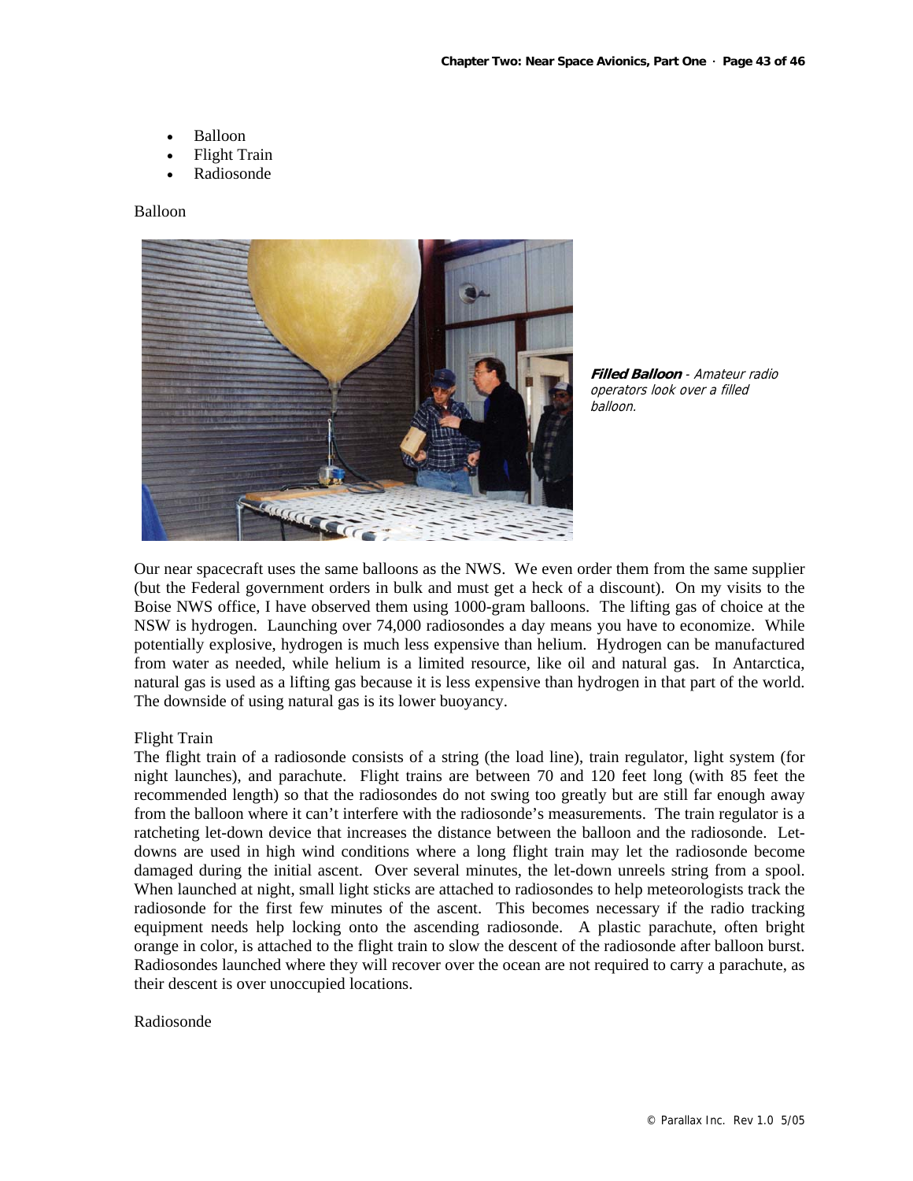- Balloon
- Flight Train
- Radiosonde

Balloon

***Filled Balloon*** *- Amateur radio operators look over a filled balloon.*

Our near spacecraft uses the same balloons as the NWS. We even order them from the same supplier (but the Federal government orders in bulk and must get a heck of a discount). On my visits to the Boise NWS office, I have observed them using 1000-gram balloons. The lifting gas of choice at the NSW is hydrogen. Launching over 74,000 radiosondes a day means you have to economize. While potentially explosive, hydrogen is much less expensive than helium. Hydrogen can be manufactured from water as needed, while helium is a limited resource, like oil and natural gas. In Antarctica, natural gas is used as a lifting gas because it is less expensive than hydrogen in that part of the world. The downside of using natural gas is its lower buoyancy.

Flight Train

The flight train of a radiosonde consists of a string (the load line), train regulator, light system (for night launches), and parachute. Flight trains are between 70 and 120 feet long (with 85 feet the recommended length) so that the radiosondes do not swing too greatly but are still far enough away from the balloon where it can't interfere with the radiosonde's measurements. The train regulator is a ratcheting let-down device that increases the distance between the balloon and the radiosonde. Let-downs are used in high wind conditions where a long flight train may let the radiosonde become damaged during the initial ascent. Over several minutes, the let-down unreels string from a spool. When launched at night, small light sticks are attached to radiosondes to help meteorologists track the radiosonde for the first few minutes of the ascent. This becomes necessary if the radio tracking equipment needs help locking onto the ascending radiosonde. A plastic parachute, often bright orange in color, is attached to the flight train to slow the descent of the radiosonde after balloon burst. Radiosondes launched where they will recover over the ocean are not required to carry a parachute, as their descent is over unoccupied locations.

Radiosonde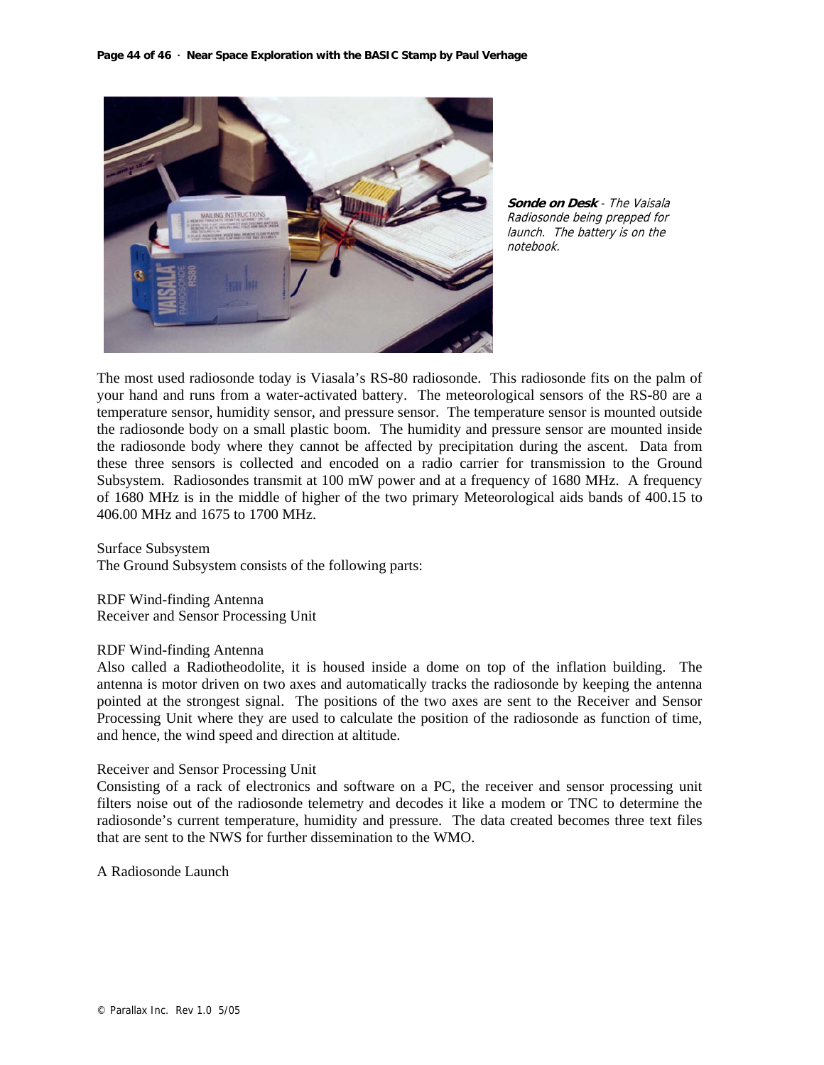**Sonde on Desk** - *The Vaisala Radiosonde being prepped for launch. The battery is on the notebook.*

The most used radiosonde today is Viasala's RS-80 radiosonde. This radiosonde fits on the palm of your hand and runs from a water-activated battery. The meteorological sensors of the RS-80 are a temperature sensor, humidity sensor, and pressure sensor. The temperature sensor is mounted outside the radiosonde body on a small plastic boom. The humidity and pressure sensor are mounted inside the radiosonde body where they cannot be affected by precipitation during the ascent. Data from these three sensors is collected and encoded on a radio carrier for transmission to the Ground Subsystem. Radiosondes transmit at 100 mW power and at a frequency of 1680 MHz. A frequency of 1680 MHz is in the middle of higher of the two primary Meteorological aids bands of 400.15 to 406.00 MHz and 1675 to 1700 MHz.

Surface Subsystem

The Ground Subsystem consists of the following parts:

RDF Wind-finding Antenna
Receiver and Sensor Processing Unit

RDF Wind-finding Antenna

Also called a Radiotheodolite, it is housed inside a dome on top of the inflation building. The antenna is motor driven on two axes and automatically tracks the radiosonde by keeping the antenna pointed at the strongest signal. The positions of the two axes are sent to the Receiver and Sensor Processing Unit where they are used to calculate the position of the radiosonde as function of time, and hence, the wind speed and direction at altitude.

Receiver and Sensor Processing Unit

Consisting of a rack of electronics and software on a PC, the receiver and sensor processing unit filters noise out of the radiosonde telemetry and decodes it like a modem or TNC to determine the radiosonde's current temperature, humidity and pressure. The data created becomes three text files that are sent to the NWS for further dissemination to the WMO.

A Radiosonde Launch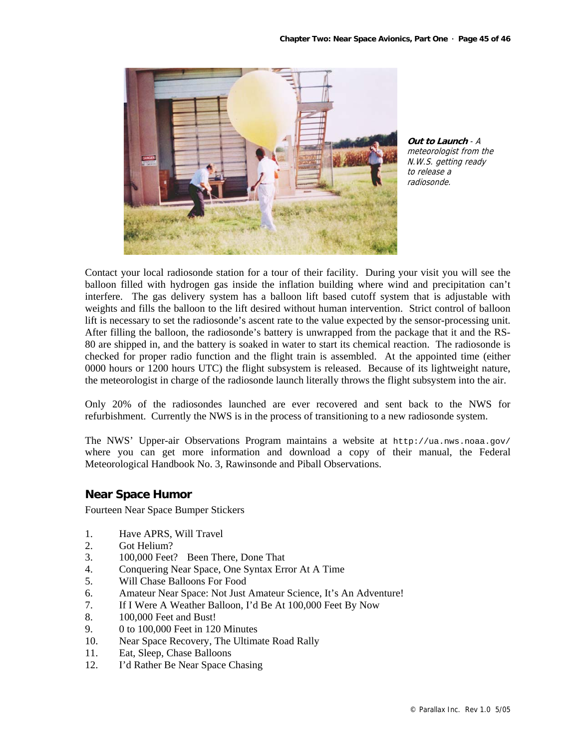**Out to Launch** - *A meteorologist from the N.W.S. getting ready to release a radiosonde.*

Contact your local radiosonde station for a tour of their facility. During your visit you will see the balloon filled with hydrogen gas inside the inflation building where wind and precipitation can't interfere. The gas delivery system has a balloon lift based cutoff system that is adjustable with weights and fills the balloon to the lift desired without human intervention. Strict control of balloon lift is necessary to set the radiosonde's ascent rate to the value expected by the sensor-processing unit. After filling the balloon, the radiosonde's battery is unwrapped from the package that it and the RS-80 are shipped in, and the battery is soaked in water to start its chemical reaction. The radiosonde is checked for proper radio function and the flight train is assembled. At the appointed time (either 0000 hours or 1200 hours UTC) the flight subsystem is released. Because of its lightweight nature, the meteorologist in charge of the radiosonde launch literally throws the flight subsystem into the air.

Only 20% of the radiosondes launched are ever recovered and sent back to the NWS for refurbishment. Currently the NWS is in the process of transitioning to a new radiosonde system.

The NWS' Upper-air Observations Program maintains a website at `http://ua.nws.noaa.gov/` where you can get more information and download a copy of their manual, the Federal Meteorological Handbook No. 3, Rawinsonde and Piball Observations.

## Near Space Humor

Fourteen Near Space Bumper Stickers

1. Have APRS, Will Travel
2. Got Helium?
3. 100,000 Feet? Been There, Done That
4. Conquering Near Space, One Syntax Error At A Time
5. Will Chase Balloons For Food
6. Amateur Near Space: Not Just Amateur Science, It's An Adventure!
7. If I Were A Weather Balloon, I'd Be At 100,000 Feet By Now
8. 100,000 Feet and Bust!
9. 0 to 100,000 Feet in 120 Minutes
10. Near Space Recovery, The Ultimate Road Rally
11. Eat, Sleep, Chase Balloons
12. I'd Rather Be Near Space Chasing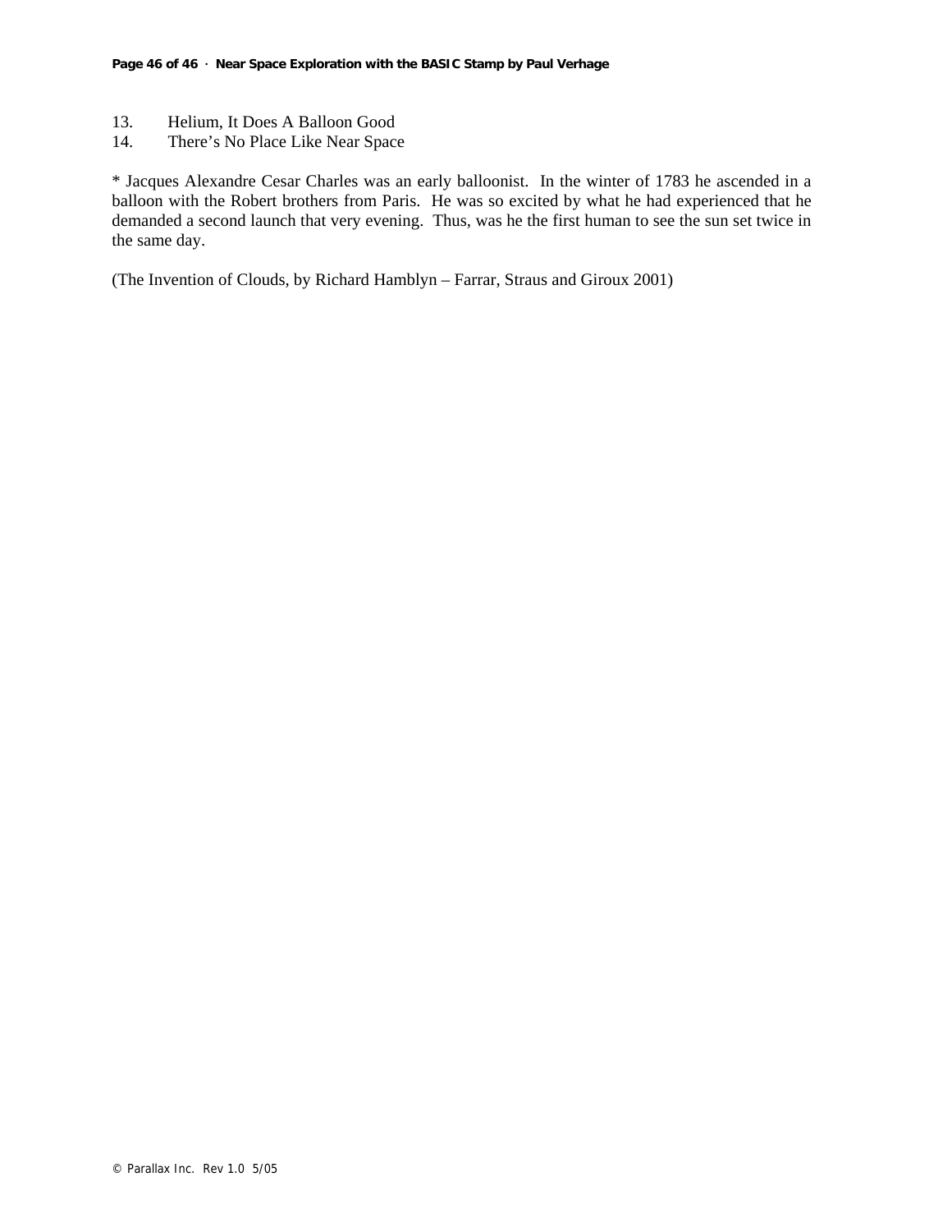13. Helium, It Does A Balloon Good
14. There's No Place Like Near Space

* Jacques Alexandre Cesar Charles was an early balloonist. In the winter of 1783 he ascended in a balloon with the Robert brothers from Paris. He was so excited by what he had experienced that he demanded a second launch that very evening. Thus, was he the first human to see the sun set twice in the same day.

(The Invention of Clouds, by Richard Hamblyn – Farrar, Straus and Giroux 2001)